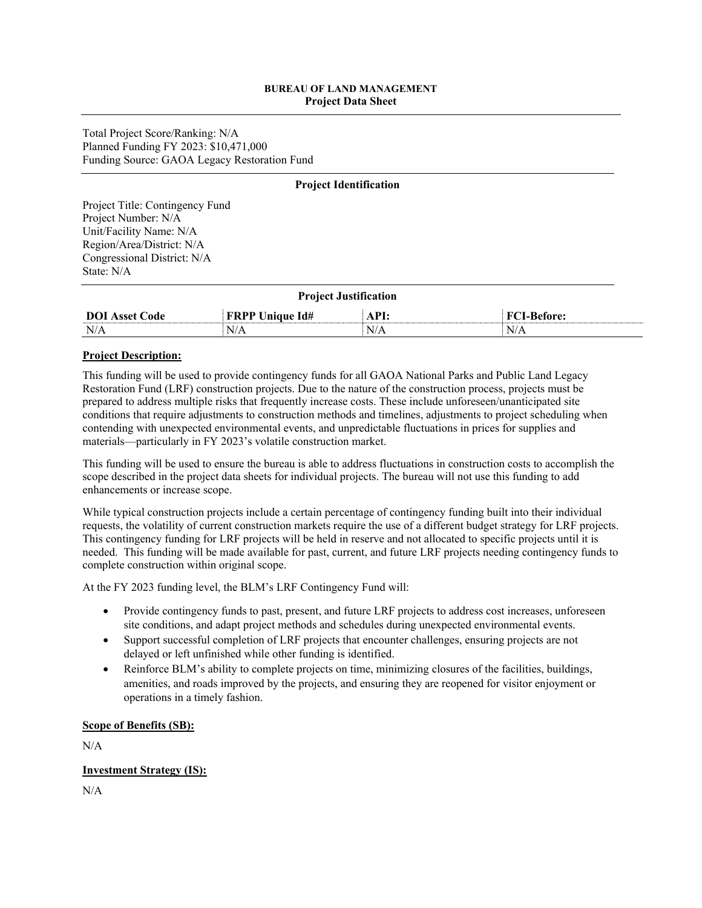**BUREAU OF LAND MANAGEMENT**
**Project Data Sheet**

Total Project Score/Ranking: N/A
Planned Funding FY 2023: $10,471,000
Funding Source: GAOA Legacy Restoration Fund

## Project Identification

Project Title: Contingency Fund
Project Number: N/A
Unit/Facility Name: N/A
Region/Area/District: N/A
Congressional District: N/A
State: N/A

## Project Justification

| DOI Asset Code | FRPP Unique Id# | API: | FCI-Before: |
|---|---|---|---|
| N/A | N/A | N/A | N/A |

### Project Description:

This funding will be used to provide contingency funds for all GAOA National Parks and Public Land Legacy Restoration Fund (LRF) construction projects. Due to the nature of the construction process, projects must be prepared to address multiple risks that frequently increase costs. These include unforeseen/unanticipated site conditions that require adjustments to construction methods and timelines, adjustments to project scheduling when contending with unexpected environmental events, and unpredictable fluctuations in prices for supplies and materials—particularly in FY 2023's volatile construction market.

This funding will be used to ensure the bureau is able to address fluctuations in construction costs to accomplish the scope described in the project data sheets for individual projects. The bureau will not use this funding to add enhancements or increase scope.

While typical construction projects include a certain percentage of contingency funding built into their individual requests, the volatility of current construction markets require the use of a different budget strategy for LRF projects. This contingency funding for LRF projects will be held in reserve and not allocated to specific projects until it is needed. This funding will be made available for past, current, and future LRF projects needing contingency funds to complete construction within original scope.

At the FY 2023 funding level, the BLM's LRF Contingency Fund will:

- Provide contingency funds to past, present, and future LRF projects to address cost increases, unforeseen site conditions, and adapt project methods and schedules during unexpected environmental events.
- Support successful completion of LRF projects that encounter challenges, ensuring projects are not delayed or left unfinished while other funding is identified.
- Reinforce BLM's ability to complete projects on time, minimizing closures of the facilities, buildings, amenities, and roads improved by the projects, and ensuring they are reopened for visitor enjoyment or operations in a timely fashion.

### Scope of Benefits (SB):

N/A

### Investment Strategy (IS):

N/A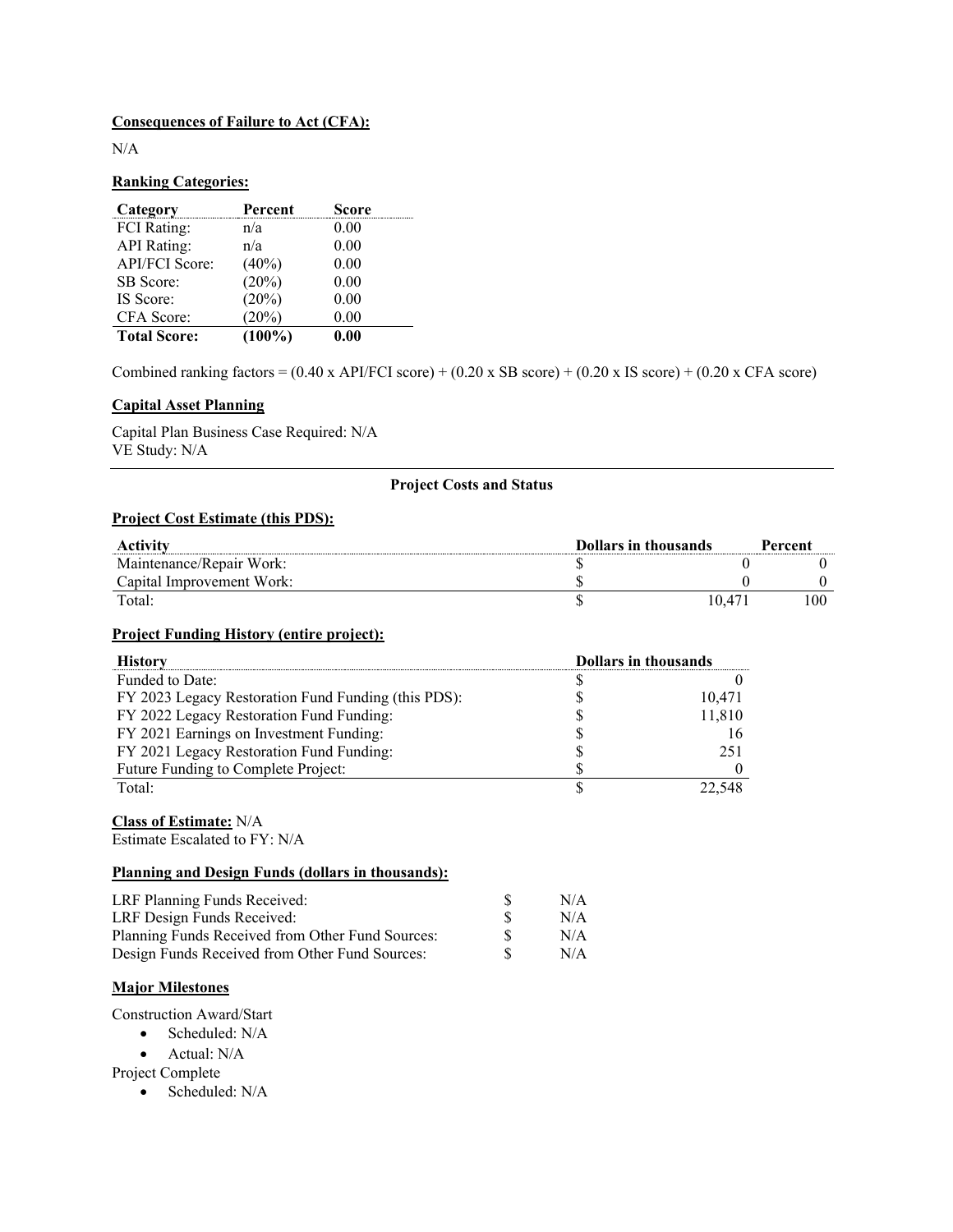**Consequences of Failure to Act (CFA):**

N/A

**Ranking Categories:**

| Category | Percent | Score |
|---|---|---|
| FCI Rating: | n/a | 0.00 |
| API Rating: | n/a | 0.00 |
| API/FCI Score: | (40%) | 0.00 |
| SB Score: | (20%) | 0.00 |
| IS Score: | (20%) | 0.00 |
| CFA Score: | (20%) | 0.00 |
| **Total Score:** | **(100%)** | **0.00** |

Combined ranking factors = (0.40 x API/FCI score) + (0.20 x SB score) + (0.20 x IS score) + (0.20 x CFA score)

**Capital Asset Planning**

Capital Plan Business Case Required: N/A
VE Study: N/A

---

**Project Costs and Status**

**Project Cost Estimate (this PDS):**

| Activity | Dollars in thousands | | Percent |
|---|---|---|---|
| Maintenance/Repair Work: | $ | 0 | 0 |
| Capital Improvement Work: | $ | 0 | 0 |
| Total: | $ | 10,471 | 100 |

**Project Funding History (entire project):**

| History | Dollars in thousands | |
|---|---|---|
| Funded to Date: | $ | 0 |
| FY 2023 Legacy Restoration Fund Funding (this PDS): | $ | 10,471 |
| FY 2022 Legacy Restoration Fund Funding: | $ | 11,810 |
| FY 2021 Earnings on Investment Funding: | $ | 16 |
| FY 2021 Legacy Restoration Fund Funding: | $ | 251 |
| Future Funding to Complete Project: | $ | 0 |
| Total: | $ | 22,548 |

**Class of Estimate:** N/A
Estimate Escalated to FY: N/A

**Planning and Design Funds (dollars in thousands):**

| | | |
|---|---|---|
| LRF Planning Funds Received: | $ | N/A |
| LRF Design Funds Received: | $ | N/A |
| Planning Funds Received from Other Fund Sources: | $ | N/A |
| Design Funds Received from Other Fund Sources: | $ | N/A |

**Major Milestones**

Construction Award/Start

- Scheduled: N/A
- Actual: N/A

Project Complete

- Scheduled: N/A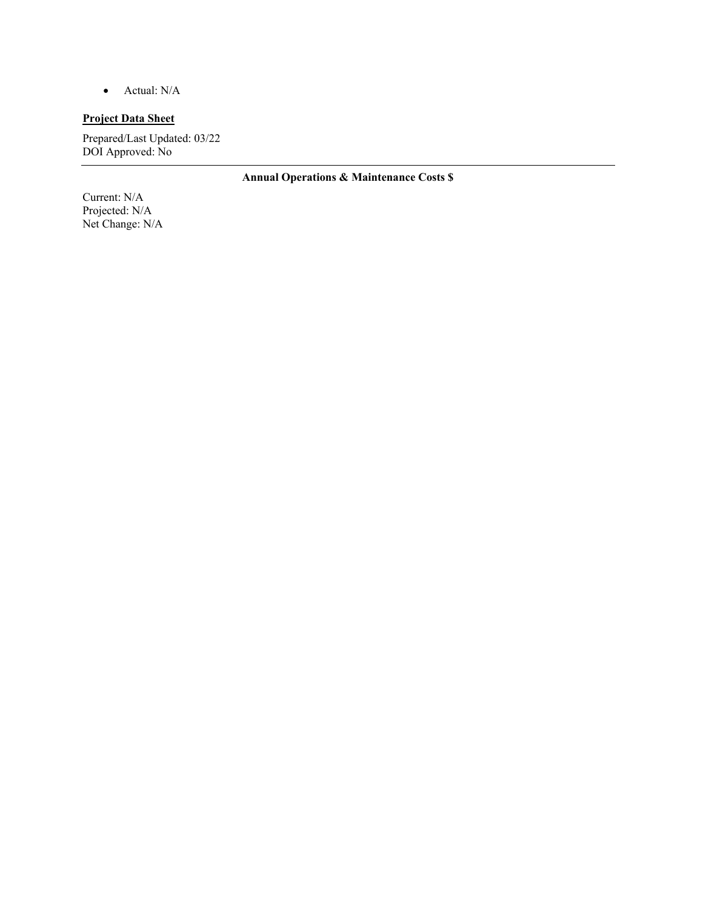- Actual: N/A

**Project Data Sheet**

Prepared/Last Updated: 03/22
DOI Approved: No

---

**Annual Operations & Maintenance Costs $**

Current: N/A
Projected: N/A
Net Change: N/A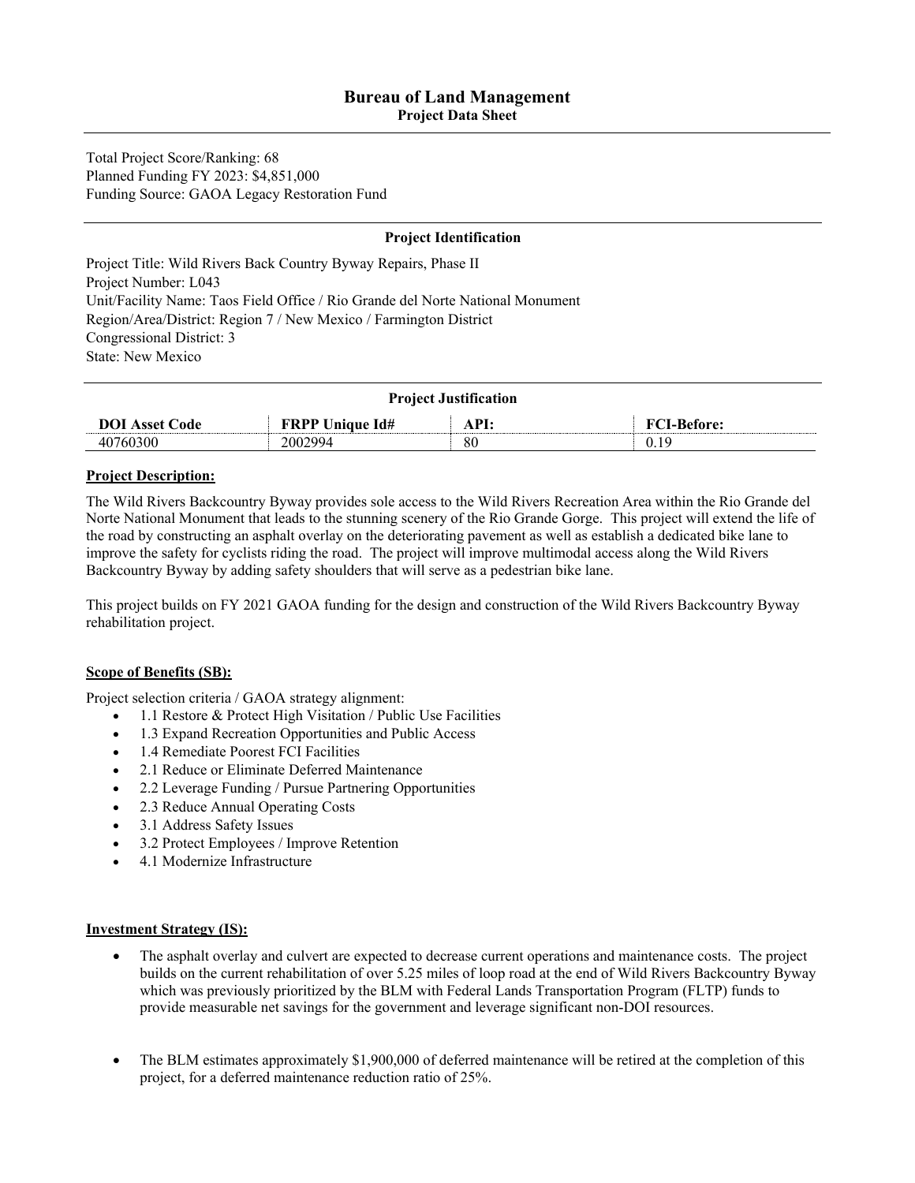# Bureau of Land Management

## Project Data Sheet

Total Project Score/Ranking: 68
Planned Funding FY 2023: $4,851,000
Funding Source: GAOA Legacy Restoration Fund

### Project Identification

Project Title: Wild Rivers Back Country Byway Repairs, Phase II
Project Number: L043
Unit/Facility Name: Taos Field Office / Rio Grande del Norte National Monument
Region/Area/District: Region 7 / New Mexico / Farmington District
Congressional District: 3
State: New Mexico

### Project Justification

| DOI Asset Code | FRPP Unique Id# | API: | FCI-Before: |
| --- | --- | --- | --- |
| 40760300 | 2002994 | 80 | 0.19 |

**Project Description:**

The Wild Rivers Backcountry Byway provides sole access to the Wild Rivers Recreation Area within the Rio Grande del Norte National Monument that leads to the stunning scenery of the Rio Grande Gorge. This project will extend the life of the road by constructing an asphalt overlay on the deteriorating pavement as well as establish a dedicated bike lane to improve the safety for cyclists riding the road. The project will improve multimodal access along the Wild Rivers Backcountry Byway by adding safety shoulders that will serve as a pedestrian bike lane.

This project builds on FY 2021 GAOA funding for the design and construction of the Wild Rivers Backcountry Byway rehabilitation project.

**Scope of Benefits (SB):**

Project selection criteria / GAOA strategy alignment:

- 1.1 Restore & Protect High Visitation / Public Use Facilities
- 1.3 Expand Recreation Opportunities and Public Access
- 1.4 Remediate Poorest FCI Facilities
- 2.1 Reduce or Eliminate Deferred Maintenance
- 2.2 Leverage Funding / Pursue Partnering Opportunities
- 2.3 Reduce Annual Operating Costs
- 3.1 Address Safety Issues
- 3.2 Protect Employees / Improve Retention
- 4.1 Modernize Infrastructure

**Investment Strategy (IS):**

- The asphalt overlay and culvert are expected to decrease current operations and maintenance costs. The project builds on the current rehabilitation of over 5.25 miles of loop road at the end of Wild Rivers Backcountry Byway which was previously prioritized by the BLM with Federal Lands Transportation Program (FLTP) funds to provide measurable net savings for the government and leverage significant non-DOI resources.

- The BLM estimates approximately $1,900,000 of deferred maintenance will be retired at the completion of this project, for a deferred maintenance reduction ratio of 25%.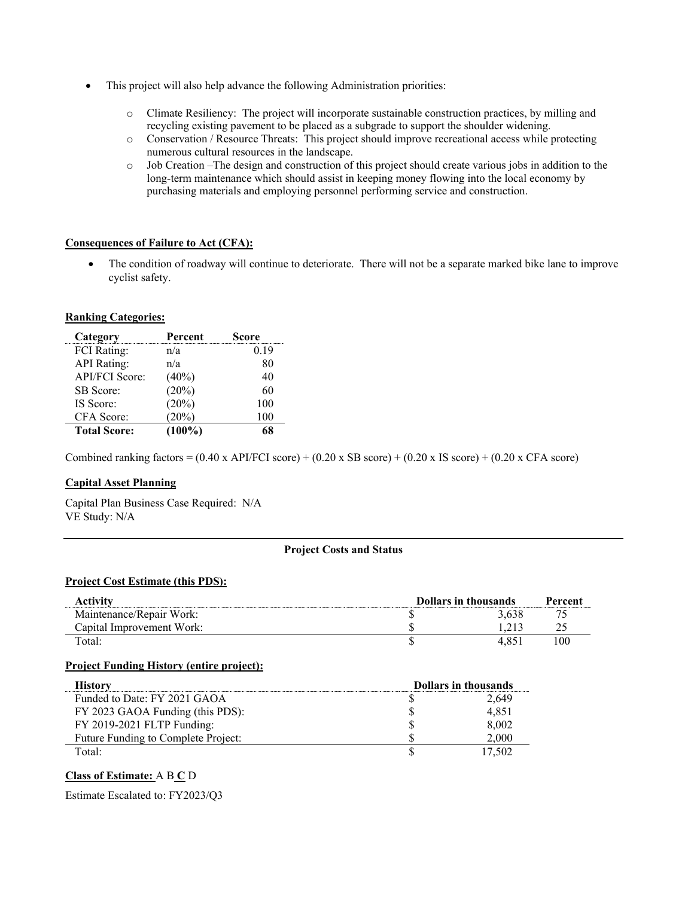- This project will also help advance the following Administration priorities:
  - Climate Resiliency: The project will incorporate sustainable construction practices, by milling and recycling existing pavement to be placed as a subgrade to support the shoulder widening.
  - Conservation / Resource Threats: This project should improve recreational access while protecting numerous cultural resources in the landscape.
  - Job Creation –The design and construction of this project should create various jobs in addition to the long-term maintenance which should assist in keeping money flowing into the local economy by purchasing materials and employing personnel performing service and construction.

**Consequences of Failure to Act (CFA):**

- The condition of roadway will continue to deteriorate. There will not be a separate marked bike lane to improve cyclist safety.

**Ranking Categories:**

| Category | Percent | Score |
|---|---|---|
| FCI Rating: | n/a | 0.19 |
| API Rating: | n/a | 80 |
| API/FCI Score: | (40%) | 40 |
| SB Score: | (20%) | 60 |
| IS Score: | (20%) | 100 |
| CFA Score: | (20%) | 100 |
| **Total Score:** | **(100%)** | **68** |

Combined ranking factors = (0.40 x API/FCI score) + (0.20 x SB score) + (0.20 x IS score) + (0.20 x CFA score)

**Capital Asset Planning**

Capital Plan Business Case Required: N/A
VE Study: N/A

**Project Costs and Status**

**Project Cost Estimate (this PDS):**

| Activity | Dollars in thousands | | Percent |
|---|---|---|---|
| Maintenance/Repair Work: | $ | 3,638 | 75 |
| Capital Improvement Work: | $ | 1,213 | 25 |
| Total: | $ | 4,851 | 100 |

**Project Funding History (entire project):**

| History | Dollars in thousands | |
|---|---|---|
| Funded to Date: FY 2021 GAOA | $ | 2,649 |
| FY 2023 GAOA Funding (this PDS): | $ | 4,851 |
| FY 2019-2021 FLTP Funding: | $ | 8,002 |
| Future Funding to Complete Project: | $ | 2,000 |
| Total: | $ | 17,502 |

**Class of Estimate:** A B **C** D

Estimate Escalated to: FY2023/Q3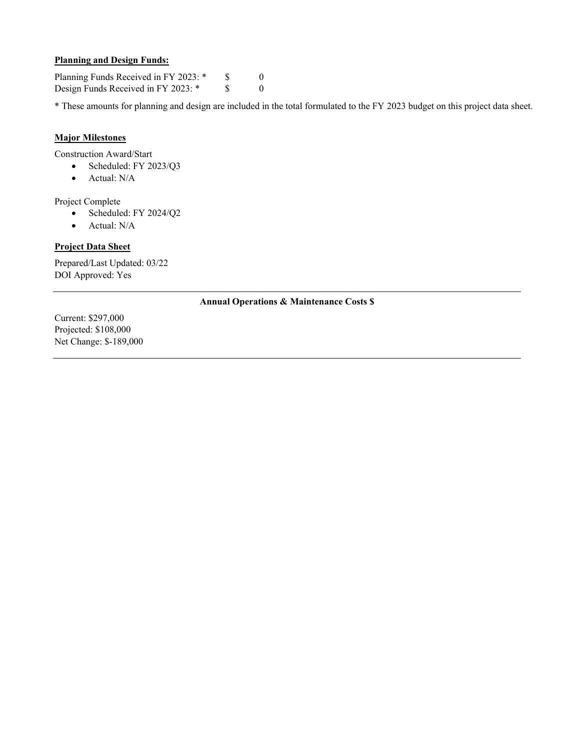**Planning and Design Funds:**

Planning Funds Received in FY 2023: * $ 0
Design Funds Received in FY 2023: * $ 0

* These amounts for planning and design are included in the total formulated to the FY 2023 budget on this project data sheet.

**Major Milestones**

Construction Award/Start

- Scheduled: FY 2023/Q3
- Actual: N/A

Project Complete

- Scheduled: FY 2024/Q2
- Actual: N/A

**Project Data Sheet**

Prepared/Last Updated: 03/22
DOI Approved: Yes

---

**Annual Operations & Maintenance Costs $**

Current: $297,000
Projected: $108,000
Net Change: $-189,000

---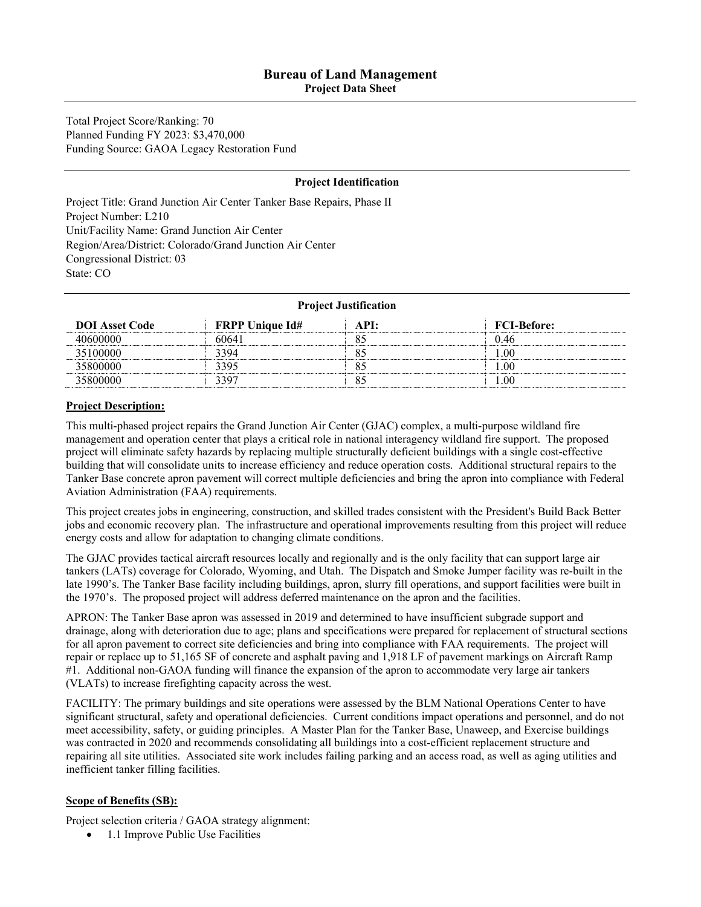# Bureau of Land Management
## Project Data Sheet

Total Project Score/Ranking: 70
Planned Funding FY 2023: $3,470,000
Funding Source: GAOA Legacy Restoration Fund

### Project Identification

Project Title: Grand Junction Air Center Tanker Base Repairs, Phase II
Project Number: L210
Unit/Facility Name: Grand Junction Air Center
Region/Area/District: Colorado/Grand Junction Air Center
Congressional District: 03
State: CO

### Project Justification

| DOI Asset Code | FRPP Unique Id# | API: | FCI-Before: |
|---|---|---|---|
| 40600000 | 60641 | 85 | 0.46 |
| 35100000 | 3394 | 85 | 1.00 |
| 35800000 | 3395 | 85 | 1.00 |
| 35800000 | 3397 | 85 | 1.00 |

**Project Description:**

This multi-phased project repairs the Grand Junction Air Center (GJAC) complex, a multi-purpose wildland fire management and operation center that plays a critical role in national interagency wildland fire support. The proposed project will eliminate safety hazards by replacing multiple structurally deficient buildings with a single cost-effective building that will consolidate units to increase efficiency and reduce operation costs. Additional structural repairs to the Tanker Base concrete apron pavement will correct multiple deficiencies and bring the apron into compliance with Federal Aviation Administration (FAA) requirements.

This project creates jobs in engineering, construction, and skilled trades consistent with the President's Build Back Better jobs and economic recovery plan. The infrastructure and operational improvements resulting from this project will reduce energy costs and allow for adaptation to changing climate conditions.

The GJAC provides tactical aircraft resources locally and regionally and is the only facility that can support large air tankers (LATs) coverage for Colorado, Wyoming, and Utah. The Dispatch and Smoke Jumper facility was re-built in the late 1990's. The Tanker Base facility including buildings, apron, slurry fill operations, and support facilities were built in the 1970's. The proposed project will address deferred maintenance on the apron and the facilities.

APRON: The Tanker Base apron was assessed in 2019 and determined to have insufficient subgrade support and drainage, along with deterioration due to age; plans and specifications were prepared for replacement of structural sections for all apron pavement to correct site deficiencies and bring into compliance with FAA requirements. The project will repair or replace up to 51,165 SF of concrete and asphalt paving and 1,918 LF of pavement markings on Aircraft Ramp #1. Additional non-GAOA funding will finance the expansion of the apron to accommodate very large air tankers (VLATs) to increase firefighting capacity across the west.

FACILITY: The primary buildings and site operations were assessed by the BLM National Operations Center to have significant structural, safety and operational deficiencies. Current conditions impact operations and personnel, and do not meet accessibility, safety, or guiding principles. A Master Plan for the Tanker Base, Unaweep, and Exercise buildings was contracted in 2020 and recommends consolidating all buildings into a cost-efficient replacement structure and repairing all site utilities. Associated site work includes failing parking and an access road, as well as aging utilities and inefficient tanker filling facilities.

**Scope of Benefits (SB):**

Project selection criteria / GAOA strategy alignment:

- 1.1 Improve Public Use Facilities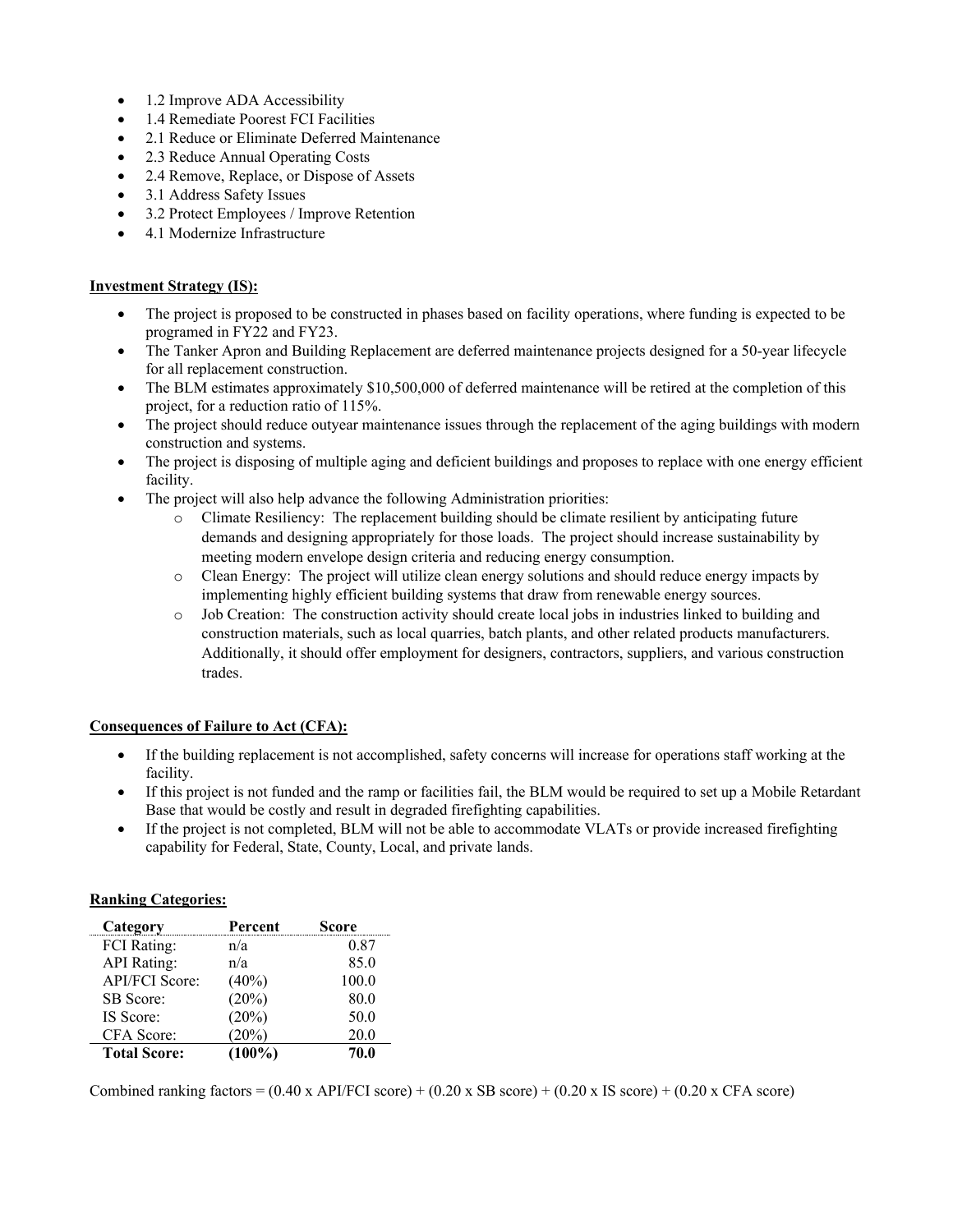- 1.2 Improve ADA Accessibility
- 1.4 Remediate Poorest FCI Facilities
- 2.1 Reduce or Eliminate Deferred Maintenance
- 2.3 Reduce Annual Operating Costs
- 2.4 Remove, Replace, or Dispose of Assets
- 3.1 Address Safety Issues
- 3.2 Protect Employees / Improve Retention
- 4.1 Modernize Infrastructure

**Investment Strategy (IS):**

- The project is proposed to be constructed in phases based on facility operations, where funding is expected to be programed in FY22 and FY23.
- The Tanker Apron and Building Replacement are deferred maintenance projects designed for a 50-year lifecycle for all replacement construction.
- The BLM estimates approximately $10,500,000 of deferred maintenance will be retired at the completion of this project, for a reduction ratio of 115%.
- The project should reduce outyear maintenance issues through the replacement of the aging buildings with modern construction and systems.
- The project is disposing of multiple aging and deficient buildings and proposes to replace with one energy efficient facility.
- The project will also help advance the following Administration priorities:
    - Climate Resiliency: The replacement building should be climate resilient by anticipating future demands and designing appropriately for those loads. The project should increase sustainability by meeting modern envelope design criteria and reducing energy consumption.
    - Clean Energy: The project will utilize clean energy solutions and should reduce energy impacts by implementing highly efficient building systems that draw from renewable energy sources.
    - Job Creation: The construction activity should create local jobs in industries linked to building and construction materials, such as local quarries, batch plants, and other related products manufacturers. Additionally, it should offer employment for designers, contractors, suppliers, and various construction trades.

**Consequences of Failure to Act (CFA):**

- If the building replacement is not accomplished, safety concerns will increase for operations staff working at the facility.
- If this project is not funded and the ramp or facilities fail, the BLM would be required to set up a Mobile Retardant Base that would be costly and result in degraded firefighting capabilities.
- If the project is not completed, BLM will not be able to accommodate VLATs or provide increased firefighting capability for Federal, State, County, Local, and private lands.

**Ranking Categories:**

| Category | Percent | Score |
|---|---|---|
| FCI Rating: | n/a | 0.87 |
| API Rating: | n/a | 85.0 |
| API/FCI Score: | (40%) | 100.0 |
| SB Score: | (20%) | 80.0 |
| IS Score: | (20%) | 50.0 |
| CFA Score: | (20%) | 20.0 |
| **Total Score:** | **(100%)** | **70.0** |

Combined ranking factors = (0.40 x API/FCI score) + (0.20 x SB score) + (0.20 x IS score) + (0.20 x CFA score)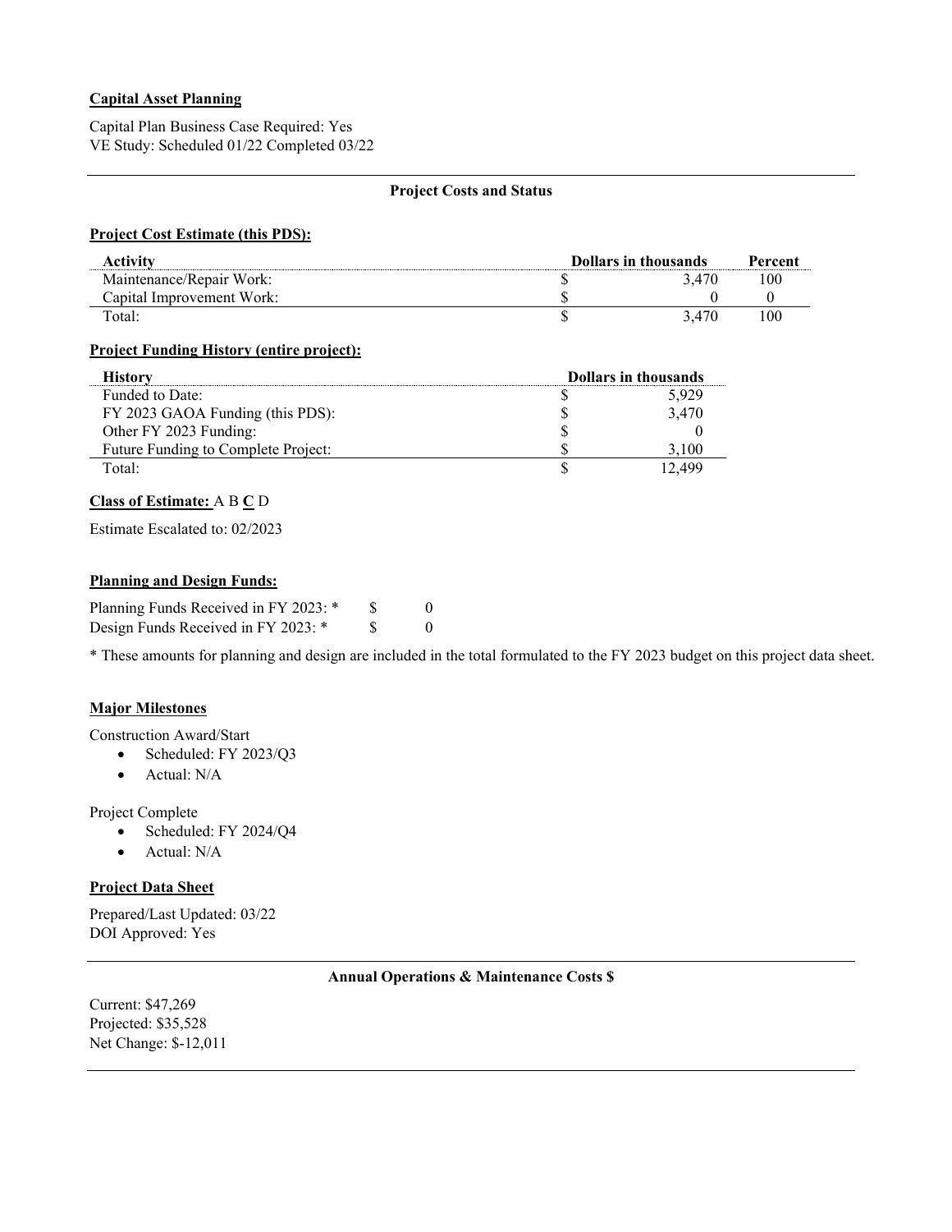**Capital Asset Planning**

Capital Plan Business Case Required: Yes
VE Study: Scheduled 01/22 Completed 03/22

---

**Project Costs and Status**

**Project Cost Estimate (this PDS):**

| Activity | Dollars in thousands | | Percent |
|---|---|---|---|
| Maintenance/Repair Work: | $ | 3,470 | 100 |
| Capital Improvement Work: | $ | 0 | 0 |
| Total: | $ | 3,470 | 100 |

**Project Funding History (entire project):**

| History | Dollars in thousands | |
|---|---|---|
| Funded to Date: | $ | 5,929 |
| FY 2023 GAOA Funding (this PDS): | $ | 3,470 |
| Other FY 2023 Funding: | $ | 0 |
| Future Funding to Complete Project: | $ | 3,100 |
| Total: | $ | 12,499 |

**Class of Estimate:** A B **C** D

Estimate Escalated to: 02/2023

**Planning and Design Funds:**

Planning Funds Received in FY 2023: * $ 0
Design Funds Received in FY 2023: * $ 0

* These amounts for planning and design are included in the total formulated to the FY 2023 budget on this project data sheet.

**Major Milestones**

Construction Award/Start

- Scheduled: FY 2023/Q3
- Actual: N/A

Project Complete

- Scheduled: FY 2024/Q4
- Actual: N/A

**Project Data Sheet**

Prepared/Last Updated: 03/22
DOI Approved: Yes

---

**Annual Operations & Maintenance Costs $**

Current: $47,269
Projected: $35,528
Net Change: $-12,011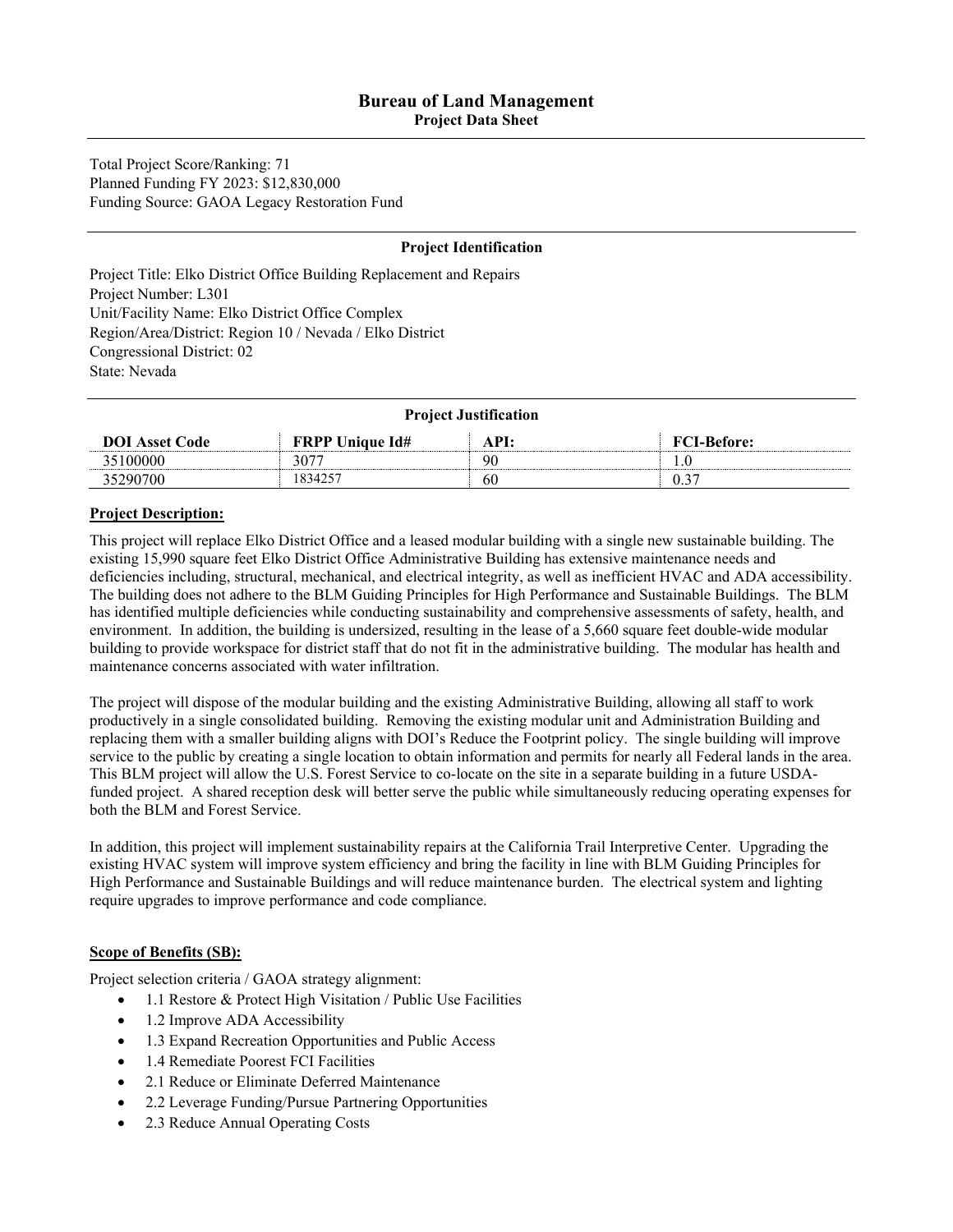# Bureau of Land Management

**Project Data Sheet**

Total Project Score/Ranking: 71
Planned Funding FY 2023: $12,830,000
Funding Source: GAOA Legacy Restoration Fund

## Project Identification

Project Title: Elko District Office Building Replacement and Repairs
Project Number: L301
Unit/Facility Name: Elko District Office Complex
Region/Area/District: Region 10 / Nevada / Elko District
Congressional District: 02
State: Nevada

## Project Justification

| DOI Asset Code | FRPP Unique Id# | API: | FCI-Before: |
|---|---|---|---|
| 35100000 | 3077 | 90 | 1.0 |
| 35290700 | 1834257 | 60 | 0.37 |

**Project Description:**

This project will replace Elko District Office and a leased modular building with a single new sustainable building. The existing 15,990 square feet Elko District Office Administrative Building has extensive maintenance needs and deficiencies including, structural, mechanical, and electrical integrity, as well as inefficient HVAC and ADA accessibility. The building does not adhere to the BLM Guiding Principles for High Performance and Sustainable Buildings. The BLM has identified multiple deficiencies while conducting sustainability and comprehensive assessments of safety, health, and environment. In addition, the building is undersized, resulting in the lease of a 5,660 square feet double-wide modular building to provide workspace for district staff that do not fit in the administrative building. The modular has health and maintenance concerns associated with water infiltration.

The project will dispose of the modular building and the existing Administrative Building, allowing all staff to work productively in a single consolidated building. Removing the existing modular unit and Administration Building and replacing them with a smaller building aligns with DOI's Reduce the Footprint policy. The single building will improve service to the public by creating a single location to obtain information and permits for nearly all Federal lands in the area. This BLM project will allow the U.S. Forest Service to co-locate on the site in a separate building in a future USDA-funded project. A shared reception desk will better serve the public while simultaneously reducing operating expenses for both the BLM and Forest Service.

In addition, this project will implement sustainability repairs at the California Trail Interpretive Center. Upgrading the existing HVAC system will improve system efficiency and bring the facility in line with BLM Guiding Principles for High Performance and Sustainable Buildings and will reduce maintenance burden. The electrical system and lighting require upgrades to improve performance and code compliance.

**Scope of Benefits (SB):**

Project selection criteria / GAOA strategy alignment:

- 1.1 Restore & Protect High Visitation / Public Use Facilities
- 1.2 Improve ADA Accessibility
- 1.3 Expand Recreation Opportunities and Public Access
- 1.4 Remediate Poorest FCI Facilities
- 2.1 Reduce or Eliminate Deferred Maintenance
- 2.2 Leverage Funding/Pursue Partnering Opportunities
- 2.3 Reduce Annual Operating Costs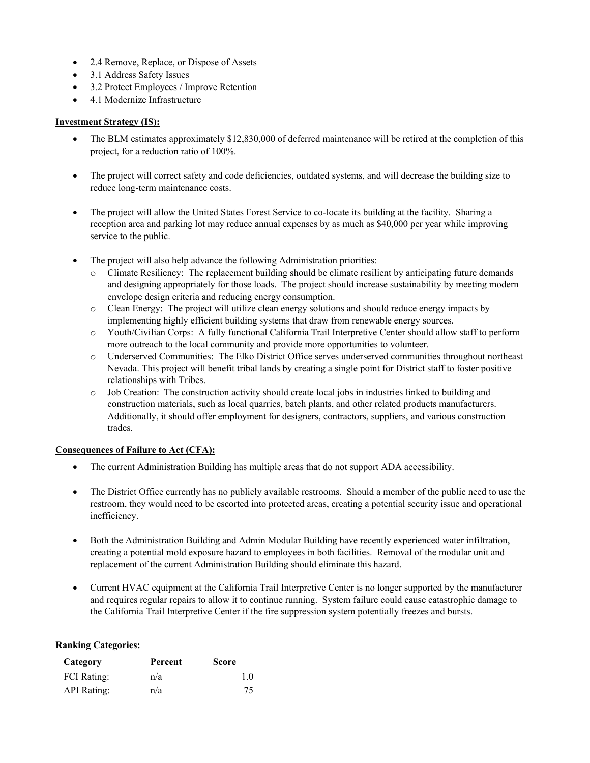- 2.4 Remove, Replace, or Dispose of Assets
- 3.1 Address Safety Issues
- 3.2 Protect Employees / Improve Retention
- 4.1 Modernize Infrastructure

**Investment Strategy (IS):**

- The BLM estimates approximately $12,830,000 of deferred maintenance will be retired at the completion of this project, for a reduction ratio of 100%.
- The project will correct safety and code deficiencies, outdated systems, and will decrease the building size to reduce long-term maintenance costs.
- The project will allow the United States Forest Service to co-locate its building at the facility. Sharing a reception area and parking lot may reduce annual expenses by as much as $40,000 per year while improving service to the public.
- The project will also help advance the following Administration priorities:
  - Climate Resiliency: The replacement building should be climate resilient by anticipating future demands and designing appropriately for those loads. The project should increase sustainability by meeting modern envelope design criteria and reducing energy consumption.
  - Clean Energy: The project will utilize clean energy solutions and should reduce energy impacts by implementing highly efficient building systems that draw from renewable energy sources.
  - Youth/Civilian Corps: A fully functional California Trail Interpretive Center should allow staff to perform more outreach to the local community and provide more opportunities to volunteer.
  - Underserved Communities: The Elko District Office serves underserved communities throughout northeast Nevada. This project will benefit tribal lands by creating a single point for District staff to foster positive relationships with Tribes.
  - Job Creation: The construction activity should create local jobs in industries linked to building and construction materials, such as local quarries, batch plants, and other related products manufacturers. Additionally, it should offer employment for designers, contractors, suppliers, and various construction trades.

**Consequences of Failure to Act (CFA):**

- The current Administration Building has multiple areas that do not support ADA accessibility.
- The District Office currently has no publicly available restrooms. Should a member of the public need to use the restroom, they would need to be escorted into protected areas, creating a potential security issue and operational inefficiency.
- Both the Administration Building and Admin Modular Building have recently experienced water infiltration, creating a potential mold exposure hazard to employees in both facilities. Removal of the modular unit and replacement of the current Administration Building should eliminate this hazard.
- Current HVAC equipment at the California Trail Interpretive Center is no longer supported by the manufacturer and requires regular repairs to allow it to continue running. System failure could cause catastrophic damage to the California Trail Interpretive Center if the fire suppression system potentially freezes and bursts.

**Ranking Categories:**

| Category | Percent | Score |
|---|---|---|
| FCI Rating: | n/a | 1.0 |
| API Rating: | n/a | 75 |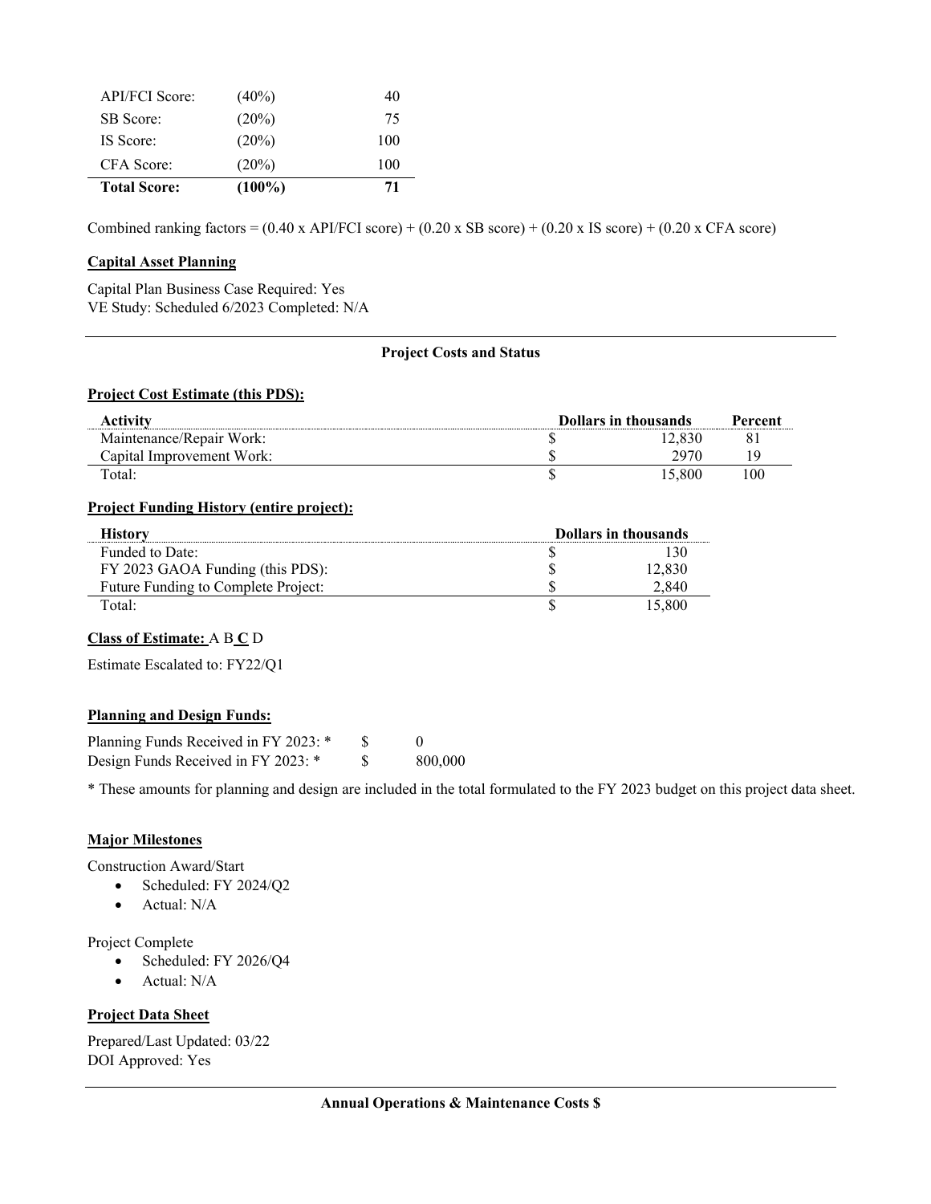| | | |
|---|---|---|
| API/FCI Score: | (40%) | 40 |
| SB Score: | (20%) | 75 |
| IS Score: | (20%) | 100 |
| CFA Score: | (20%) | 100 |
| **Total Score:** | **(100%)** | **71** |

Combined ranking factors = (0.40 x API/FCI score) + (0.20 x SB score) + (0.20 x IS score) + (0.20 x CFA score)

**Capital Asset Planning**

Capital Plan Business Case Required: Yes
VE Study: Scheduled 6/2023 Completed: N/A

---

**Project Costs and Status**

**Project Cost Estimate (this PDS):**

| Activity | | Dollars in thousands | Percent |
|---|---|---|---|
| Maintenance/Repair Work: | $ | 12,830 | 81 |
| Capital Improvement Work: | $ | 2970 | 19 |
| Total: | $ | 15,800 | 100 |

**Project Funding History (entire project):**

| History | | Dollars in thousands |
|---|---|---|
| Funded to Date: | $ | 130 |
| FY 2023 GAOA Funding (this PDS): | $ | 12,830 |
| Future Funding to Complete Project: | $ | 2,840 |
| Total: | $ | 15,800 |

**Class of Estimate:** A B **C** D

Estimate Escalated to: FY22/Q1

**Planning and Design Funds:**

Planning Funds Received in FY 2023: * $ 0
Design Funds Received in FY 2023: * $ 800,000

* These amounts for planning and design are included in the total formulated to the FY 2023 budget on this project data sheet.

**Major Milestones**

Construction Award/Start

- Scheduled: FY 2024/Q2
- Actual: N/A

Project Complete

- Scheduled: FY 2026/Q4
- Actual: N/A

**Project Data Sheet**

Prepared/Last Updated: 03/22
DOI Approved: Yes

---

**Annual Operations & Maintenance Costs $**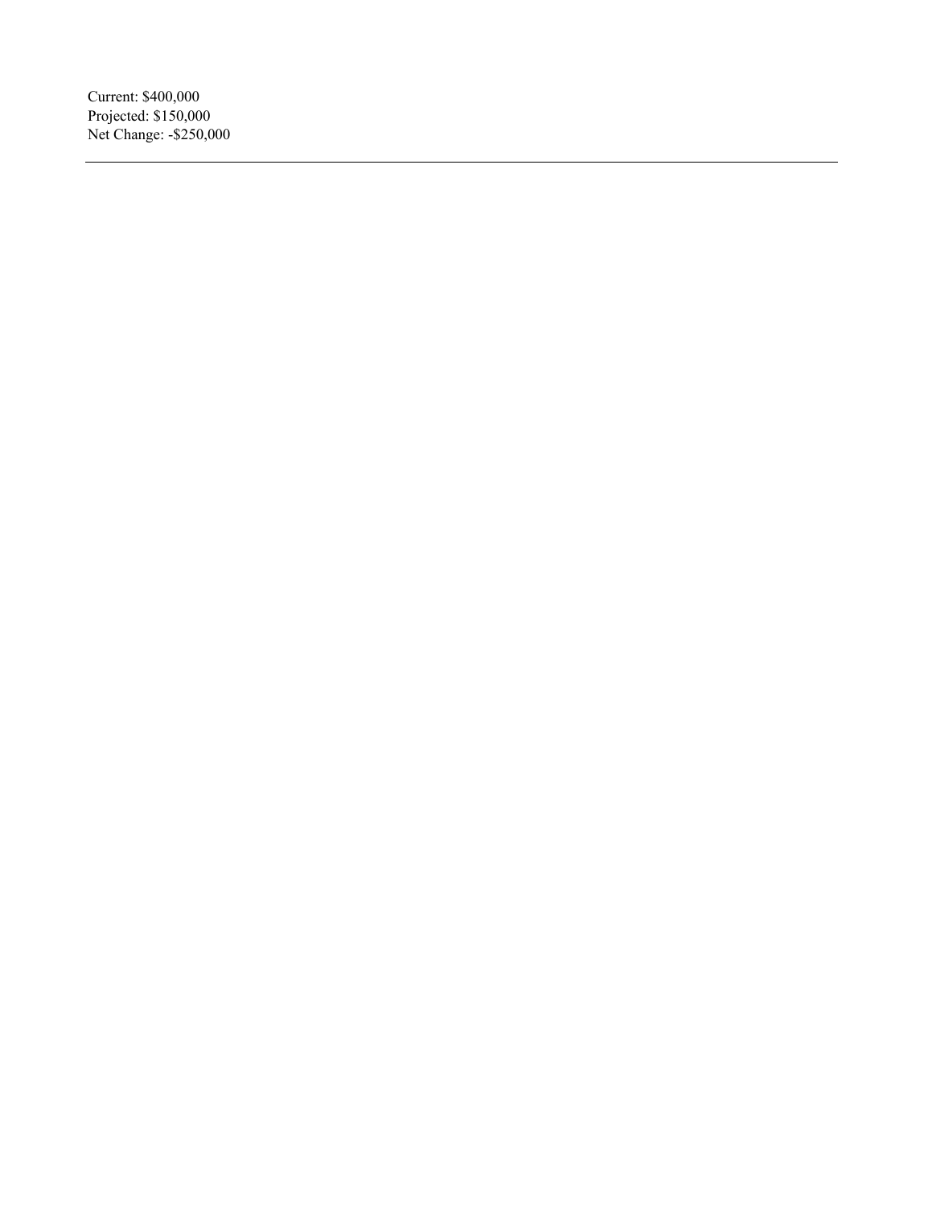Current: $400,000
Projected: $150,000
Net Change: -$250,000

---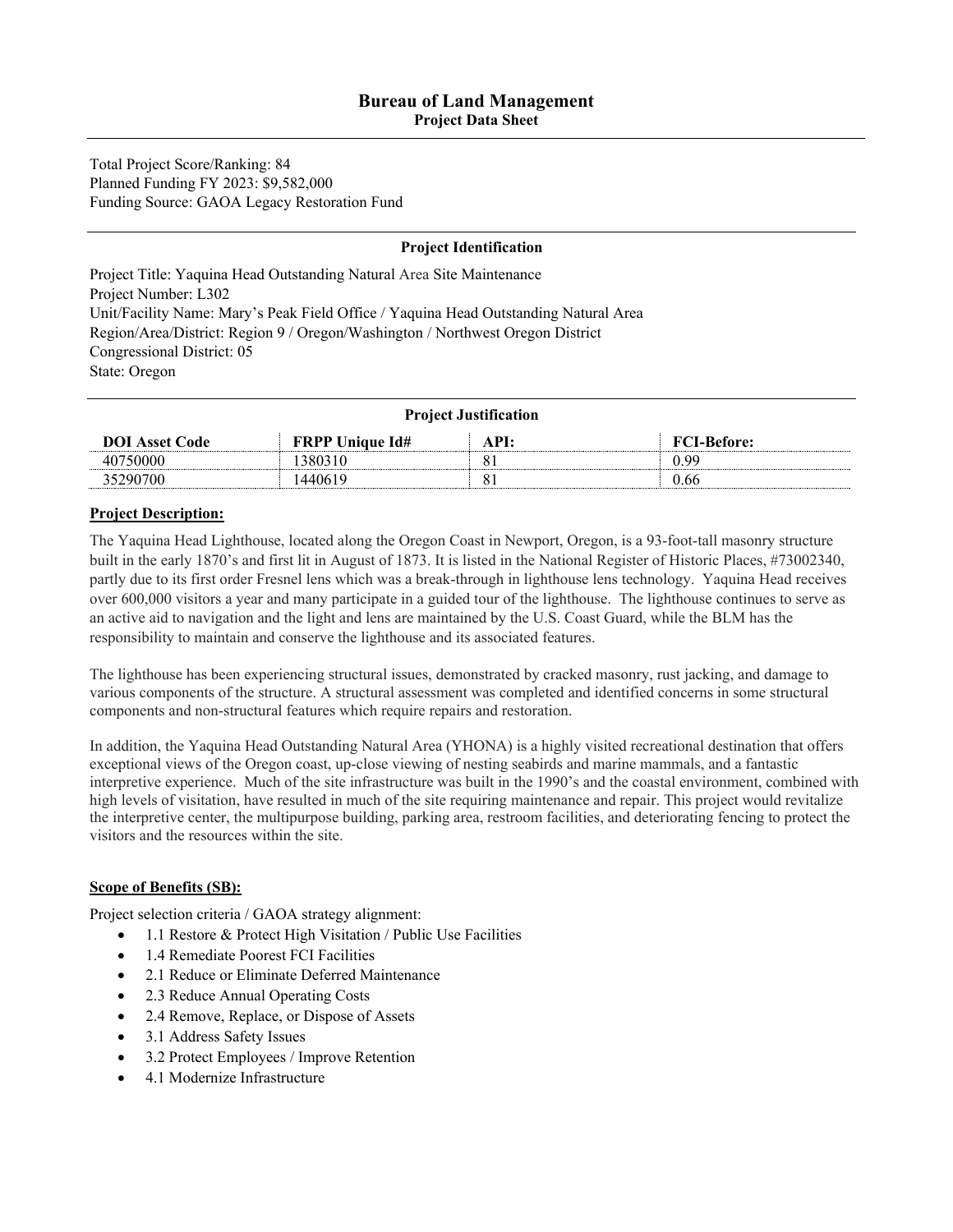# Bureau of Land Management

## Project Data Sheet

Total Project Score/Ranking: 84
Planned Funding FY 2023: $9,582,000
Funding Source: GAOA Legacy Restoration Fund

### Project Identification

Project Title: Yaquina Head Outstanding Natural Area Site Maintenance
Project Number: L302
Unit/Facility Name: Mary's Peak Field Office / Yaquina Head Outstanding Natural Area
Region/Area/District: Region 9 / Oregon/Washington / Northwest Oregon District
Congressional District: 05
State: Oregon

### Project Justification

| DOI Asset Code | FRPP Unique Id# | API: | FCI-Before: |
|---|---|---|---|
| 40750000 | 1380310 | 81 | 0.99 |
| 35290700 | 1440619 | 81 | 0.66 |

**Project Description:**

The Yaquina Head Lighthouse, located along the Oregon Coast in Newport, Oregon, is a 93-foot-tall masonry structure built in the early 1870's and first lit in August of 1873. It is listed in the National Register of Historic Places, #73002340, partly due to its first order Fresnel lens which was a break-through in lighthouse lens technology. Yaquina Head receives over 600,000 visitors a year and many participate in a guided tour of the lighthouse. The lighthouse continues to serve as an active aid to navigation and the light and lens are maintained by the U.S. Coast Guard, while the BLM has the responsibility to maintain and conserve the lighthouse and its associated features.

The lighthouse has been experiencing structural issues, demonstrated by cracked masonry, rust jacking, and damage to various components of the structure. A structural assessment was completed and identified concerns in some structural components and non-structural features which require repairs and restoration.

In addition, the Yaquina Head Outstanding Natural Area (YHONA) is a highly visited recreational destination that offers exceptional views of the Oregon coast, up-close viewing of nesting seabirds and marine mammals, and a fantastic interpretive experience. Much of the site infrastructure was built in the 1990's and the coastal environment, combined with high levels of visitation, have resulted in much of the site requiring maintenance and repair. This project would revitalize the interpretive center, the multipurpose building, parking area, restroom facilities, and deteriorating fencing to protect the visitors and the resources within the site.

**Scope of Benefits (SB):**

Project selection criteria / GAOA strategy alignment:

- 1.1 Restore & Protect High Visitation / Public Use Facilities
- 1.4 Remediate Poorest FCI Facilities
- 2.1 Reduce or Eliminate Deferred Maintenance
- 2.3 Reduce Annual Operating Costs
- 2.4 Remove, Replace, or Dispose of Assets
- 3.1 Address Safety Issues
- 3.2 Protect Employees / Improve Retention
- 4.1 Modernize Infrastructure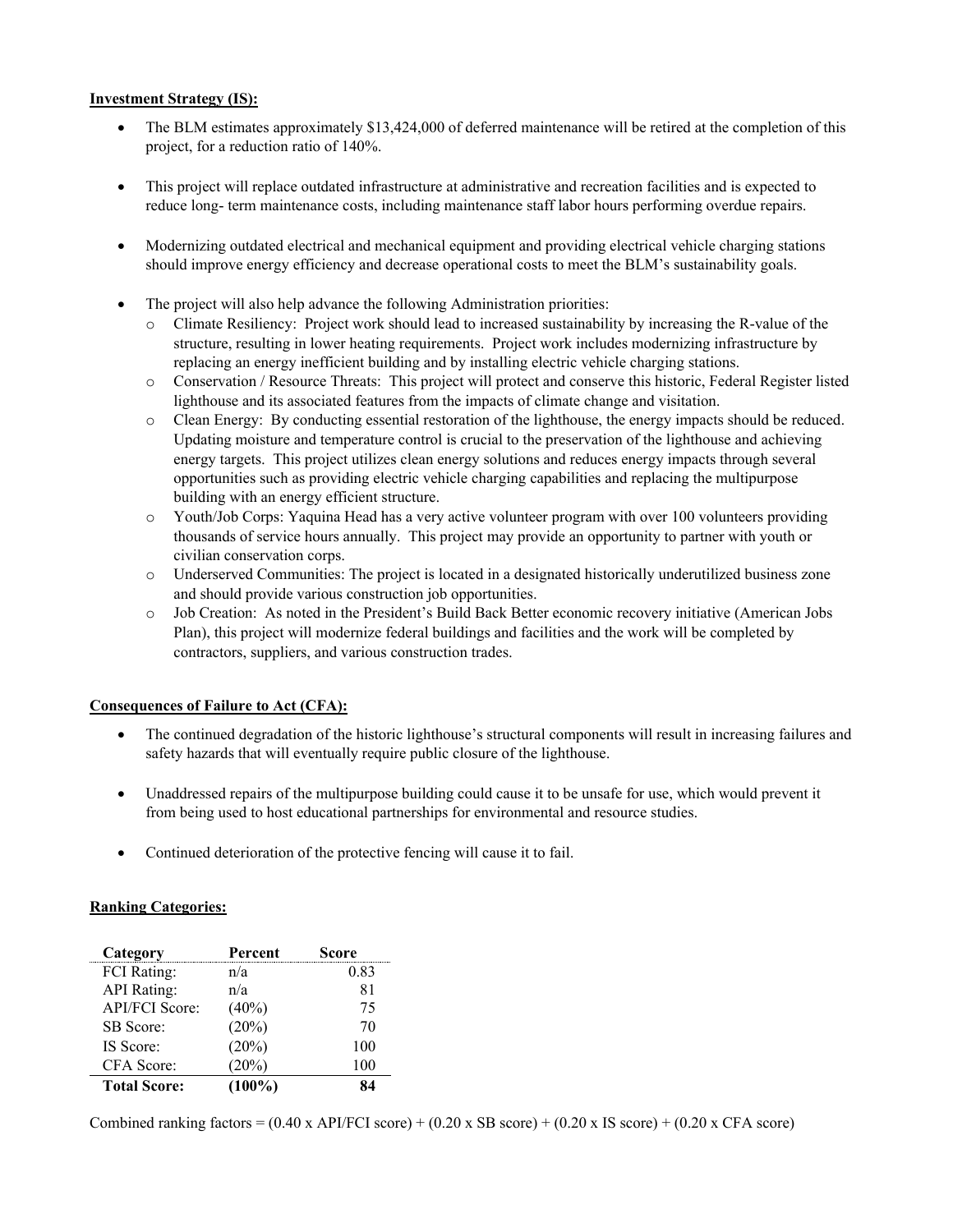**Investment Strategy (IS):**

- The BLM estimates approximately $13,424,000 of deferred maintenance will be retired at the completion of this project, for a reduction ratio of 140%.
- This project will replace outdated infrastructure at administrative and recreation facilities and is expected to reduce long- term maintenance costs, including maintenance staff labor hours performing overdue repairs.
- Modernizing outdated electrical and mechanical equipment and providing electrical vehicle charging stations should improve energy efficiency and decrease operational costs to meet the BLM's sustainability goals.
- The project will also help advance the following Administration priorities:
    - Climate Resiliency: Project work should lead to increased sustainability by increasing the R-value of the structure, resulting in lower heating requirements. Project work includes modernizing infrastructure by replacing an energy inefficient building and by installing electric vehicle charging stations.
    - Conservation / Resource Threats: This project will protect and conserve this historic, Federal Register listed lighthouse and its associated features from the impacts of climate change and visitation.
    - Clean Energy: By conducting essential restoration of the lighthouse, the energy impacts should be reduced. Updating moisture and temperature control is crucial to the preservation of the lighthouse and achieving energy targets. This project utilizes clean energy solutions and reduces energy impacts through several opportunities such as providing electric vehicle charging capabilities and replacing the multipurpose building with an energy efficient structure.
    - Youth/Job Corps: Yaquina Head has a very active volunteer program with over 100 volunteers providing thousands of service hours annually. This project may provide an opportunity to partner with youth or civilian conservation corps.
    - Underserved Communities: The project is located in a designated historically underutilized business zone and should provide various construction job opportunities.
    - Job Creation: As noted in the President's Build Back Better economic recovery initiative (American Jobs Plan), this project will modernize federal buildings and facilities and the work will be completed by contractors, suppliers, and various construction trades.

**Consequences of Failure to Act (CFA):**

- The continued degradation of the historic lighthouse's structural components will result in increasing failures and safety hazards that will eventually require public closure of the lighthouse.
- Unaddressed repairs of the multipurpose building could cause it to be unsafe for use, which would prevent it from being used to host educational partnerships for environmental and resource studies.
- Continued deterioration of the protective fencing will cause it to fail.

**Ranking Categories:**

| Category | Percent | Score |
|---|---|---|
| FCI Rating: | n/a | 0.83 |
| API Rating: | n/a | 81 |
| API/FCI Score: | (40%) | 75 |
| SB Score: | (20%) | 70 |
| IS Score: | (20%) | 100 |
| CFA Score: | (20%) | 100 |
| **Total Score:** | **(100%)** | **84** |

Combined ranking factors = (0.40 x API/FCI score) + (0.20 x SB score) + (0.20 x IS score) + (0.20 x CFA score)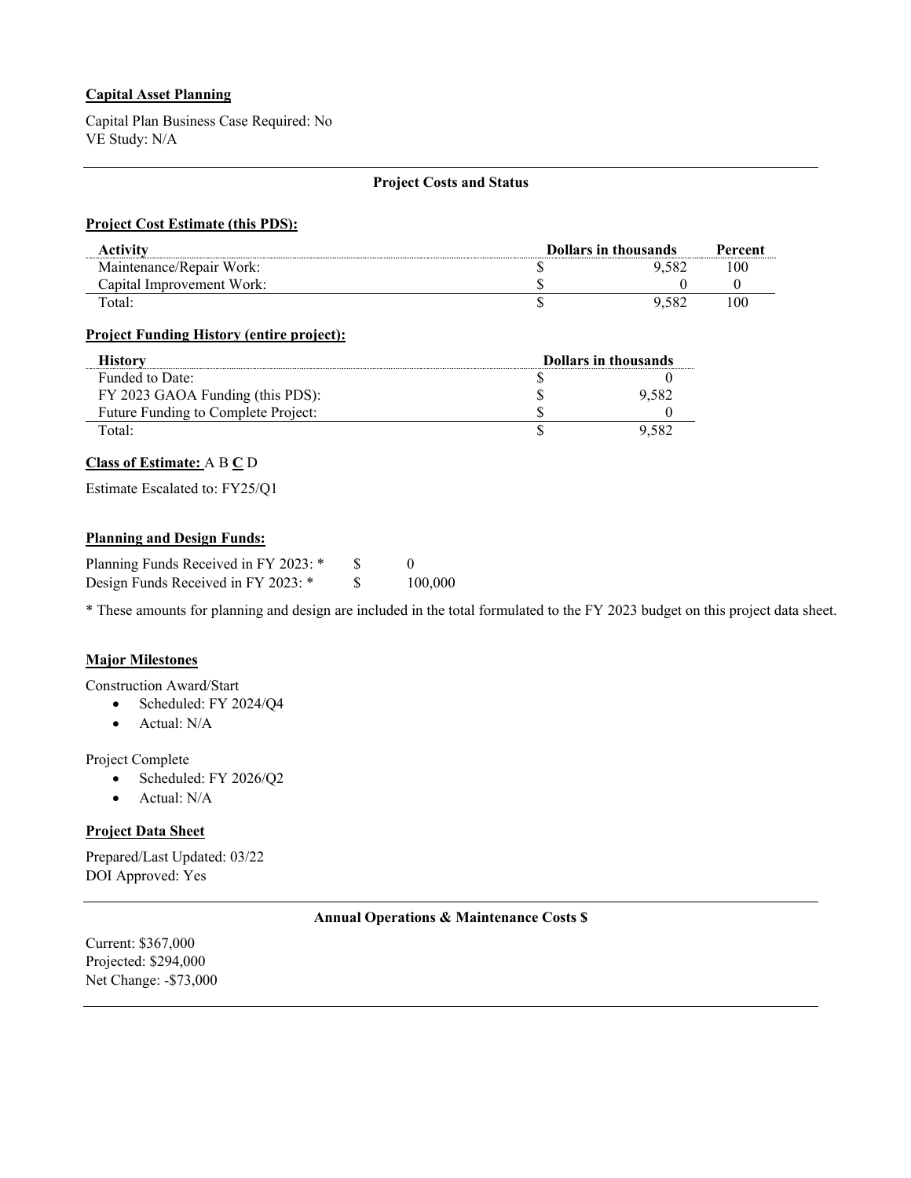**Capital Asset Planning**

Capital Plan Business Case Required: No
VE Study: N/A

---

**Project Costs and Status**

**Project Cost Estimate (this PDS):**

| Activity | Dollars in thousands | Percent |
|---|---|---|
| Maintenance/Repair Work: | $ 9,582 | 100 |
| Capital Improvement Work: | $ 0 | 0 |
| Total: | $ 9,582 | 100 |

**Project Funding History (entire project):**

| History | Dollars in thousands |
|---|---|
| Funded to Date: | $ 0 |
| FY 2023 GAOA Funding (this PDS): | $ 9,582 |
| Future Funding to Complete Project: | $ 0 |
| Total: | $ 9,582 |

**Class of Estimate:** A B **C** D

Estimate Escalated to: FY25/Q1

**Planning and Design Funds:**

Planning Funds Received in FY 2023: * $ 0
Design Funds Received in FY 2023: * $ 100,000

* These amounts for planning and design are included in the total formulated to the FY 2023 budget on this project data sheet.

**Major Milestones**

Construction Award/Start

- Scheduled: FY 2024/Q4
- Actual: N/A

Project Complete

- Scheduled: FY 2026/Q2
- Actual: N/A

**Project Data Sheet**

Prepared/Last Updated: 03/22
DOI Approved: Yes

---

**Annual Operations & Maintenance Costs $**

Current: $367,000
Projected: $294,000
Net Change: -$73,000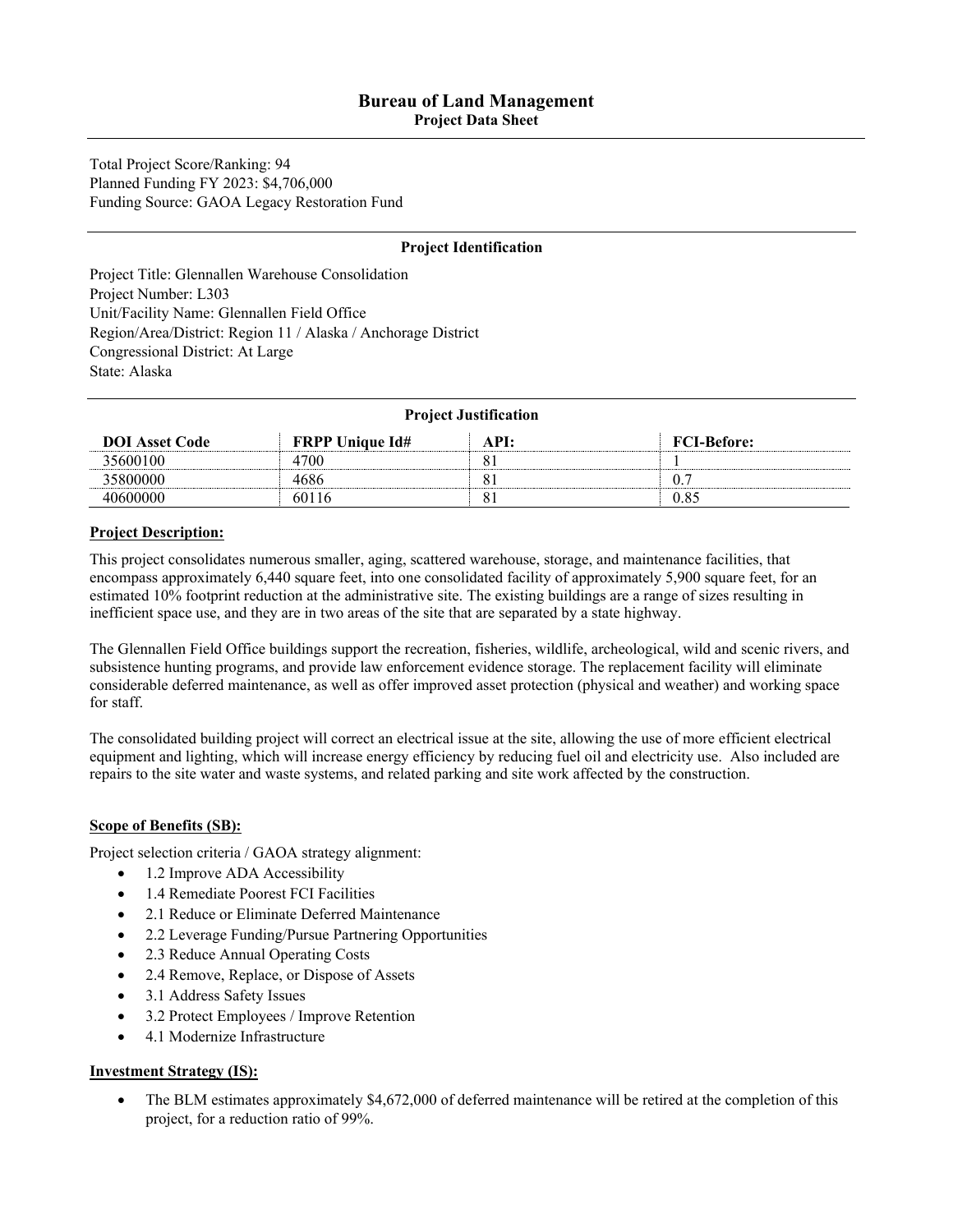# Bureau of Land Management

## Project Data Sheet

Total Project Score/Ranking: 94
Planned Funding FY 2023: $4,706,000
Funding Source: GAOA Legacy Restoration Fund

### Project Identification

Project Title: Glennallen Warehouse Consolidation
Project Number: L303
Unit/Facility Name: Glennallen Field Office
Region/Area/District: Region 11 / Alaska / Anchorage District
Congressional District: At Large
State: Alaska

### Project Justification

| DOI Asset Code | FRPP Unique Id# | API: | FCI-Before: |
|---|---|---|---|
| 35600100 | 4700 | 81 | 1 |
| 35800000 | 4686 | 81 | 0.7 |
| 40600000 | 60116 | 81 | 0.85 |

**Project Description:**

This project consolidates numerous smaller, aging, scattered warehouse, storage, and maintenance facilities, that encompass approximately 6,440 square feet, into one consolidated facility of approximately 5,900 square feet, for an estimated 10% footprint reduction at the administrative site. The existing buildings are a range of sizes resulting in inefficient space use, and they are in two areas of the site that are separated by a state highway.

The Glennallen Field Office buildings support the recreation, fisheries, wildlife, archeological, wild and scenic rivers, and subsistence hunting programs, and provide law enforcement evidence storage. The replacement facility will eliminate considerable deferred maintenance, as well as offer improved asset protection (physical and weather) and working space for staff.

The consolidated building project will correct an electrical issue at the site, allowing the use of more efficient electrical equipment and lighting, which will increase energy efficiency by reducing fuel oil and electricity use. Also included are repairs to the site water and waste systems, and related parking and site work affected by the construction.

**Scope of Benefits (SB):**

Project selection criteria / GAOA strategy alignment:

- 1.2 Improve ADA Accessibility
- 1.4 Remediate Poorest FCI Facilities
- 2.1 Reduce or Eliminate Deferred Maintenance
- 2.2 Leverage Funding/Pursue Partnering Opportunities
- 2.3 Reduce Annual Operating Costs
- 2.4 Remove, Replace, or Dispose of Assets
- 3.1 Address Safety Issues
- 3.2 Protect Employees / Improve Retention
- 4.1 Modernize Infrastructure

**Investment Strategy (IS):**

- The BLM estimates approximately $4,672,000 of deferred maintenance will be retired at the completion of this project, for a reduction ratio of 99%.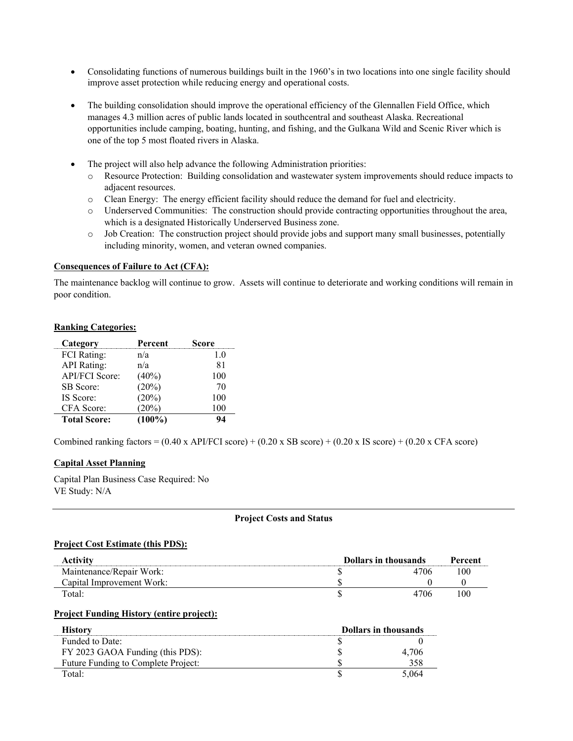- Consolidating functions of numerous buildings built in the 1960's in two locations into one single facility should improve asset protection while reducing energy and operational costs.

- The building consolidation should improve the operational efficiency of the Glennallen Field Office, which manages 4.3 million acres of public lands located in southcentral and southeast Alaska. Recreational opportunities include camping, boating, hunting, and fishing, and the Gulkana Wild and Scenic River which is one of the top 5 most floated rivers in Alaska.

- The project will also help advance the following Administration priorities:
  - Resource Protection: Building consolidation and wastewater system improvements should reduce impacts to adjacent resources.
  - Clean Energy: The energy efficient facility should reduce the demand for fuel and electricity.
  - Underserved Communities: The construction should provide contracting opportunities throughout the area, which is a designated Historically Underserved Business zone.
  - Job Creation: The construction project should provide jobs and support many small businesses, potentially including minority, women, and veteran owned companies.

**Consequences of Failure to Act (CFA):**

The maintenance backlog will continue to grow. Assets will continue to deteriorate and working conditions will remain in poor condition.

**Ranking Categories:**

| Category | Percent | Score |
|---|---|---|
| FCI Rating: | n/a | 1.0 |
| API Rating: | n/a | 81 |
| API/FCI Score: | (40%) | 100 |
| SB Score: | (20%) | 70 |
| IS Score: | (20%) | 100 |
| CFA Score: | (20%) | 100 |
| **Total Score:** | **(100%)** | **94** |

Combined ranking factors = (0.40 x API/FCI score) + (0.20 x SB score) + (0.20 x IS score) + (0.20 x CFA score)

**Capital Asset Planning**

Capital Plan Business Case Required: No
VE Study: N/A

---

**Project Costs and Status**

**Project Cost Estimate (this PDS):**

| Activity | Dollars in thousands | | Percent |
|---|---|---|---|
| Maintenance/Repair Work: | $ | 4706 | 100 |
| Capital Improvement Work: | $ | 0 | 0 |
| Total: | $ | 4706 | 100 |

**Project Funding History (entire project):**

| History | Dollars in thousands | |
|---|---|---|
| Funded to Date: | $ | 0 |
| FY 2023 GAOA Funding (this PDS): | $ | 4,706 |
| Future Funding to Complete Project: | $ | 358 |
| Total: | $ | 5,064 |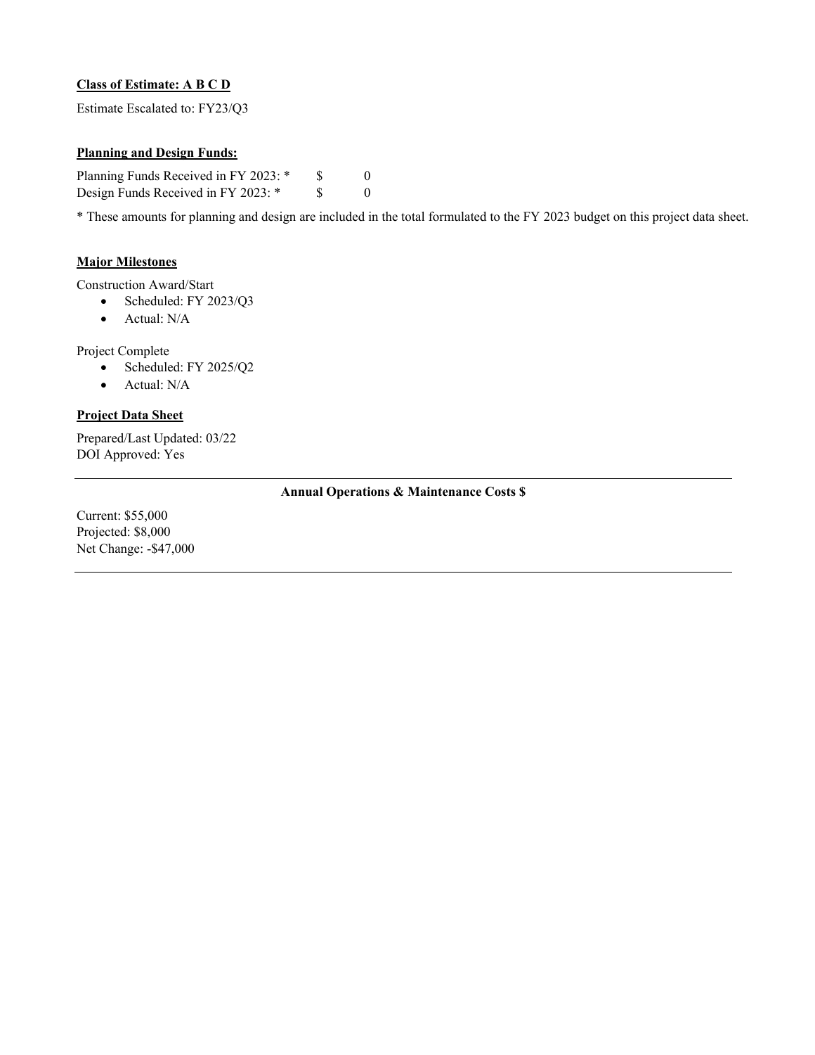**Class of Estimate: A B C D**

Estimate Escalated to: FY23/Q3

**Planning and Design Funds:**

Planning Funds Received in FY 2023: * $ 0
Design Funds Received in FY 2023: * $ 0

* These amounts for planning and design are included in the total formulated to the FY 2023 budget on this project data sheet.

**Major Milestones**

Construction Award/Start

- Scheduled: FY 2023/Q3
- Actual: N/A

Project Complete

- Scheduled: FY 2025/Q2
- Actual: N/A

**Project Data Sheet**

Prepared/Last Updated: 03/22
DOI Approved: Yes

**Annual Operations & Maintenance Costs $**

Current: $55,000
Projected: $8,000
Net Change: -$47,000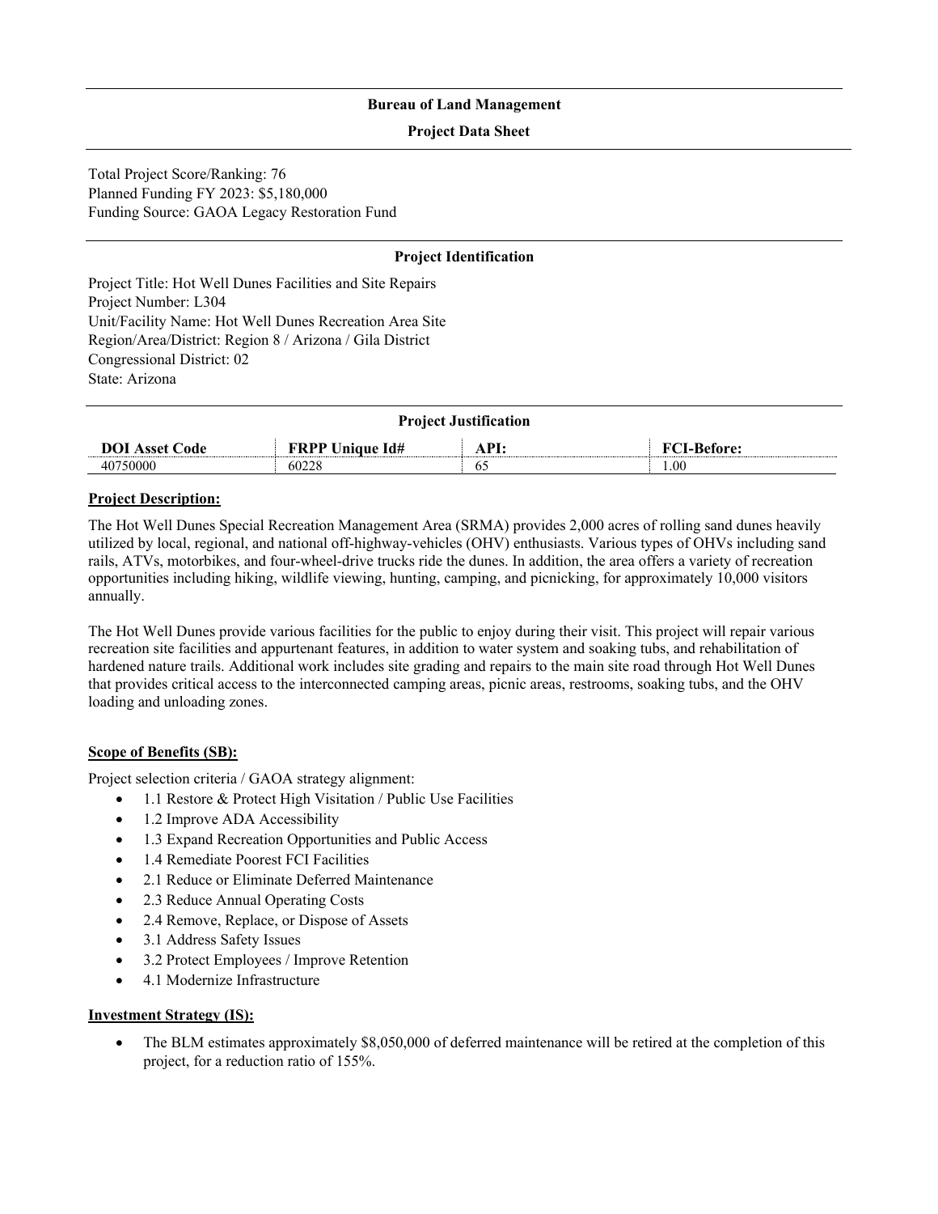**Bureau of Land Management**

**Project Data Sheet**

Total Project Score/Ranking: 76
Planned Funding FY 2023: $5,180,000
Funding Source: GAOA Legacy Restoration Fund

**Project Identification**

Project Title: Hot Well Dunes Facilities and Site Repairs
Project Number: L304
Unit/Facility Name: Hot Well Dunes Recreation Area Site
Region/Area/District: Region 8 / Arizona / Gila District
Congressional District: 02
State: Arizona

**Project Justification**

| DOI Asset Code | FRPP Unique Id# | API: | FCI-Before: |
|---|---|---|---|
| 40750000 | 60228 | 65 | 1.00 |

**Project Description:**

The Hot Well Dunes Special Recreation Management Area (SRMA) provides 2,000 acres of rolling sand dunes heavily utilized by local, regional, and national off-highway-vehicles (OHV) enthusiasts. Various types of OHVs including sand rails, ATVs, motorbikes, and four-wheel-drive trucks ride the dunes. In addition, the area offers a variety of recreation opportunities including hiking, wildlife viewing, hunting, camping, and picnicking, for approximately 10,000 visitors annually.

The Hot Well Dunes provide various facilities for the public to enjoy during their visit. This project will repair various recreation site facilities and appurtenant features, in addition to water system and soaking tubs, and rehabilitation of hardened nature trails. Additional work includes site grading and repairs to the main site road through Hot Well Dunes that provides critical access to the interconnected camping areas, picnic areas, restrooms, soaking tubs, and the OHV loading and unloading zones.

**Scope of Benefits (SB):**

Project selection criteria / GAOA strategy alignment:

- 1.1 Restore & Protect High Visitation / Public Use Facilities
- 1.2 Improve ADA Accessibility
- 1.3 Expand Recreation Opportunities and Public Access
- 1.4 Remediate Poorest FCI Facilities
- 2.1 Reduce or Eliminate Deferred Maintenance
- 2.3 Reduce Annual Operating Costs
- 2.4 Remove, Replace, or Dispose of Assets
- 3.1 Address Safety Issues
- 3.2 Protect Employees / Improve Retention
- 4.1 Modernize Infrastructure

**Investment Strategy (IS):**

- The BLM estimates approximately $8,050,000 of deferred maintenance will be retired at the completion of this project, for a reduction ratio of 155%.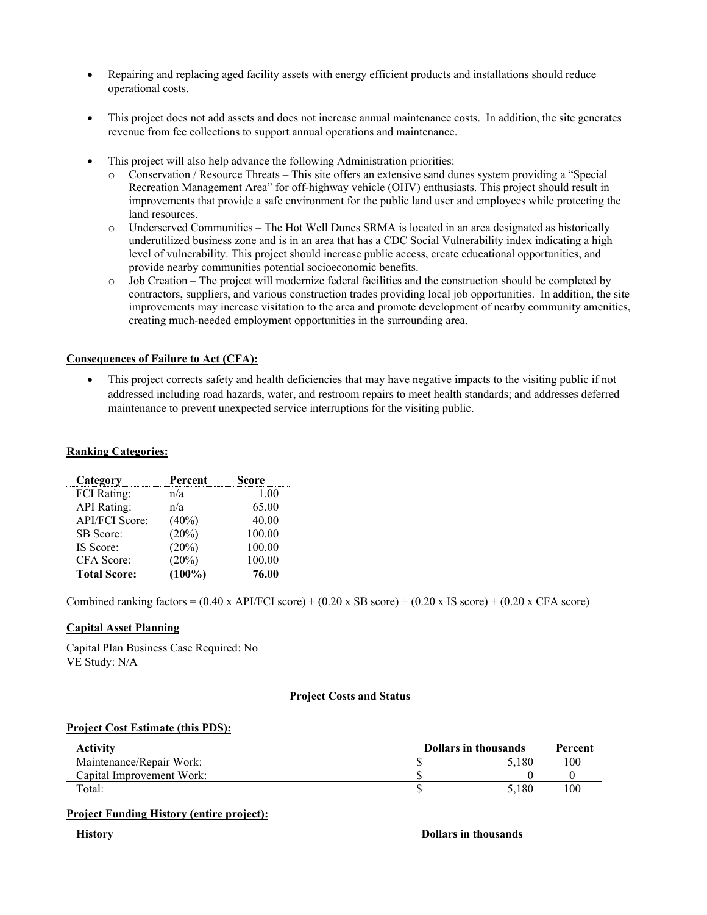- Repairing and replacing aged facility assets with energy efficient products and installations should reduce operational costs.

- This project does not add assets and does not increase annual maintenance costs. In addition, the site generates revenue from fee collections to support annual operations and maintenance.

- This project will also help advance the following Administration priorities:
  - Conservation / Resource Threats – This site offers an extensive sand dunes system providing a "Special Recreation Management Area" for off-highway vehicle (OHV) enthusiasts. This project should result in improvements that provide a safe environment for the public land user and employees while protecting the land resources.
  - Underserved Communities – The Hot Well Dunes SRMA is located in an area designated as historically underutilized business zone and is in an area that has a CDC Social Vulnerability index indicating a high level of vulnerability. This project should increase public access, create educational opportunities, and provide nearby communities potential socioeconomic benefits.
  - Job Creation – The project will modernize federal facilities and the construction should be completed by contractors, suppliers, and various construction trades providing local job opportunities. In addition, the site improvements may increase visitation to the area and promote development of nearby community amenities, creating much-needed employment opportunities in the surrounding area.

**Consequences of Failure to Act (CFA):**

- This project corrects safety and health deficiencies that may have negative impacts to the visiting public if not addressed including road hazards, water, and restroom repairs to meet health standards; and addresses deferred maintenance to prevent unexpected service interruptions for the visiting public.

**Ranking Categories:**

| Category | Percent | Score |
|---|---|---|
| FCI Rating: | n/a | 1.00 |
| API Rating: | n/a | 65.00 |
| API/FCI Score: | (40%) | 40.00 |
| SB Score: | (20%) | 100.00 |
| IS Score: | (20%) | 100.00 |
| CFA Score: | (20%) | 100.00 |
| **Total Score:** | **(100%)** | **76.00** |

Combined ranking factors = (0.40 x API/FCI score) + (0.20 x SB score) + (0.20 x IS score) + (0.20 x CFA score)

**Capital Asset Planning**

Capital Plan Business Case Required: No
VE Study: N/A

**Project Costs and Status**

**Project Cost Estimate (this PDS):**

| Activity | | Dollars in thousands | Percent |
|---|---|---|---|
| Maintenance/Repair Work: | $ | 5,180 | 100 |
| Capital Improvement Work: | $ | 0 | 0 |
| Total: | $ | 5,180 | 100 |

**Project Funding History (entire project):**

| History | Dollars in thousands |
|---|---|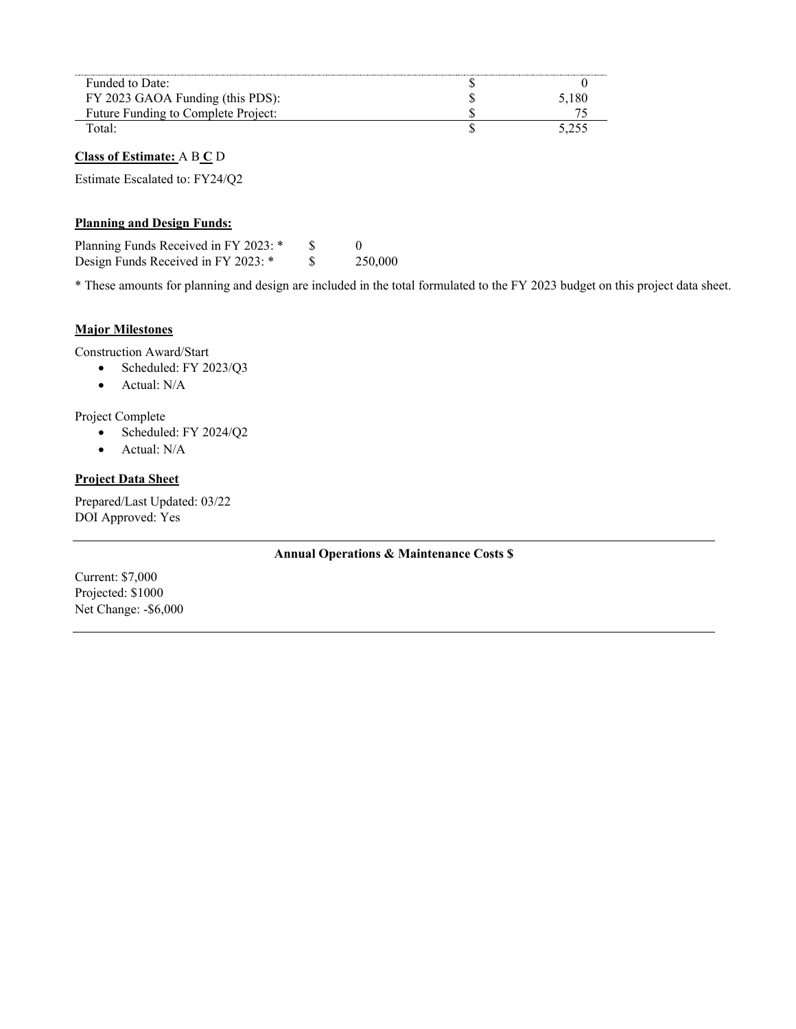| | | |
|---|---|---|
| Funded to Date: | $ | 0 |
| FY 2023 GAOA Funding (this PDS): | $ | 5,180 |
| Future Funding to Complete Project: | $ | 75 |
| Total: | $ | 5,255 |

**Class of Estimate:** A B **C** D

Estimate Escalated to: FY24/Q2

**Planning and Design Funds:**

| | | |
|---|---|---|
| Planning Funds Received in FY 2023: * | $ | 0 |
| Design Funds Received in FY 2023: * | $ | 250,000 |

* These amounts for planning and design are included in the total formulated to the FY 2023 budget on this project data sheet.

**Major Milestones**

Construction Award/Start

- Scheduled: FY 2023/Q3
- Actual: N/A

Project Complete

- Scheduled: FY 2024/Q2
- Actual: N/A

**Project Data Sheet**

Prepared/Last Updated: 03/22
DOI Approved: Yes

**Annual Operations & Maintenance Costs $**

Current: $7,000
Projected: $1000
Net Change: -$6,000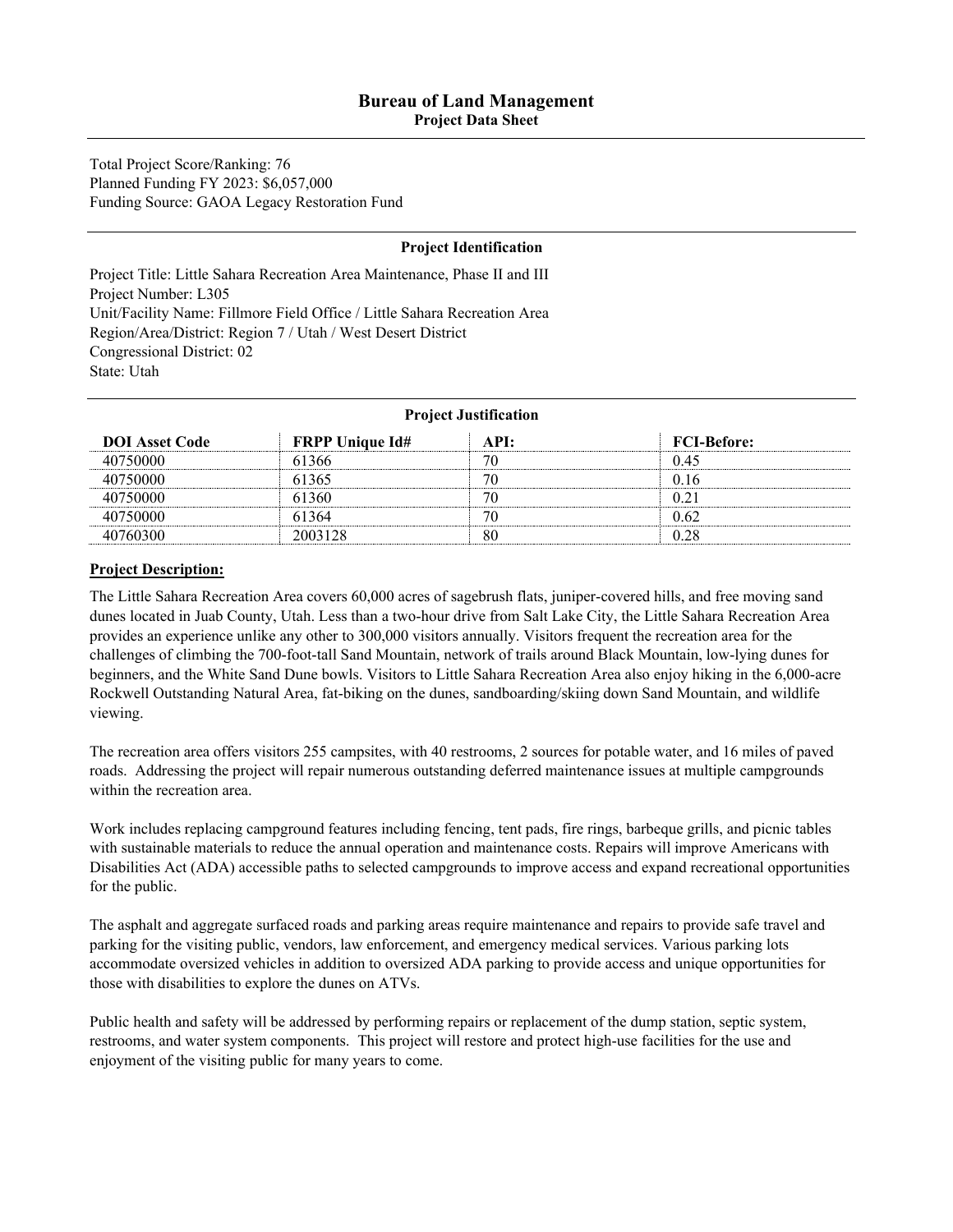# Bureau of Land Management

## Project Data Sheet

Total Project Score/Ranking: 76
Planned Funding FY 2023: $6,057,000
Funding Source: GAOA Legacy Restoration Fund

### Project Identification

Project Title: Little Sahara Recreation Area Maintenance, Phase II and III
Project Number: L305
Unit/Facility Name: Fillmore Field Office / Little Sahara Recreation Area
Region/Area/District: Region 7 / Utah / West Desert District
Congressional District: 02
State: Utah

### Project Justification

| DOI Asset Code | FRPP Unique Id# | API: | FCI-Before: |
|---|---|---|---|
| 40750000 | 61366 | 70 | 0.45 |
| 40750000 | 61365 | 70 | 0.16 |
| 40750000 | 61360 | 70 | 0.21 |
| 40750000 | 61364 | 70 | 0.62 |
| 40760300 | 2003128 | 80 | 0.28 |

**Project Description:**

The Little Sahara Recreation Area covers 60,000 acres of sagebrush flats, juniper-covered hills, and free moving sand dunes located in Juab County, Utah. Less than a two-hour drive from Salt Lake City, the Little Sahara Recreation Area provides an experience unlike any other to 300,000 visitors annually. Visitors frequent the recreation area for the challenges of climbing the 700-foot-tall Sand Mountain, network of trails around Black Mountain, low-lying dunes for beginners, and the White Sand Dune bowls. Visitors to Little Sahara Recreation Area also enjoy hiking in the 6,000-acre Rockwell Outstanding Natural Area, fat-biking on the dunes, sandboarding/skiing down Sand Mountain, and wildlife viewing.

The recreation area offers visitors 255 campsites, with 40 restrooms, 2 sources for potable water, and 16 miles of paved roads. Addressing the project will repair numerous outstanding deferred maintenance issues at multiple campgrounds within the recreation area.

Work includes replacing campground features including fencing, tent pads, fire rings, barbeque grills, and picnic tables with sustainable materials to reduce the annual operation and maintenance costs. Repairs will improve Americans with Disabilities Act (ADA) accessible paths to selected campgrounds to improve access and expand recreational opportunities for the public.

The asphalt and aggregate surfaced roads and parking areas require maintenance and repairs to provide safe travel and parking for the visiting public, vendors, law enforcement, and emergency medical services. Various parking lots accommodate oversized vehicles in addition to oversized ADA parking to provide access and unique opportunities for those with disabilities to explore the dunes on ATVs.

Public health and safety will be addressed by performing repairs or replacement of the dump station, septic system, restrooms, and water system components. This project will restore and protect high-use facilities for the use and enjoyment of the visiting public for many years to come.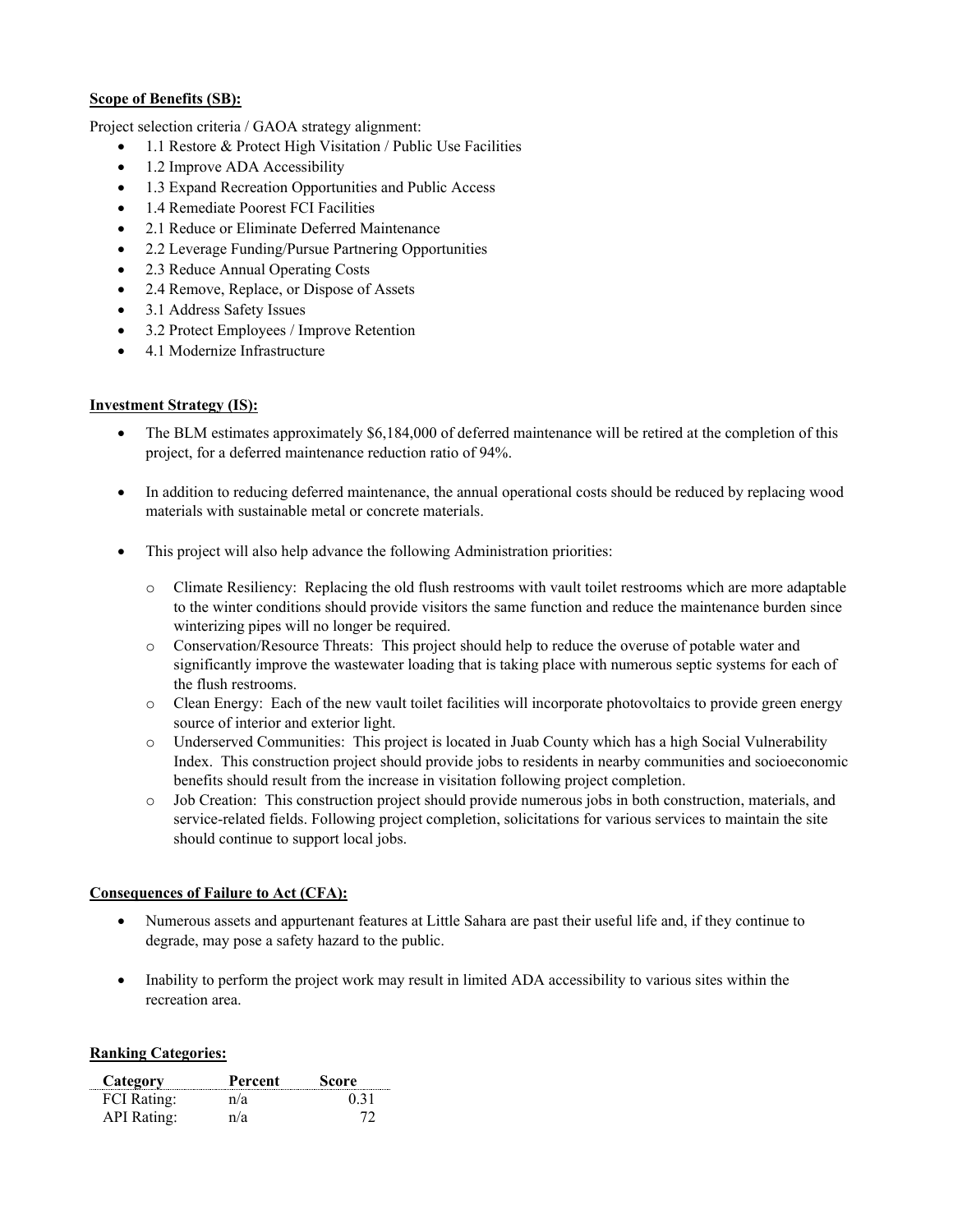**Scope of Benefits (SB):**

Project selection criteria / GAOA strategy alignment:

- 1.1 Restore & Protect High Visitation / Public Use Facilities
- 1.2 Improve ADA Accessibility
- 1.3 Expand Recreation Opportunities and Public Access
- 1.4 Remediate Poorest FCI Facilities
- 2.1 Reduce or Eliminate Deferred Maintenance
- 2.2 Leverage Funding/Pursue Partnering Opportunities
- 2.3 Reduce Annual Operating Costs
- 2.4 Remove, Replace, or Dispose of Assets
- 3.1 Address Safety Issues
- 3.2 Protect Employees / Improve Retention
- 4.1 Modernize Infrastructure

**Investment Strategy (IS):**

- The BLM estimates approximately $6,184,000 of deferred maintenance will be retired at the completion of this project, for a deferred maintenance reduction ratio of 94%.
- In addition to reducing deferred maintenance, the annual operational costs should be reduced by replacing wood materials with sustainable metal or concrete materials.
- This project will also help advance the following Administration priorities:
  - Climate Resiliency: Replacing the old flush restrooms with vault toilet restrooms which are more adaptable to the winter conditions should provide visitors the same function and reduce the maintenance burden since winterizing pipes will no longer be required.
  - Conservation/Resource Threats: This project should help to reduce the overuse of potable water and significantly improve the wastewater loading that is taking place with numerous septic systems for each of the flush restrooms.
  - Clean Energy: Each of the new vault toilet facilities will incorporate photovoltaics to provide green energy source of interior and exterior light.
  - Underserved Communities: This project is located in Juab County which has a high Social Vulnerability Index. This construction project should provide jobs to residents in nearby communities and socioeconomic benefits should result from the increase in visitation following project completion.
  - Job Creation: This construction project should provide numerous jobs in both construction, materials, and service-related fields. Following project completion, solicitations for various services to maintain the site should continue to support local jobs.

**Consequences of Failure to Act (CFA):**

- Numerous assets and appurtenant features at Little Sahara are past their useful life and, if they continue to degrade, may pose a safety hazard to the public.
- Inability to perform the project work may result in limited ADA accessibility to various sites within the recreation area.

**Ranking Categories:**

| Category | Percent | Score |
|---|---|---|
| FCI Rating: | n/a | 0.31 |
| API Rating: | n/a | 72 |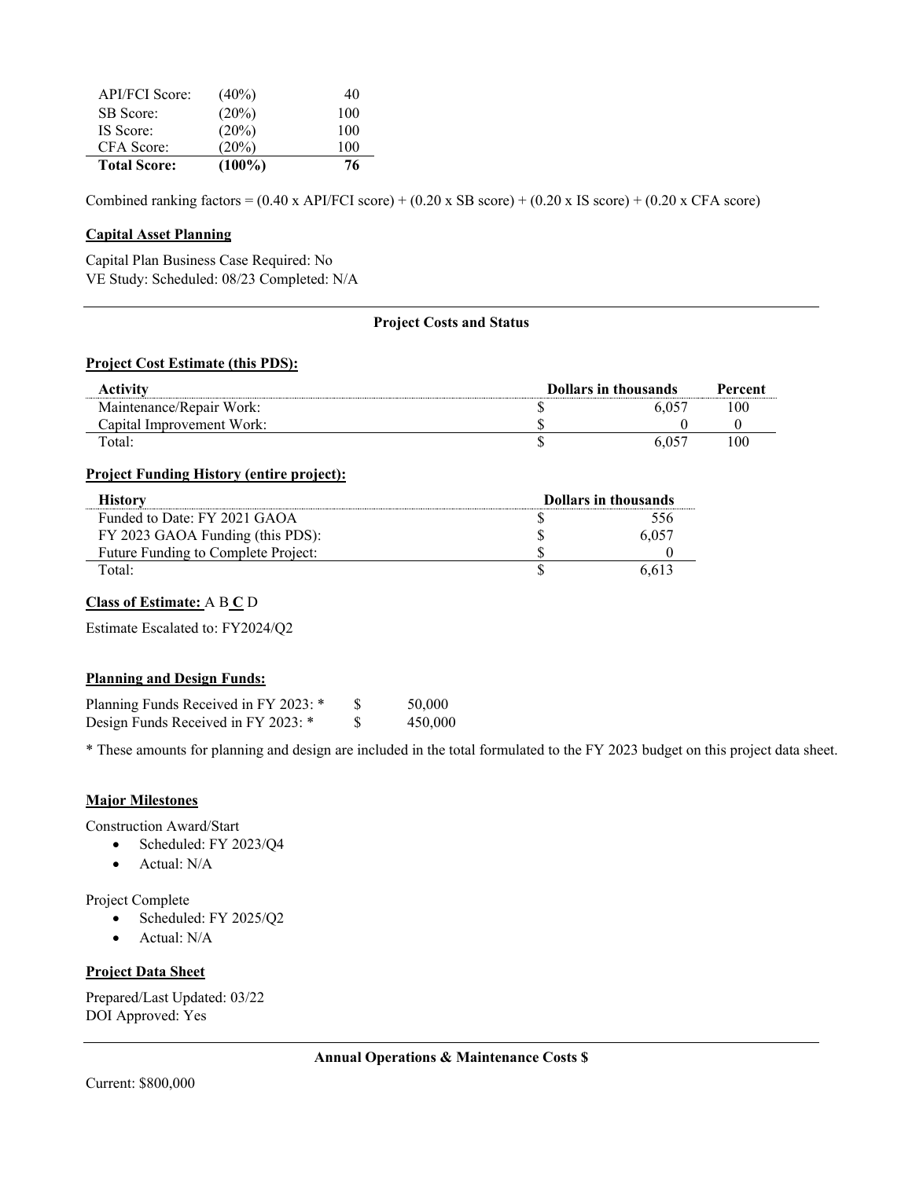| | | |
|---|---|---|
| API/FCI Score: | (40%) | 40 |
| SB Score: | (20%) | 100 |
| IS Score: | (20%) | 100 |
| CFA Score: | (20%) | 100 |
| **Total Score:** | **(100%)** | **76** |

Combined ranking factors = (0.40 x API/FCI score) + (0.20 x SB score) + (0.20 x IS score) + (0.20 x CFA score)

**Capital Asset Planning**

Capital Plan Business Case Required: No
VE Study: Scheduled: 08/23 Completed: N/A

---

## Project Costs and Status

**Project Cost Estimate (this PDS):**

| Activity | Dollars in thousands | | Percent |
|---|---|---|---|
| Maintenance/Repair Work: | $ | 6,057 | 100 |
| Capital Improvement Work: | $ | 0 | 0 |
| Total: | $ | 6,057 | 100 |

**Project Funding History (entire project):**

| History | Dollars in thousands | |
|---|---|---|
| Funded to Date: FY 2021 GAOA | $ | 556 |
| FY 2023 GAOA Funding (this PDS): | $ | 6,057 |
| Future Funding to Complete Project: | $ | 0 |
| Total: | $ | 6,613 |

**Class of Estimate:** A B **C** D

Estimate Escalated to: FY2024/Q2

**Planning and Design Funds:**

Planning Funds Received in FY 2023: * $ 50,000
Design Funds Received in FY 2023: * $ 450,000

* These amounts for planning and design are included in the total formulated to the FY 2023 budget on this project data sheet.

**Major Milestones**

Construction Award/Start

- Scheduled: FY 2023/Q4
- Actual: N/A

Project Complete

- Scheduled: FY 2025/Q2
- Actual: N/A

**Project Data Sheet**

Prepared/Last Updated: 03/22
DOI Approved: Yes

---

## Annual Operations & Maintenance Costs $

Current: $800,000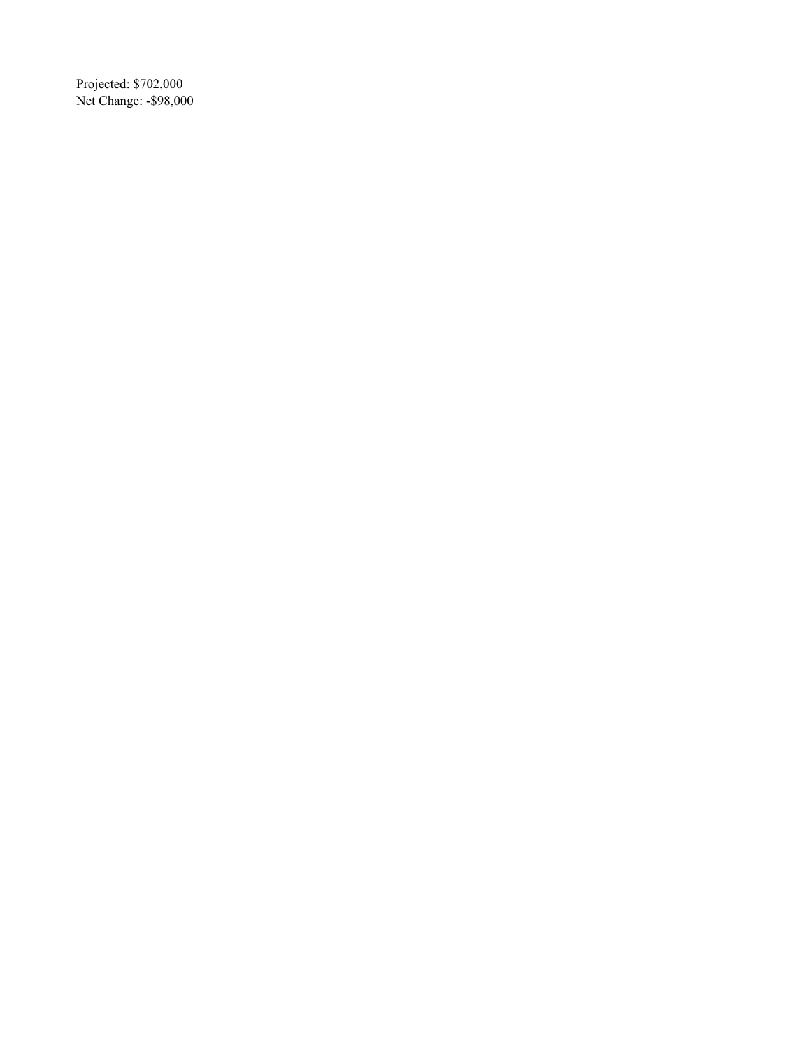Projected: $702,000
Net Change: -$98,000

---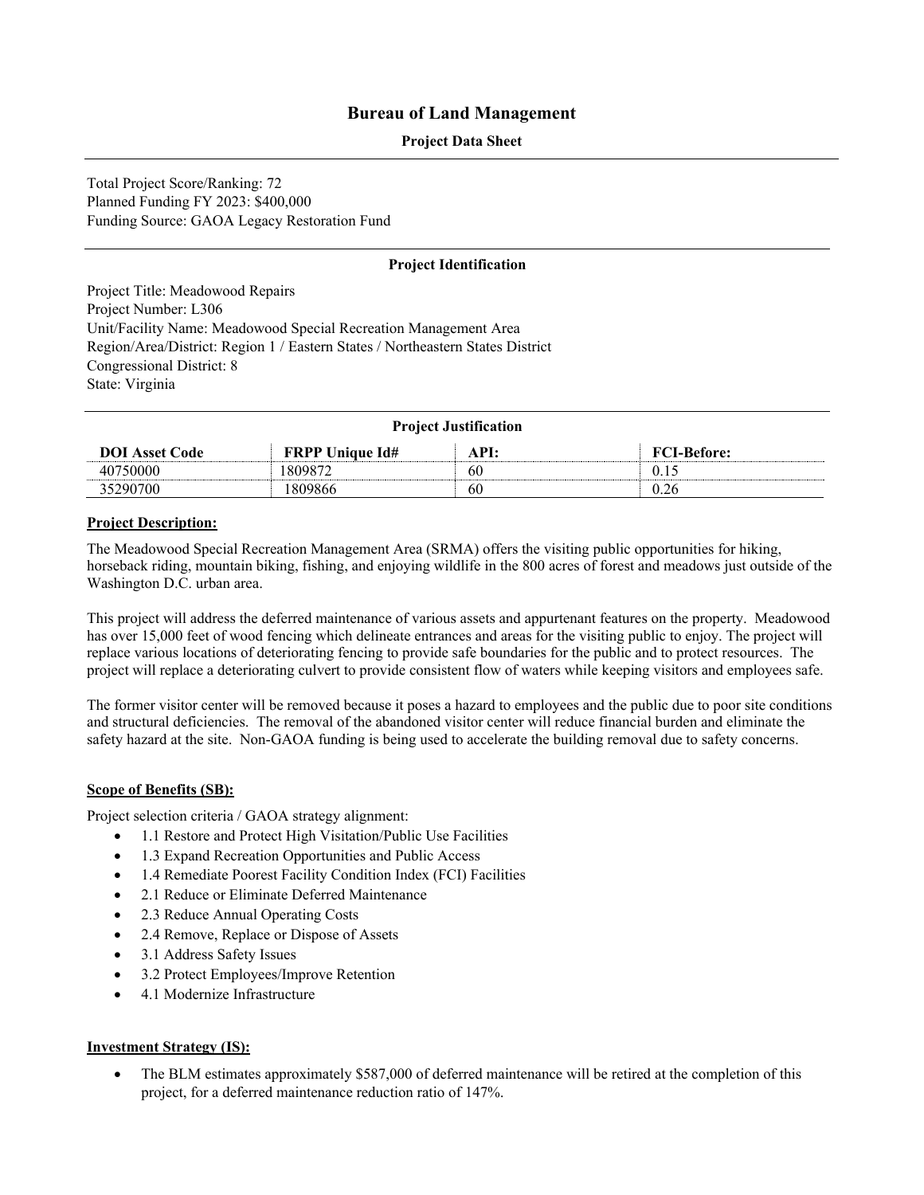# Bureau of Land Management

**Project Data Sheet**

Total Project Score/Ranking: 72
Planned Funding FY 2023: $400,000
Funding Source: GAOA Legacy Restoration Fund

**Project Identification**

Project Title: Meadowood Repairs
Project Number: L306
Unit/Facility Name: Meadowood Special Recreation Management Area
Region/Area/District: Region 1 / Eastern States / Northeastern States District
Congressional District: 8
State: Virginia

**Project Justification**

| DOI Asset Code | FRPP Unique Id# | API: | FCI-Before: |
|---|---|---|---|
| 40750000 | 1809872 | 60 | 0.15 |
| 35290700 | 1809866 | 60 | 0.26 |

**Project Description:**

The Meadowood Special Recreation Management Area (SRMA) offers the visiting public opportunities for hiking, horseback riding, mountain biking, fishing, and enjoying wildlife in the 800 acres of forest and meadows just outside of the Washington D.C. urban area.

This project will address the deferred maintenance of various assets and appurtenant features on the property. Meadowood has over 15,000 feet of wood fencing which delineate entrances and areas for the visiting public to enjoy. The project will replace various locations of deteriorating fencing to provide safe boundaries for the public and to protect resources. The project will replace a deteriorating culvert to provide consistent flow of waters while keeping visitors and employees safe.

The former visitor center will be removed because it poses a hazard to employees and the public due to poor site conditions and structural deficiencies. The removal of the abandoned visitor center will reduce financial burden and eliminate the safety hazard at the site. Non-GAOA funding is being used to accelerate the building removal due to safety concerns.

**Scope of Benefits (SB):**

Project selection criteria / GAOA strategy alignment:

- 1.1 Restore and Protect High Visitation/Public Use Facilities
- 1.3 Expand Recreation Opportunities and Public Access
- 1.4 Remediate Poorest Facility Condition Index (FCI) Facilities
- 2.1 Reduce or Eliminate Deferred Maintenance
- 2.3 Reduce Annual Operating Costs
- 2.4 Remove, Replace or Dispose of Assets
- 3.1 Address Safety Issues
- 3.2 Protect Employees/Improve Retention
- 4.1 Modernize Infrastructure

**Investment Strategy (IS):**

- The BLM estimates approximately $587,000 of deferred maintenance will be retired at the completion of this project, for a deferred maintenance reduction ratio of 147%.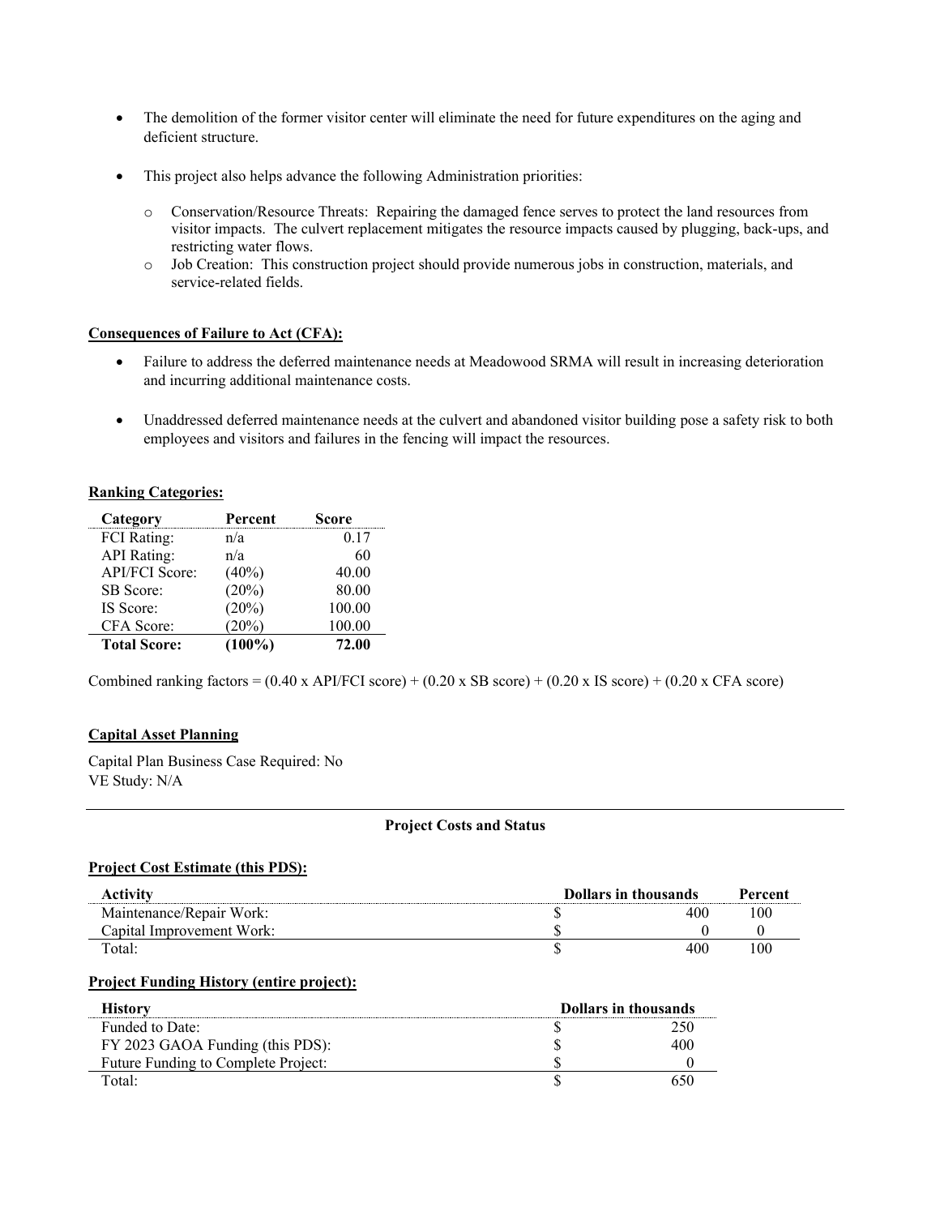- The demolition of the former visitor center will eliminate the need for future expenditures on the aging and deficient structure.

- This project also helps advance the following Administration priorities:

  - Conservation/Resource Threats: Repairing the damaged fence serves to protect the land resources from visitor impacts. The culvert replacement mitigates the resource impacts caused by plugging, back-ups, and restricting water flows.
  - Job Creation: This construction project should provide numerous jobs in construction, materials, and service-related fields.

**Consequences of Failure to Act (CFA):**

- Failure to address the deferred maintenance needs at Meadowood SRMA will result in increasing deterioration and incurring additional maintenance costs.

- Unaddressed deferred maintenance needs at the culvert and abandoned visitor building pose a safety risk to both employees and visitors and failures in the fencing will impact the resources.

**Ranking Categories:**

| Category | Percent | Score |
|---|---|---|
| FCI Rating: | n/a | 0.17 |
| API Rating: | n/a | 60 |
| API/FCI Score: | (40%) | 40.00 |
| SB Score: | (20%) | 80.00 |
| IS Score: | (20%) | 100.00 |
| CFA Score: | (20%) | 100.00 |
| **Total Score:** | **(100%)** | **72.00** |

Combined ranking factors = (0.40 x API/FCI score) + (0.20 x SB score) + (0.20 x IS score) + (0.20 x CFA score)

**Capital Asset Planning**

Capital Plan Business Case Required: No
VE Study: N/A

---

**Project Costs and Status**

**Project Cost Estimate (this PDS):**

| Activity | Dollars in thousands | | Percent |
|---|---|---|---|
| Maintenance/Repair Work: | $ | 400 | 100 |
| Capital Improvement Work: | $ | 0 | 0 |
| Total: | $ | 400 | 100 |

**Project Funding History (entire project):**

| History | Dollars in thousands | |
|---|---|---|
| Funded to Date: | $ | 250 |
| FY 2023 GAOA Funding (this PDS): | $ | 400 |
| Future Funding to Complete Project: | $ | 0 |
| Total: | $ | 650 |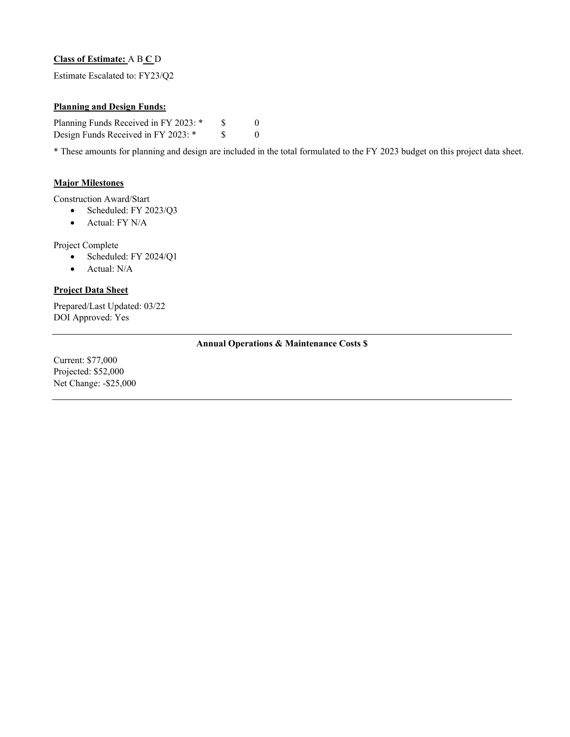**Class of Estimate:** A B **C** D

Estimate Escalated to: FY23/Q2

**Planning and Design Funds:**

Planning Funds Received in FY 2023: * $ 0
Design Funds Received in FY 2023: * $ 0

* These amounts for planning and design are included in the total formulated to the FY 2023 budget on this project data sheet.

**Major Milestones**

Construction Award/Start

- Scheduled: FY 2023/Q3
- Actual: FY N/A

Project Complete

- Scheduled: FY 2024/Q1
- Actual: N/A

**Project Data Sheet**

Prepared/Last Updated: 03/22
DOI Approved: Yes

**Annual Operations & Maintenance Costs $**

Current: $77,000
Projected: $52,000
Net Change: -$25,000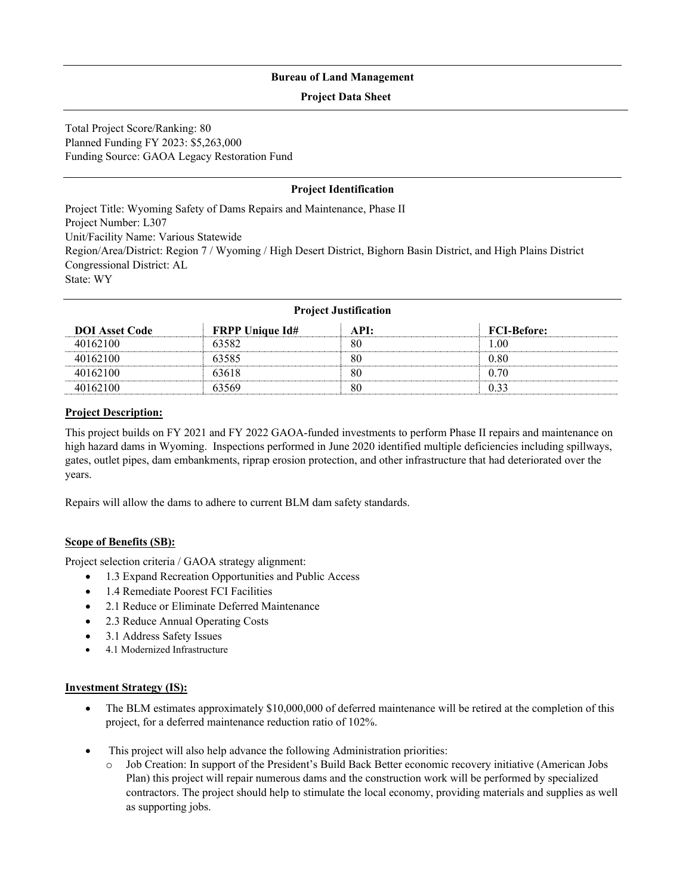**Bureau of Land Management**

**Project Data Sheet**

Total Project Score/Ranking: 80
Planned Funding FY 2023: $5,263,000
Funding Source: GAOA Legacy Restoration Fund

**Project Identification**

Project Title: Wyoming Safety of Dams Repairs and Maintenance, Phase II
Project Number: L307
Unit/Facility Name: Various Statewide
Region/Area/District: Region 7 / Wyoming / High Desert District, Bighorn Basin District, and High Plains District
Congressional District: AL
State: WY

**Project Justification**

| DOI Asset Code | FRPP Unique Id# | API: | FCI-Before: |
|---|---|---|---|
| 40162100 | 63582 | 80 | 1.00 |
| 40162100 | 63585 | 80 | 0.80 |
| 40162100 | 63618 | 80 | 0.70 |
| 40162100 | 63569 | 80 | 0.33 |

**Project Description:**

This project builds on FY 2021 and FY 2022 GAOA-funded investments to perform Phase II repairs and maintenance on high hazard dams in Wyoming. Inspections performed in June 2020 identified multiple deficiencies including spillways, gates, outlet pipes, dam embankments, riprap erosion protection, and other infrastructure that had deteriorated over the years.

Repairs will allow the dams to adhere to current BLM dam safety standards.

**Scope of Benefits (SB):**

Project selection criteria / GAOA strategy alignment:

- 1.3 Expand Recreation Opportunities and Public Access
- 1.4 Remediate Poorest FCI Facilities
- 2.1 Reduce or Eliminate Deferred Maintenance
- 2.3 Reduce Annual Operating Costs
- 3.1 Address Safety Issues
- 4.1 Modernized Infrastructure

**Investment Strategy (IS):**

- The BLM estimates approximately $10,000,000 of deferred maintenance will be retired at the completion of this project, for a deferred maintenance reduction ratio of 102%.
- This project will also help advance the following Administration priorities:
  - Job Creation: In support of the President's Build Back Better economic recovery initiative (American Jobs Plan) this project will repair numerous dams and the construction work will be performed by specialized contractors. The project should help to stimulate the local economy, providing materials and supplies as well as supporting jobs.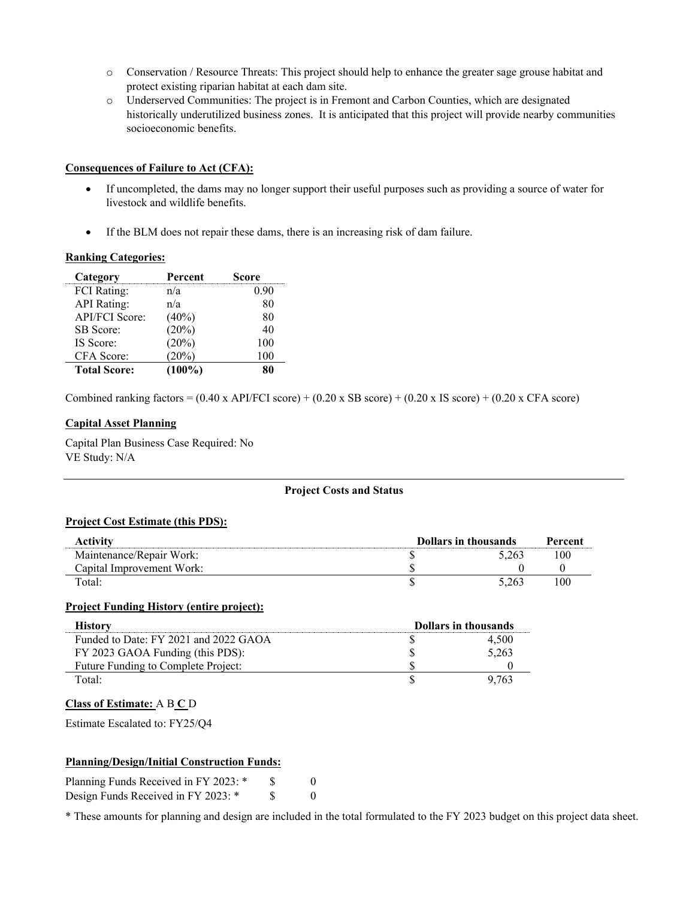- Conservation / Resource Threats: This project should help to enhance the greater sage grouse habitat and protect existing riparian habitat at each dam site.
- Underserved Communities: The project is in Fremont and Carbon Counties, which are designated historically underutilized business zones. It is anticipated that this project will provide nearby communities socioeconomic benefits.

**Consequences of Failure to Act (CFA):**

- If uncompleted, the dams may no longer support their useful purposes such as providing a source of water for livestock and wildlife benefits.
- If the BLM does not repair these dams, there is an increasing risk of dam failure.

**Ranking Categories:**

| Category | Percent | Score |
|---|---|---|
| FCI Rating: | n/a | 0.90 |
| API Rating: | n/a | 80 |
| API/FCI Score: | (40%) | 80 |
| SB Score: | (20%) | 40 |
| IS Score: | (20%) | 100 |
| CFA Score: | (20%) | 100 |
| **Total Score:** | **(100%)** | **80** |

Combined ranking factors = (0.40 x API/FCI score) + (0.20 x SB score) + (0.20 x IS score) + (0.20 x CFA score)

**Capital Asset Planning**

Capital Plan Business Case Required: No
VE Study: N/A

**Project Costs and Status**

**Project Cost Estimate (this PDS):**

| Activity | Dollars in thousands | | Percent |
|---|---|---|---|
| Maintenance/Repair Work: | $ | 5,263 | 100 |
| Capital Improvement Work: | $ | 0 | 0 |
| Total: | $ | 5,263 | 100 |

**Project Funding History (entire project):**

| History | Dollars in thousands | |
|---|---|---|
| Funded to Date: FY 2021 and 2022 GAOA | $ | 4,500 |
| FY 2023 GAOA Funding (this PDS): | $ | 5,263 |
| Future Funding to Complete Project: | $ | 0 |
| Total: | $ | 9,763 |

**Class of Estimate:** A B **C** D

Estimate Escalated to: FY25/Q4

**Planning/Design/Initial Construction Funds:**

Planning Funds Received in FY 2023: * $ 0
Design Funds Received in FY 2023: * $ 0

* These amounts for planning and design are included in the total formulated to the FY 2023 budget on this project data sheet.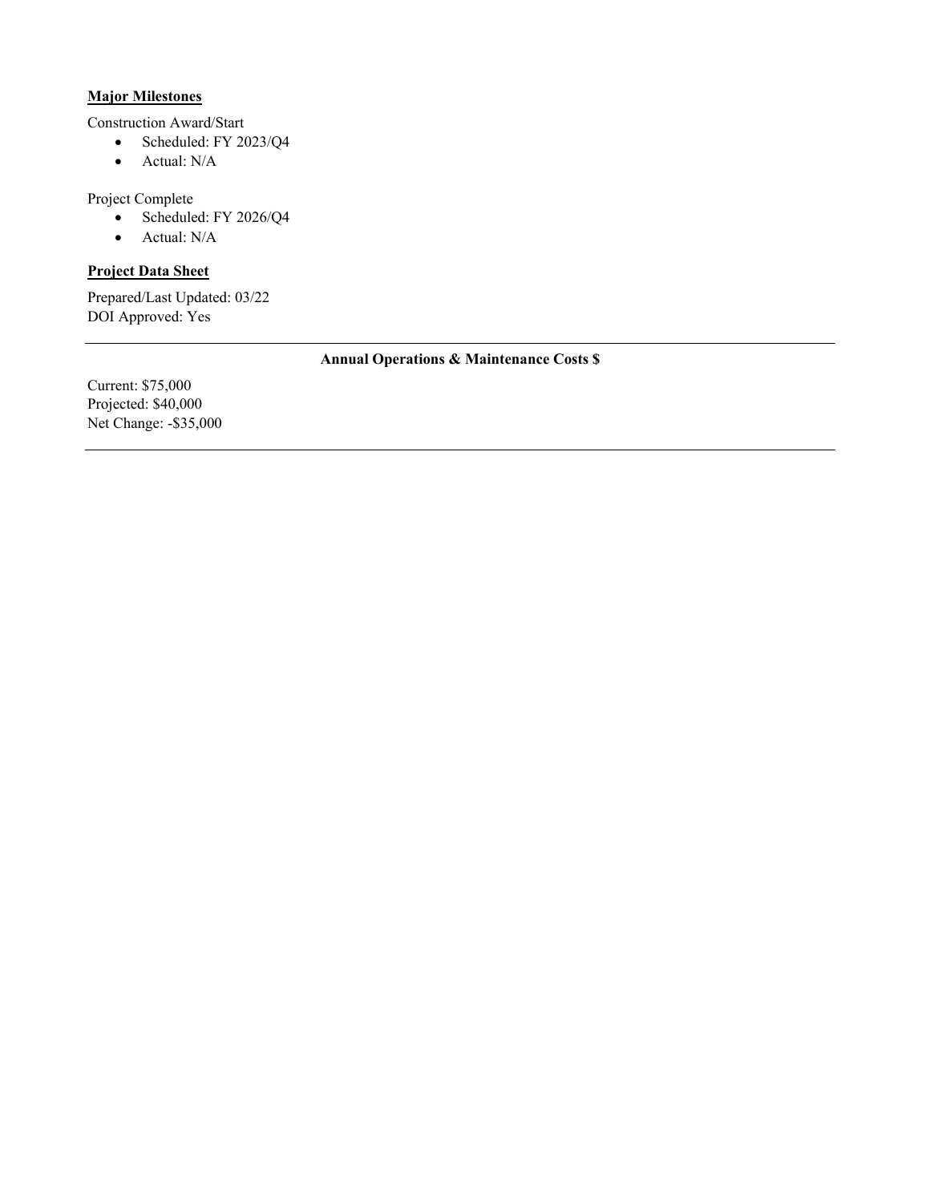**Major Milestones**

Construction Award/Start

- Scheduled: FY 2023/Q4
- Actual: N/A

Project Complete

- Scheduled: FY 2026/Q4
- Actual: N/A

**Project Data Sheet**

Prepared/Last Updated: 03/22
DOI Approved: Yes

---

**Annual Operations & Maintenance Costs $**

Current: $75,000
Projected: $40,000
Net Change: -$35,000

---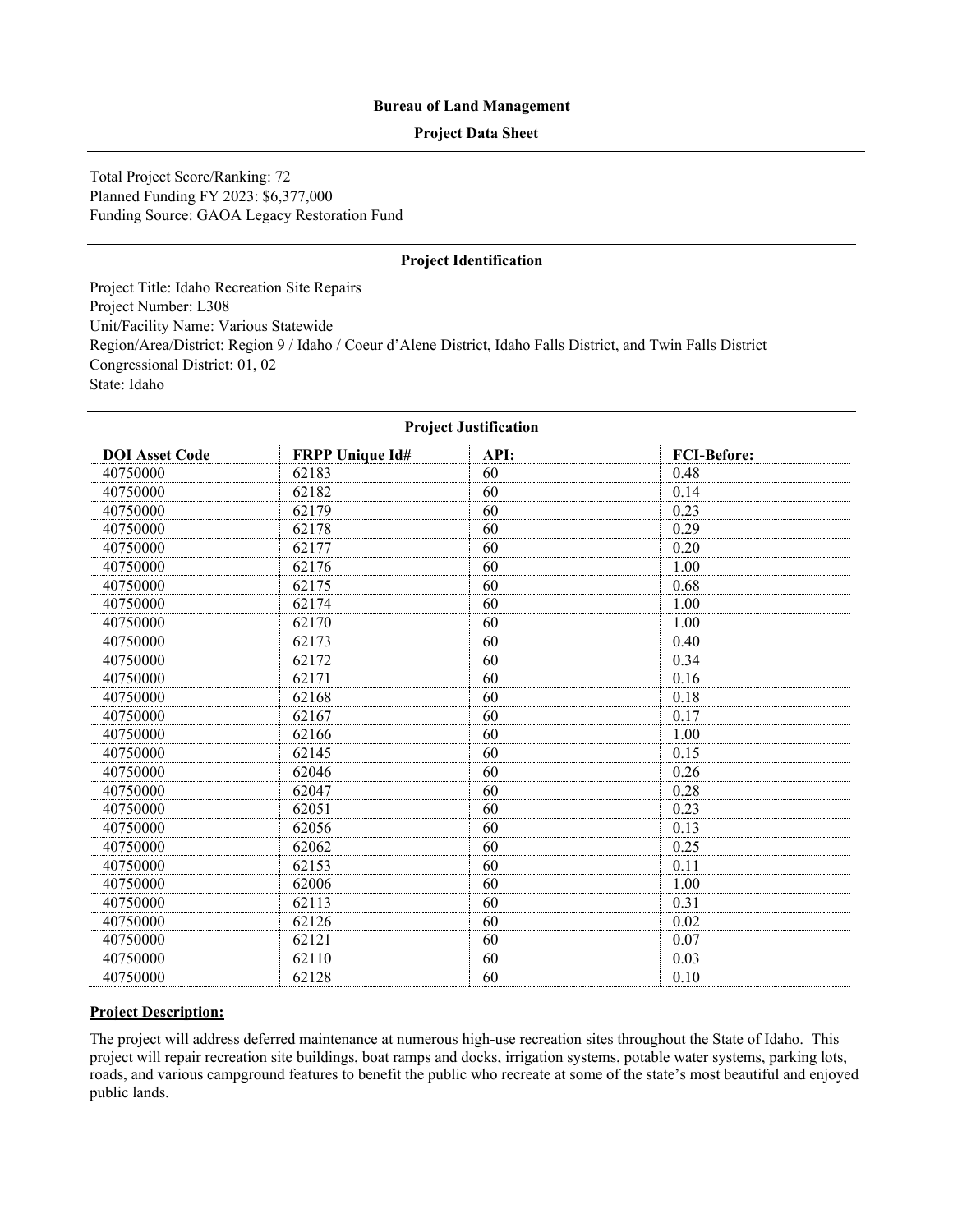**Bureau of Land Management**

**Project Data Sheet**

Total Project Score/Ranking: 72
Planned Funding FY 2023: $6,377,000
Funding Source: GAOA Legacy Restoration Fund

**Project Identification**

Project Title: Idaho Recreation Site Repairs
Project Number: L308
Unit/Facility Name: Various Statewide
Region/Area/District: Region 9 / Idaho / Coeur d'Alene District, Idaho Falls District, and Twin Falls District
Congressional District: 01, 02
State: Idaho

**Project Justification**

| DOI Asset Code | FRPP Unique Id# | API: | FCI-Before: |
|---|---|---|---|
| 40750000 | 62183 | 60 | 0.48 |
| 40750000 | 62182 | 60 | 0.14 |
| 40750000 | 62179 | 60 | 0.23 |
| 40750000 | 62178 | 60 | 0.29 |
| 40750000 | 62177 | 60 | 0.20 |
| 40750000 | 62176 | 60 | 1.00 |
| 40750000 | 62175 | 60 | 0.68 |
| 40750000 | 62174 | 60 | 1.00 |
| 40750000 | 62170 | 60 | 1.00 |
| 40750000 | 62173 | 60 | 0.40 |
| 40750000 | 62172 | 60 | 0.34 |
| 40750000 | 62171 | 60 | 0.16 |
| 40750000 | 62168 | 60 | 0.18 |
| 40750000 | 62167 | 60 | 0.17 |
| 40750000 | 62166 | 60 | 1.00 |
| 40750000 | 62145 | 60 | 0.15 |
| 40750000 | 62046 | 60 | 0.26 |
| 40750000 | 62047 | 60 | 0.28 |
| 40750000 | 62051 | 60 | 0.23 |
| 40750000 | 62056 | 60 | 0.13 |
| 40750000 | 62062 | 60 | 0.25 |
| 40750000 | 62153 | 60 | 0.11 |
| 40750000 | 62006 | 60 | 1.00 |
| 40750000 | 62113 | 60 | 0.31 |
| 40750000 | 62126 | 60 | 0.02 |
| 40750000 | 62121 | 60 | 0.07 |
| 40750000 | 62110 | 60 | 0.03 |
| 40750000 | 62128 | 60 | 0.10 |

**Project Description:**

The project will address deferred maintenance at numerous high-use recreation sites throughout the State of Idaho. This project will repair recreation site buildings, boat ramps and docks, irrigation systems, potable water systems, parking lots, roads, and various campground features to benefit the public who recreate at some of the state's most beautiful and enjoyed public lands.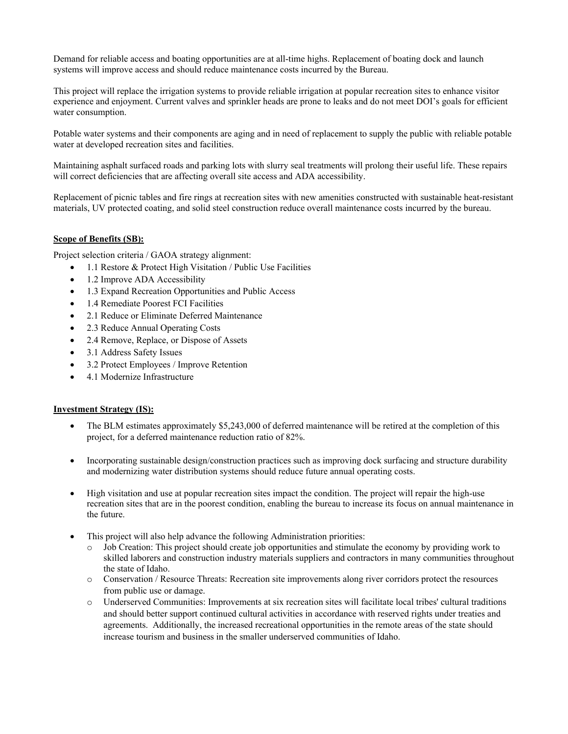Demand for reliable access and boating opportunities are at all-time highs. Replacement of boating dock and launch systems will improve access and should reduce maintenance costs incurred by the Bureau.

This project will replace the irrigation systems to provide reliable irrigation at popular recreation sites to enhance visitor experience and enjoyment. Current valves and sprinkler heads are prone to leaks and do not meet DOI's goals for efficient water consumption.

Potable water systems and their components are aging and in need of replacement to supply the public with reliable potable water at developed recreation sites and facilities.

Maintaining asphalt surfaced roads and parking lots with slurry seal treatments will prolong their useful life. These repairs will correct deficiencies that are affecting overall site access and ADA accessibility.

Replacement of picnic tables and fire rings at recreation sites with new amenities constructed with sustainable heat-resistant materials, UV protected coating, and solid steel construction reduce overall maintenance costs incurred by the bureau.

**Scope of Benefits (SB):**

Project selection criteria / GAOA strategy alignment:

- 1.1 Restore & Protect High Visitation / Public Use Facilities
- 1.2 Improve ADA Accessibility
- 1.3 Expand Recreation Opportunities and Public Access
- 1.4 Remediate Poorest FCI Facilities
- 2.1 Reduce or Eliminate Deferred Maintenance
- 2.3 Reduce Annual Operating Costs
- 2.4 Remove, Replace, or Dispose of Assets
- 3.1 Address Safety Issues
- 3.2 Protect Employees / Improve Retention
- 4.1 Modernize Infrastructure

**Investment Strategy (IS):**

- The BLM estimates approximately $5,243,000 of deferred maintenance will be retired at the completion of this project, for a deferred maintenance reduction ratio of 82%.
- Incorporating sustainable design/construction practices such as improving dock surfacing and structure durability and modernizing water distribution systems should reduce future annual operating costs.
- High visitation and use at popular recreation sites impact the condition. The project will repair the high-use recreation sites that are in the poorest condition, enabling the bureau to increase its focus on annual maintenance in the future.
- This project will also help advance the following Administration priorities:
  - Job Creation: This project should create job opportunities and stimulate the economy by providing work to skilled laborers and construction industry materials suppliers and contractors in many communities throughout the state of Idaho.
  - Conservation / Resource Threats: Recreation site improvements along river corridors protect the resources from public use or damage.
  - Underserved Communities: Improvements at six recreation sites will facilitate local tribes' cultural traditions and should better support continued cultural activities in accordance with reserved rights under treaties and agreements. Additionally, the increased recreational opportunities in the remote areas of the state should increase tourism and business in the smaller underserved communities of Idaho.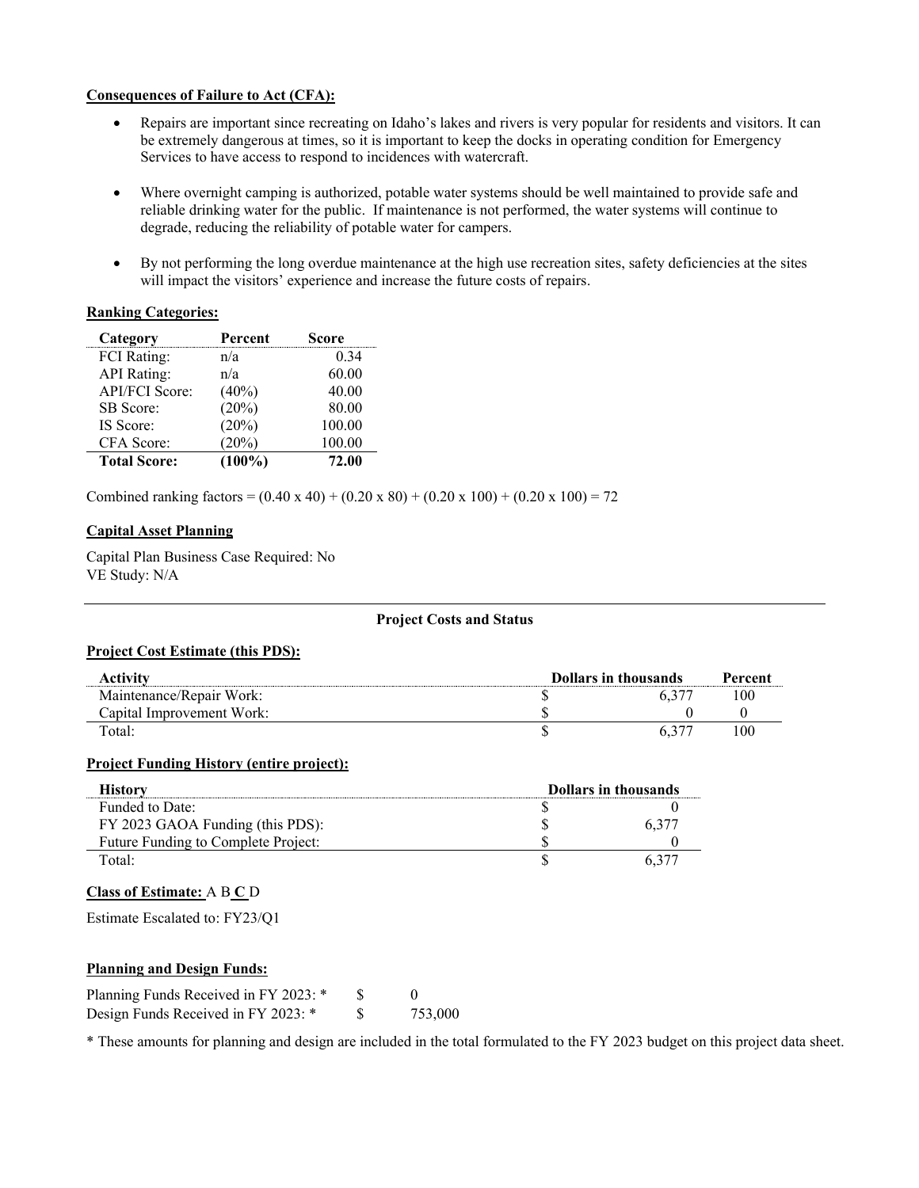**Consequences of Failure to Act (CFA):**

- Repairs are important since recreating on Idaho's lakes and rivers is very popular for residents and visitors. It can be extremely dangerous at times, so it is important to keep the docks in operating condition for Emergency Services to have access to respond to incidences with watercraft.
- Where overnight camping is authorized, potable water systems should be well maintained to provide safe and reliable drinking water for the public. If maintenance is not performed, the water systems will continue to degrade, reducing the reliability of potable water for campers.
- By not performing the long overdue maintenance at the high use recreation sites, safety deficiencies at the sites will impact the visitors' experience and increase the future costs of repairs.

**Ranking Categories:**

| Category | Percent | Score |
|---|---|---|
| FCI Rating: | n/a | 0.34 |
| API Rating: | n/a | 60.00 |
| API/FCI Score: | (40%) | 40.00 |
| SB Score: | (20%) | 80.00 |
| IS Score: | (20%) | 100.00 |
| CFA Score: | (20%) | 100.00 |
| **Total Score:** | **(100%)** | **72.00** |

Combined ranking factors = (0.40 x 40) + (0.20 x 80) + (0.20 x 100) + (0.20 x 100) = 72

**Capital Asset Planning**

Capital Plan Business Case Required: No
VE Study: N/A

---

**Project Costs and Status**

**Project Cost Estimate (this PDS):**

| Activity | Dollars in thousands | | Percent |
|---|---|---|---|
| Maintenance/Repair Work: | $ | 6,377 | 100 |
| Capital Improvement Work: | $ | 0 | 0 |
| Total: | $ | 6,377 | 100 |

**Project Funding History (entire project):**

| History | Dollars in thousands | |
|---|---|---|
| Funded to Date: | $ | 0 |
| FY 2023 GAOA Funding (this PDS): | $ | 6,377 |
| Future Funding to Complete Project: | $ | 0 |
| Total: | $ | 6,377 |

**Class of Estimate:** A B **C** D

Estimate Escalated to: FY23/Q1

**Planning and Design Funds:**

Planning Funds Received in FY 2023: * $ 0
Design Funds Received in FY 2023: * $ 753,000

* These amounts for planning and design are included in the total formulated to the FY 2023 budget on this project data sheet.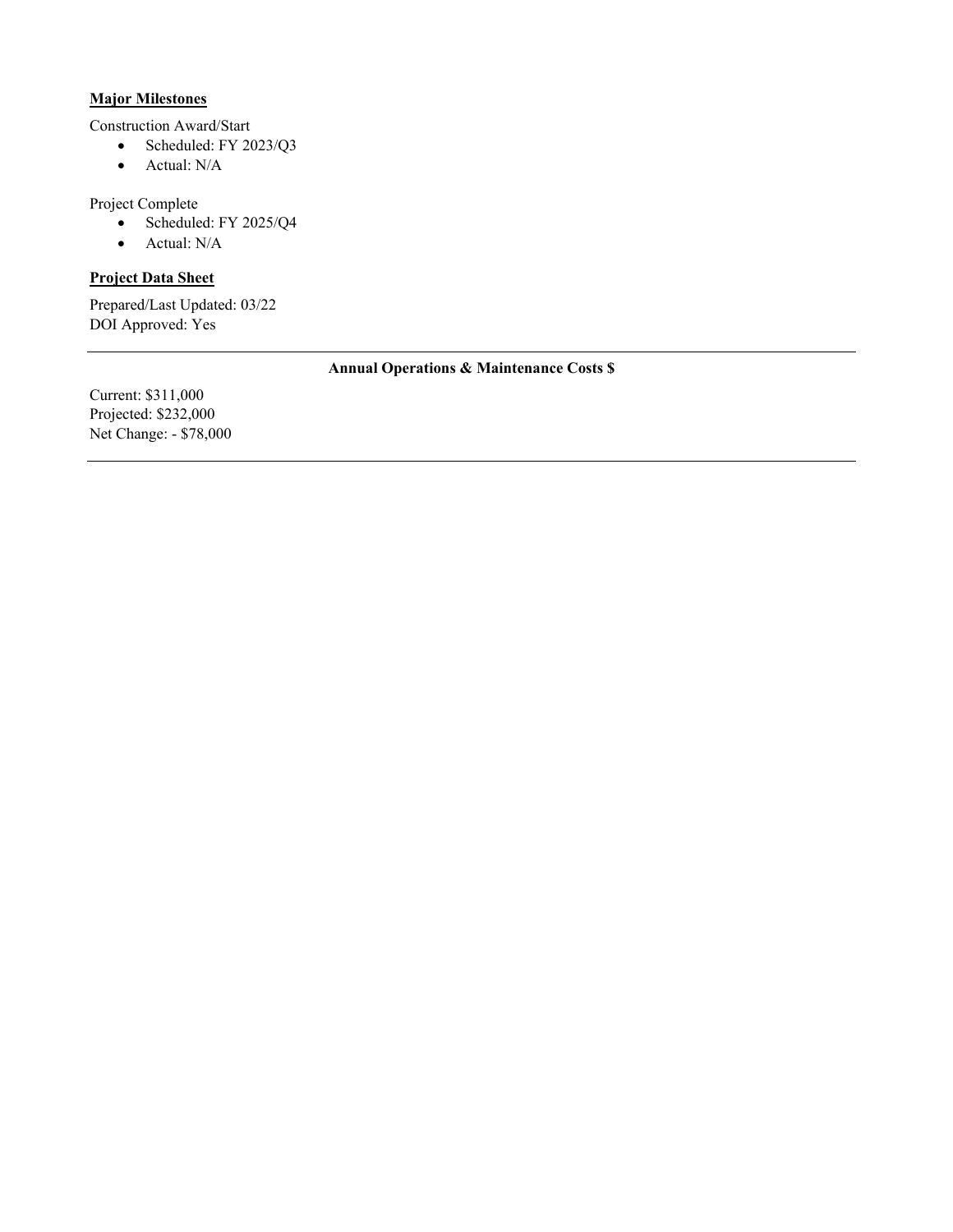**Major Milestones**

Construction Award/Start

- Scheduled: FY 2023/Q3
- Actual: N/A

Project Complete

- Scheduled: FY 2025/Q4
- Actual: N/A

**Project Data Sheet**

Prepared/Last Updated: 03/22
DOI Approved: Yes

---

**Annual Operations & Maintenance Costs $**

Current: $311,000
Projected: $232,000
Net Change: - $78,000

---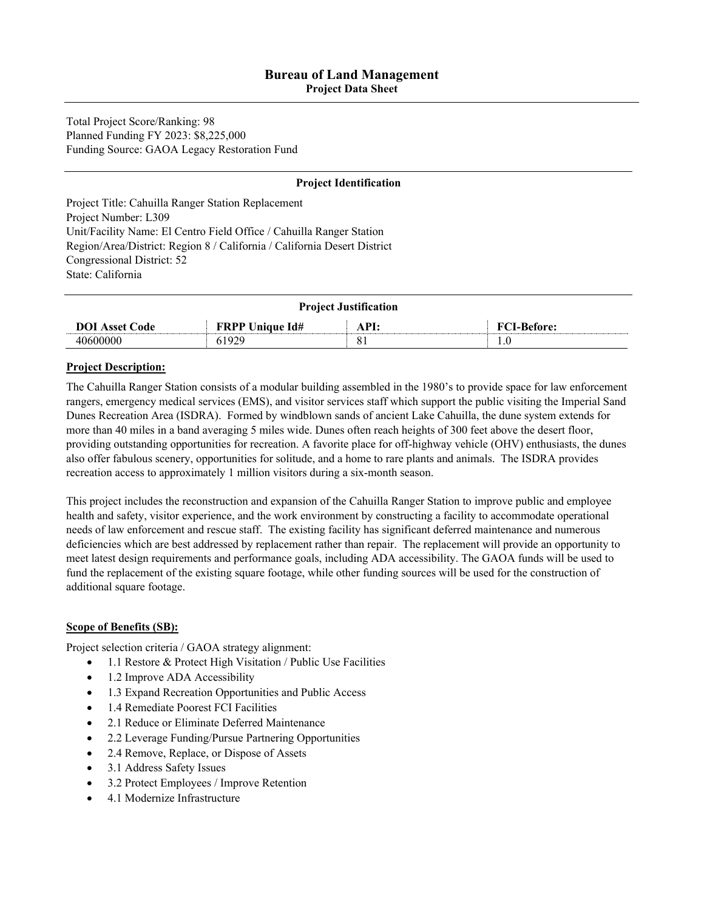# Bureau of Land Management

## Project Data Sheet

Total Project Score/Ranking: 98
Planned Funding FY 2023: $8,225,000
Funding Source: GAOA Legacy Restoration Fund

### Project Identification

Project Title: Cahuilla Ranger Station Replacement
Project Number: L309
Unit/Facility Name: El Centro Field Office / Cahuilla Ranger Station
Region/Area/District: Region 8 / California / California Desert District
Congressional District: 52
State: California

### Project Justification

| DOI Asset Code | FRPP Unique Id# | API: | FCI-Before: |
|---|---|---|---|
| 40600000 | 61929 | 81 | 1.0 |

**Project Description:**

The Cahuilla Ranger Station consists of a modular building assembled in the 1980's to provide space for law enforcement rangers, emergency medical services (EMS), and visitor services staff which support the public visiting the Imperial Sand Dunes Recreation Area (ISDRA). Formed by windblown sands of ancient Lake Cahuilla, the dune system extends for more than 40 miles in a band averaging 5 miles wide. Dunes often reach heights of 300 feet above the desert floor, providing outstanding opportunities for recreation. A favorite place for off-highway vehicle (OHV) enthusiasts, the dunes also offer fabulous scenery, opportunities for solitude, and a home to rare plants and animals. The ISDRA provides recreation access to approximately 1 million visitors during a six-month season.

This project includes the reconstruction and expansion of the Cahuilla Ranger Station to improve public and employee health and safety, visitor experience, and the work environment by constructing a facility to accommodate operational needs of law enforcement and rescue staff. The existing facility has significant deferred maintenance and numerous deficiencies which are best addressed by replacement rather than repair. The replacement will provide an opportunity to meet latest design requirements and performance goals, including ADA accessibility. The GAOA funds will be used to fund the replacement of the existing square footage, while other funding sources will be used for the construction of additional square footage.

**Scope of Benefits (SB):**

Project selection criteria / GAOA strategy alignment:

- 1.1 Restore & Protect High Visitation / Public Use Facilities
- 1.2 Improve ADA Accessibility
- 1.3 Expand Recreation Opportunities and Public Access
- 1.4 Remediate Poorest FCI Facilities
- 2.1 Reduce or Eliminate Deferred Maintenance
- 2.2 Leverage Funding/Pursue Partnering Opportunities
- 2.4 Remove, Replace, or Dispose of Assets
- 3.1 Address Safety Issues
- 3.2 Protect Employees / Improve Retention
- 4.1 Modernize Infrastructure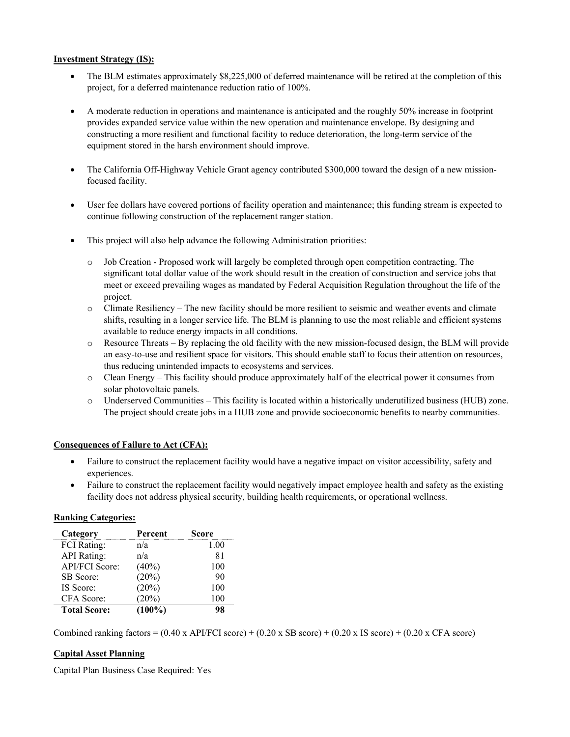**Investment Strategy (IS):**

- The BLM estimates approximately $8,225,000 of deferred maintenance will be retired at the completion of this project, for a deferred maintenance reduction ratio of 100%.
- A moderate reduction in operations and maintenance is anticipated and the roughly 50% increase in footprint provides expanded service value within the new operation and maintenance envelope. By designing and constructing a more resilient and functional facility to reduce deterioration, the long-term service of the equipment stored in the harsh environment should improve.
- The California Off-Highway Vehicle Grant agency contributed $300,000 toward the design of a new mission-focused facility.
- User fee dollars have covered portions of facility operation and maintenance; this funding stream is expected to continue following construction of the replacement ranger station.
- This project will also help advance the following Administration priorities:
  - Job Creation - Proposed work will largely be completed through open competition contracting. The significant total dollar value of the work should result in the creation of construction and service jobs that meet or exceed prevailing wages as mandated by Federal Acquisition Regulation throughout the life of the project.
  - Climate Resiliency – The new facility should be more resilient to seismic and weather events and climate shifts, resulting in a longer service life. The BLM is planning to use the most reliable and efficient systems available to reduce energy impacts in all conditions.
  - Resource Threats – By replacing the old facility with the new mission-focused design, the BLM will provide an easy-to-use and resilient space for visitors. This should enable staff to focus their attention on resources, thus reducing unintended impacts to ecosystems and services.
  - Clean Energy – This facility should produce approximately half of the electrical power it consumes from solar photovoltaic panels.
  - Underserved Communities – This facility is located within a historically underutilized business (HUB) zone. The project should create jobs in a HUB zone and provide socioeconomic benefits to nearby communities.

**Consequences of Failure to Act (CFA):**

- Failure to construct the replacement facility would have a negative impact on visitor accessibility, safety and experiences.
- Failure to construct the replacement facility would negatively impact employee health and safety as the existing facility does not address physical security, building health requirements, or operational wellness.

**Ranking Categories:**

| Category | Percent | Score |
|---|---|---|
| FCI Rating: | n/a | 1.00 |
| API Rating: | n/a | 81 |
| API/FCI Score: | (40%) | 100 |
| SB Score: | (20%) | 90 |
| IS Score: | (20%) | 100 |
| CFA Score: | (20%) | 100 |
| **Total Score:** | **(100%)** | **98** |

Combined ranking factors = (0.40 x API/FCI score) + (0.20 x SB score) + (0.20 x IS score) + (0.20 x CFA score)

**Capital Asset Planning**

Capital Plan Business Case Required: Yes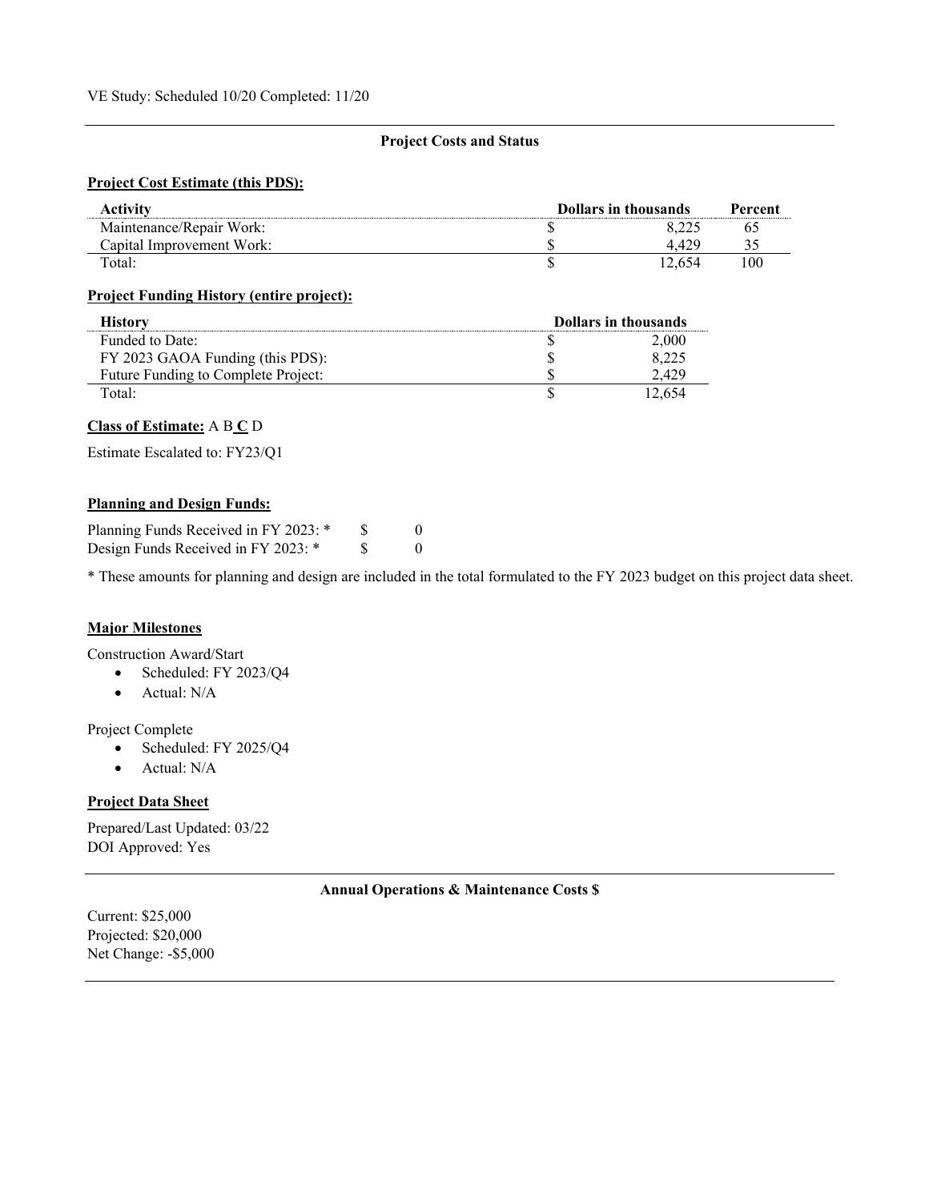VE Study: Scheduled 10/20 Completed: 11/20

## Project Costs and Status

**Project Cost Estimate (this PDS):**

| Activity | Dollars in thousands | Percent |
|---|---|---|
| Maintenance/Repair Work: | $ 8,225 | 65 |
| Capital Improvement Work: | $ 4,429 | 35 |
| Total: | $ 12,654 | 100 |

**Project Funding History (entire project):**

| History | Dollars in thousands |
|---|---|
| Funded to Date: | $ 2,000 |
| FY 2023 GAOA Funding (this PDS): | $ 8,225 |
| Future Funding to Complete Project: | $ 2,429 |
| Total: | $ 12,654 |

**Class of Estimate:** A B **C** D

Estimate Escalated to: FY23/Q1

**Planning and Design Funds:**

Planning Funds Received in FY 2023: * $ 0
Design Funds Received in FY 2023: * $ 0

* These amounts for planning and design are included in the total formulated to the FY 2023 budget on this project data sheet.

**Major Milestones**

Construction Award/Start

- Scheduled: FY 2023/Q4
- Actual: N/A

Project Complete

- Scheduled: FY 2025/Q4
- Actual: N/A

**Project Data Sheet**

Prepared/Last Updated: 03/22
DOI Approved: Yes

## Annual Operations & Maintenance Costs $

Current: $25,000
Projected: $20,000
Net Change: -$5,000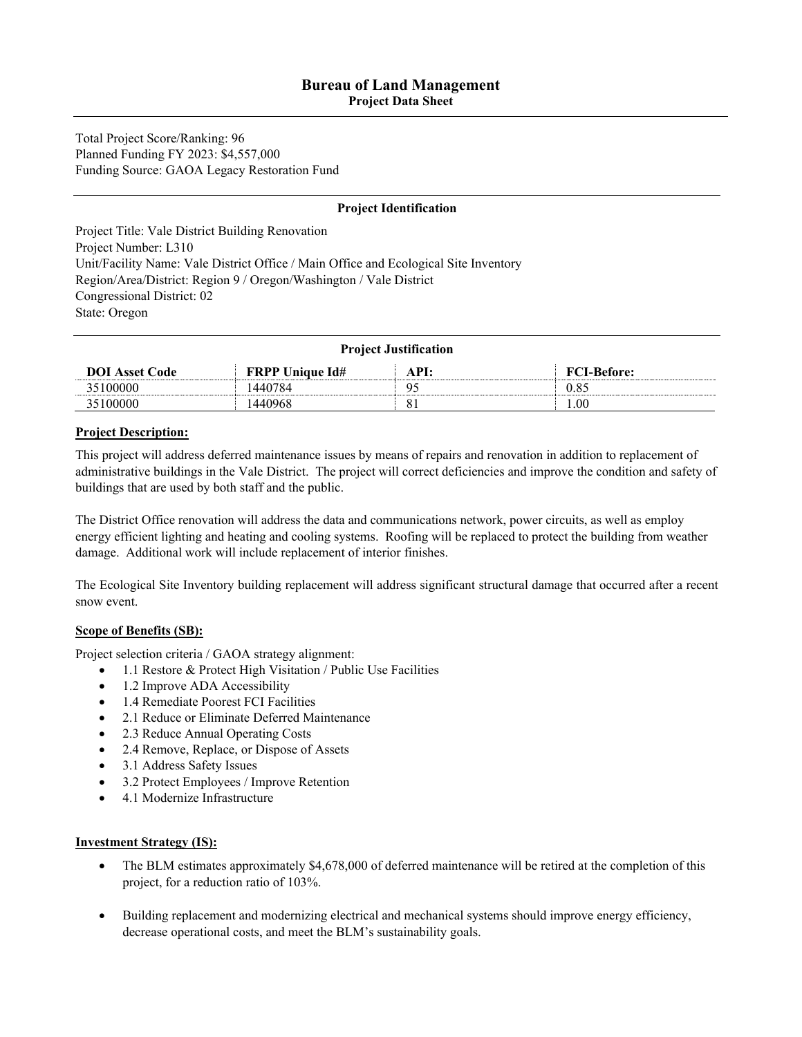# Bureau of Land Management

## Project Data Sheet

Total Project Score/Ranking: 96
Planned Funding FY 2023: $4,557,000
Funding Source: GAOA Legacy Restoration Fund

### Project Identification

Project Title: Vale District Building Renovation
Project Number: L310
Unit/Facility Name: Vale District Office / Main Office and Ecological Site Inventory
Region/Area/District: Region 9 / Oregon/Washington / Vale District
Congressional District: 02
State: Oregon

### Project Justification

| DOI Asset Code | FRPP Unique Id# | API: | FCI-Before: |
|---|---|---|---|
| 35100000 | 1440784 | 95 | 0.85 |
| 35100000 | 1440968 | 81 | 1.00 |

**Project Description:**

This project will address deferred maintenance issues by means of repairs and renovation in addition to replacement of administrative buildings in the Vale District. The project will correct deficiencies and improve the condition and safety of buildings that are used by both staff and the public.

The District Office renovation will address the data and communications network, power circuits, as well as employ energy efficient lighting and heating and cooling systems. Roofing will be replaced to protect the building from weather damage. Additional work will include replacement of interior finishes.

The Ecological Site Inventory building replacement will address significant structural damage that occurred after a recent snow event.

**Scope of Benefits (SB):**

Project selection criteria / GAOA strategy alignment:

- 1.1 Restore & Protect High Visitation / Public Use Facilities
- 1.2 Improve ADA Accessibility
- 1.4 Remediate Poorest FCI Facilities
- 2.1 Reduce or Eliminate Deferred Maintenance
- 2.3 Reduce Annual Operating Costs
- 2.4 Remove, Replace, or Dispose of Assets
- 3.1 Address Safety Issues
- 3.2 Protect Employees / Improve Retention
- 4.1 Modernize Infrastructure

**Investment Strategy (IS):**

- The BLM estimates approximately $4,678,000 of deferred maintenance will be retired at the completion of this project, for a reduction ratio of 103%.
- Building replacement and modernizing electrical and mechanical systems should improve energy efficiency, decrease operational costs, and meet the BLM's sustainability goals.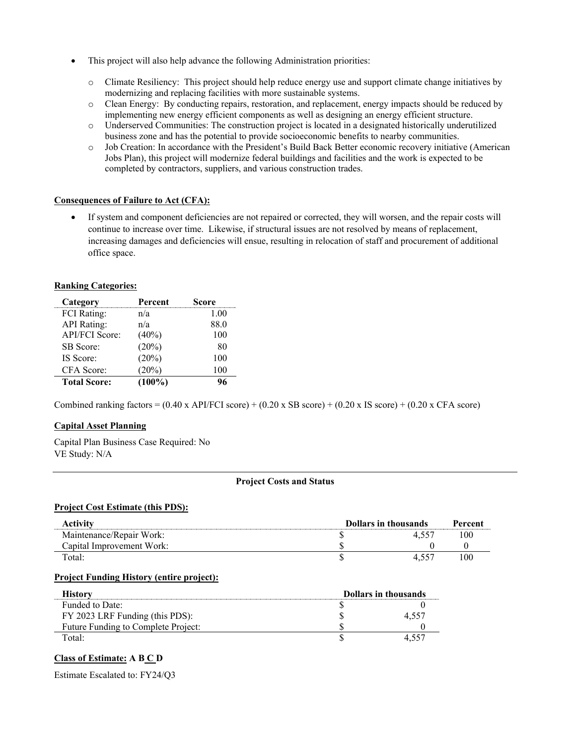- This project will also help advance the following Administration priorities:
  - Climate Resiliency: This project should help reduce energy use and support climate change initiatives by modernizing and replacing facilities with more sustainable systems.
  - Clean Energy: By conducting repairs, restoration, and replacement, energy impacts should be reduced by implementing new energy efficient components as well as designing an energy efficient structure.
  - Underserved Communities: The construction project is located in a designated historically underutilized business zone and has the potential to provide socioeconomic benefits to nearby communities.
  - Job Creation: In accordance with the President's Build Back Better economic recovery initiative (American Jobs Plan), this project will modernize federal buildings and facilities and the work is expected to be completed by contractors, suppliers, and various construction trades.

**Consequences of Failure to Act (CFA):**

- If system and component deficiencies are not repaired or corrected, they will worsen, and the repair costs will continue to increase over time. Likewise, if structural issues are not resolved by means of replacement, increasing damages and deficiencies will ensue, resulting in relocation of staff and procurement of additional office space.

**Ranking Categories:**

| Category | Percent | Score |
|---|---|---|
| FCI Rating: | n/a | 1.00 |
| API Rating: | n/a | 88.0 |
| API/FCI Score: | (40%) | 100 |
| SB Score: | (20%) | 80 |
| IS Score: | (20%) | 100 |
| CFA Score: | (20%) | 100 |
| **Total Score:** | **(100%)** | **96** |

Combined ranking factors = (0.40 x API/FCI score) + (0.20 x SB score) + (0.20 x IS score) + (0.20 x CFA score)

**Capital Asset Planning**

Capital Plan Business Case Required: No
VE Study: N/A

---

**Project Costs and Status**

**Project Cost Estimate (this PDS):**

| Activity | Dollars in thousands | Percent |
|---|---|---|
| Maintenance/Repair Work: | $ 4,557 | 100 |
| Capital Improvement Work: | $ 0 | 0 |
| Total: | $ 4,557 | 100 |

**Project Funding History (entire project):**

| History | Dollars in thousands |
|---|---|
| Funded to Date: | $ 0 |
| FY 2023 LRF Funding (this PDS): | $ 4,557 |
| Future Funding to Complete Project: | $ 0 |
| Total: | $ 4,557 |

**Class of Estimate:** **A B <u>C</u> D**

Estimate Escalated to: FY24/Q3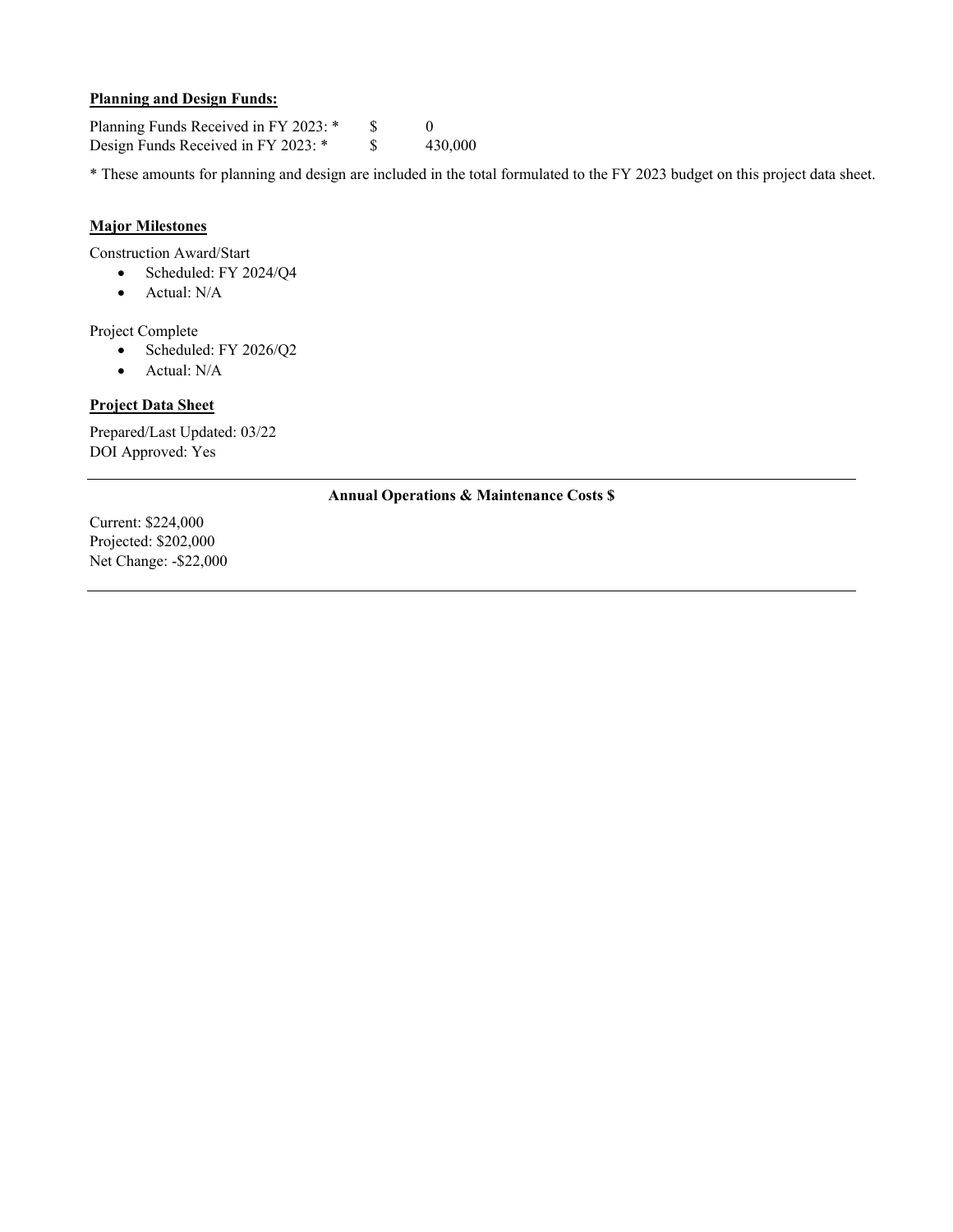**Planning and Design Funds:**

Planning Funds Received in FY 2023: * $ 0
Design Funds Received in FY 2023: * $ 430,000

* These amounts for planning and design are included in the total formulated to the FY 2023 budget on this project data sheet.

**Major Milestones**

Construction Award/Start

- Scheduled: FY 2024/Q4
- Actual: N/A

Project Complete

- Scheduled: FY 2026/Q2
- Actual: N/A

**Project Data Sheet**

Prepared/Last Updated: 03/22
DOI Approved: Yes

---

**Annual Operations & Maintenance Costs $**

Current: $224,000
Projected: $202,000
Net Change: -$22,000

---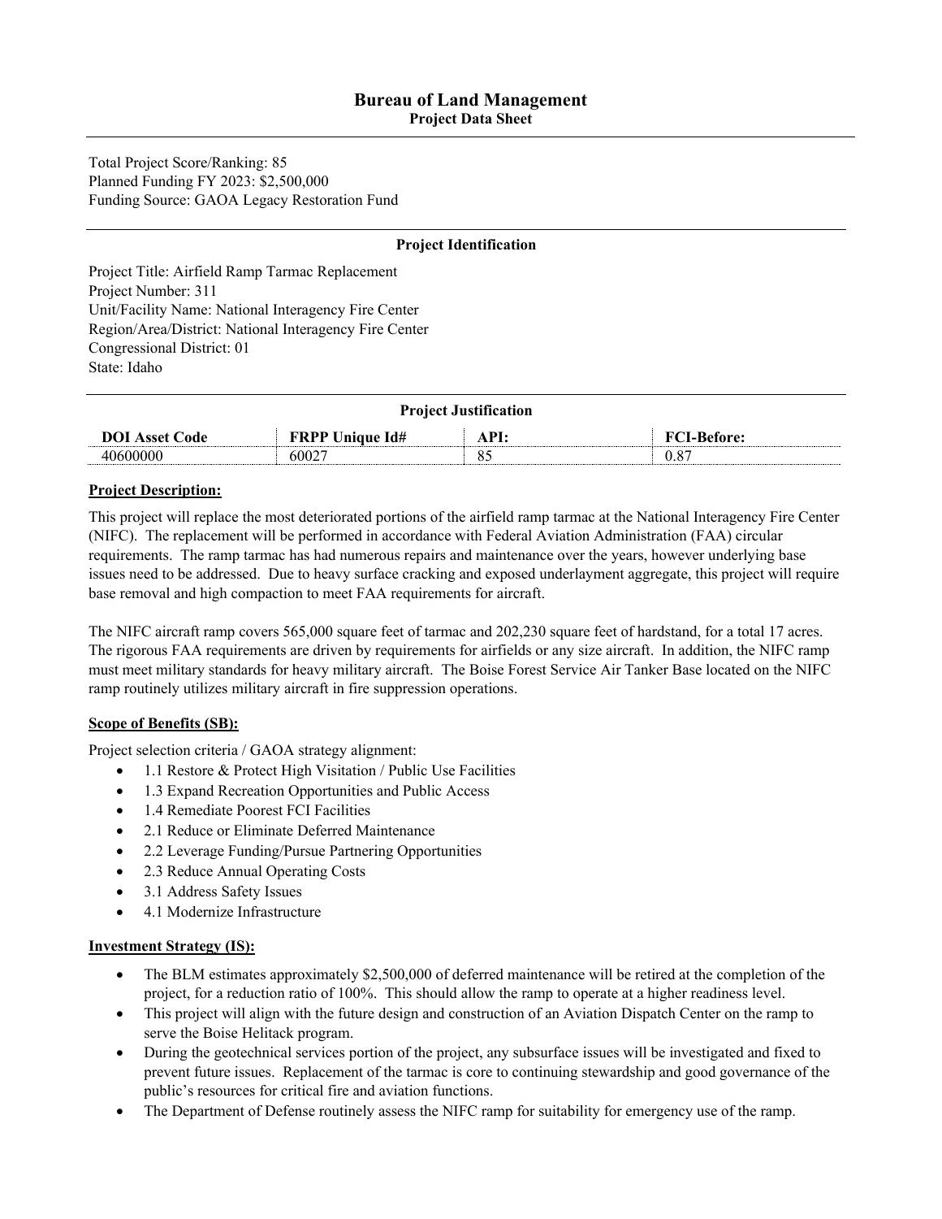# Bureau of Land Management

## Project Data Sheet

Total Project Score/Ranking: 85
Planned Funding FY 2023: $2,500,000
Funding Source: GAOA Legacy Restoration Fund

### Project Identification

Project Title: Airfield Ramp Tarmac Replacement
Project Number: 311
Unit/Facility Name: National Interagency Fire Center
Region/Area/District: National Interagency Fire Center
Congressional District: 01
State: Idaho

### Project Justification

| DOI Asset Code | FRPP Unique Id# | API: | FCI-Before: |
|---|---|---|---|
| 40600000 | 60027 | 85 | 0.87 |

**Project Description:**

This project will replace the most deteriorated portions of the airfield ramp tarmac at the National Interagency Fire Center (NIFC). The replacement will be performed in accordance with Federal Aviation Administration (FAA) circular requirements. The ramp tarmac has had numerous repairs and maintenance over the years, however underlying base issues need to be addressed. Due to heavy surface cracking and exposed underlayment aggregate, this project will require base removal and high compaction to meet FAA requirements for aircraft.

The NIFC aircraft ramp covers 565,000 square feet of tarmac and 202,230 square feet of hardstand, for a total 17 acres. The rigorous FAA requirements are driven by requirements for airfields or any size aircraft. In addition, the NIFC ramp must meet military standards for heavy military aircraft. The Boise Forest Service Air Tanker Base located on the NIFC ramp routinely utilizes military aircraft in fire suppression operations.

**Scope of Benefits (SB):**

Project selection criteria / GAOA strategy alignment:

- 1.1 Restore & Protect High Visitation / Public Use Facilities
- 1.3 Expand Recreation Opportunities and Public Access
- 1.4 Remediate Poorest FCI Facilities
- 2.1 Reduce or Eliminate Deferred Maintenance
- 2.2 Leverage Funding/Pursue Partnering Opportunities
- 2.3 Reduce Annual Operating Costs
- 3.1 Address Safety Issues
- 4.1 Modernize Infrastructure

**Investment Strategy (IS):**

- The BLM estimates approximately $2,500,000 of deferred maintenance will be retired at the completion of the project, for a reduction ratio of 100%. This should allow the ramp to operate at a higher readiness level.
- This project will align with the future design and construction of an Aviation Dispatch Center on the ramp to serve the Boise Helitack program.
- During the geotechnical services portion of the project, any subsurface issues will be investigated and fixed to prevent future issues. Replacement of the tarmac is core to continuing stewardship and good governance of the public's resources for critical fire and aviation functions.
- The Department of Defense routinely assess the NIFC ramp for suitability for emergency use of the ramp.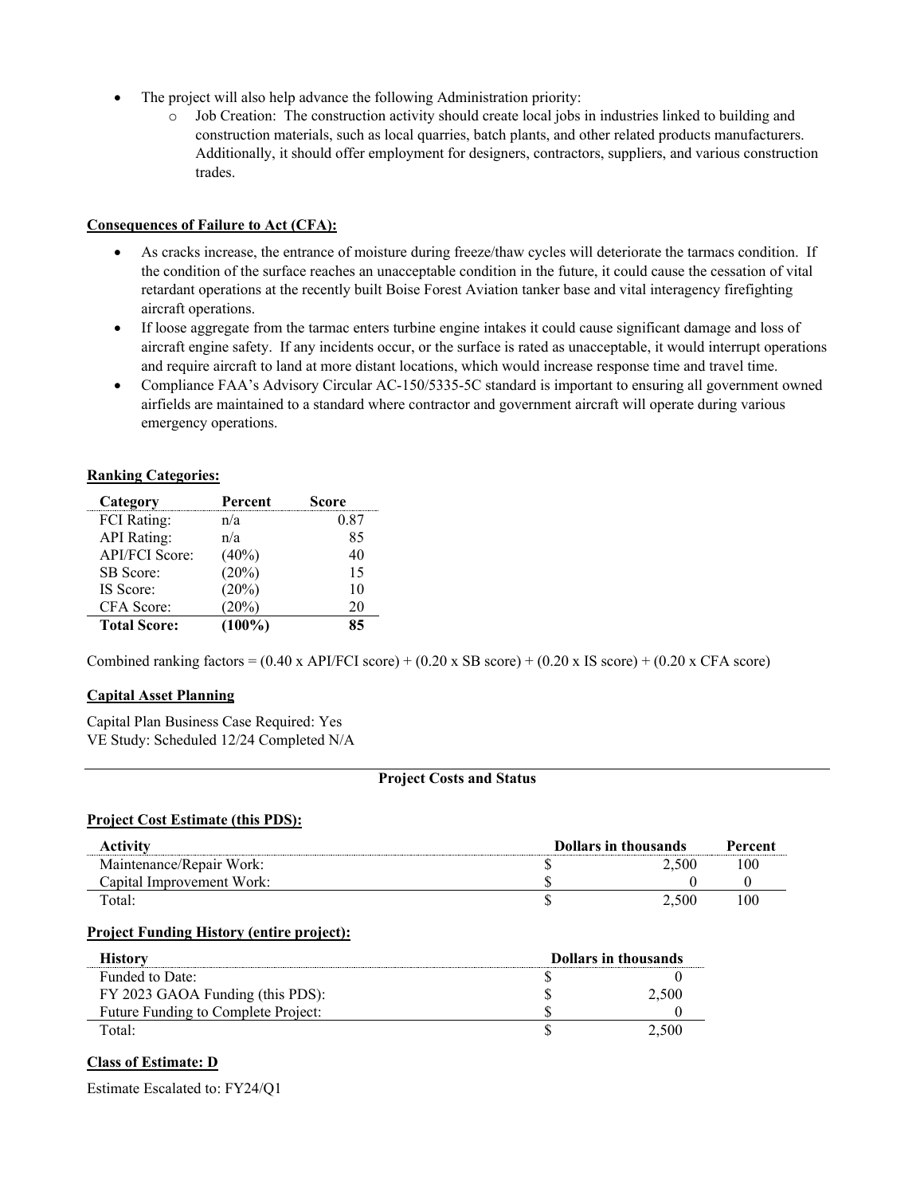- The project will also help advance the following Administration priority:
  - Job Creation: The construction activity should create local jobs in industries linked to building and construction materials, such as local quarries, batch plants, and other related products manufacturers. Additionally, it should offer employment for designers, contractors, suppliers, and various construction trades.

**Consequences of Failure to Act (CFA):**

- As cracks increase, the entrance of moisture during freeze/thaw cycles will deteriorate the tarmacs condition. If the condition of the surface reaches an unacceptable condition in the future, it could cause the cessation of vital retardant operations at the recently built Boise Forest Aviation tanker base and vital interagency firefighting aircraft operations.
- If loose aggregate from the tarmac enters turbine engine intakes it could cause significant damage and loss of aircraft engine safety. If any incidents occur, or the surface is rated as unacceptable, it would interrupt operations and require aircraft to land at more distant locations, which would increase response time and travel time.
- Compliance FAA's Advisory Circular AC-150/5335-5C standard is important to ensuring all government owned airfields are maintained to a standard where contractor and government aircraft will operate during various emergency operations.

**Ranking Categories:**

| Category | Percent | Score |
|---|---|---|
| FCI Rating: | n/a | 0.87 |
| API Rating: | n/a | 85 |
| API/FCI Score: | (40%) | 40 |
| SB Score: | (20%) | 15 |
| IS Score: | (20%) | 10 |
| CFA Score: | (20%) | 20 |
| **Total Score:** | **(100%)** | **85** |

Combined ranking factors = (0.40 x API/FCI score) + (0.20 x SB score) + (0.20 x IS score) + (0.20 x CFA score)

**Capital Asset Planning**

Capital Plan Business Case Required: Yes
VE Study: Scheduled 12/24 Completed N/A

**Project Costs and Status**

**Project Cost Estimate (this PDS):**

| Activity | Dollars in thousands | | Percent |
|---|---|---|---|
| Maintenance/Repair Work: | $ | 2,500 | 100 |
| Capital Improvement Work: | $ | 0 | 0 |
| Total: | $ | 2,500 | 100 |

**Project Funding History (entire project):**

| History | Dollars in thousands | |
|---|---|---|
| Funded to Date: | $ | 0 |
| FY 2023 GAOA Funding (this PDS): | $ | 2,500 |
| Future Funding to Complete Project: | $ | 0 |
| Total: | $ | 2,500 |

**Class of Estimate: D**

Estimate Escalated to: FY24/Q1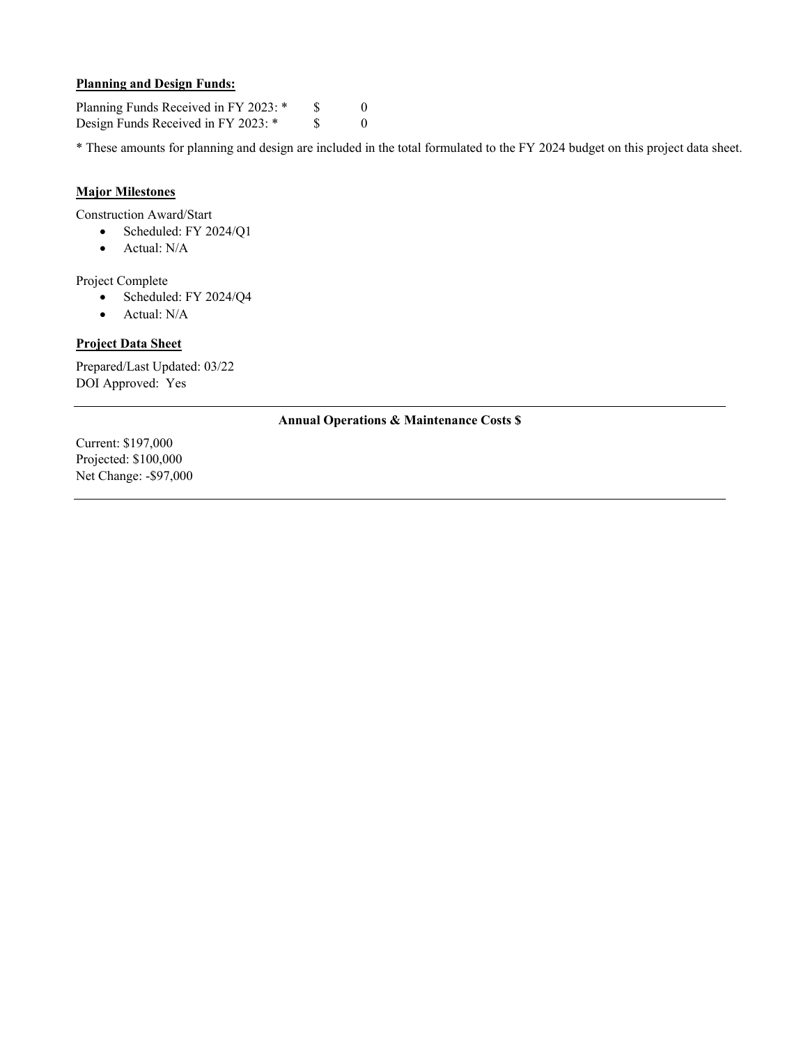**Planning and Design Funds:**

Planning Funds Received in FY 2023: * $ 0
Design Funds Received in FY 2023: * $ 0

* These amounts for planning and design are included in the total formulated to the FY 2024 budget on this project data sheet.

**Major Milestones**

Construction Award/Start

- Scheduled: FY 2024/Q1
- Actual: N/A

Project Complete

- Scheduled: FY 2024/Q4
- Actual: N/A

**Project Data Sheet**

Prepared/Last Updated: 03/22
DOI Approved: Yes

---

**Annual Operations & Maintenance Costs $**

Current: $197,000
Projected: $100,000
Net Change: -$97,000

---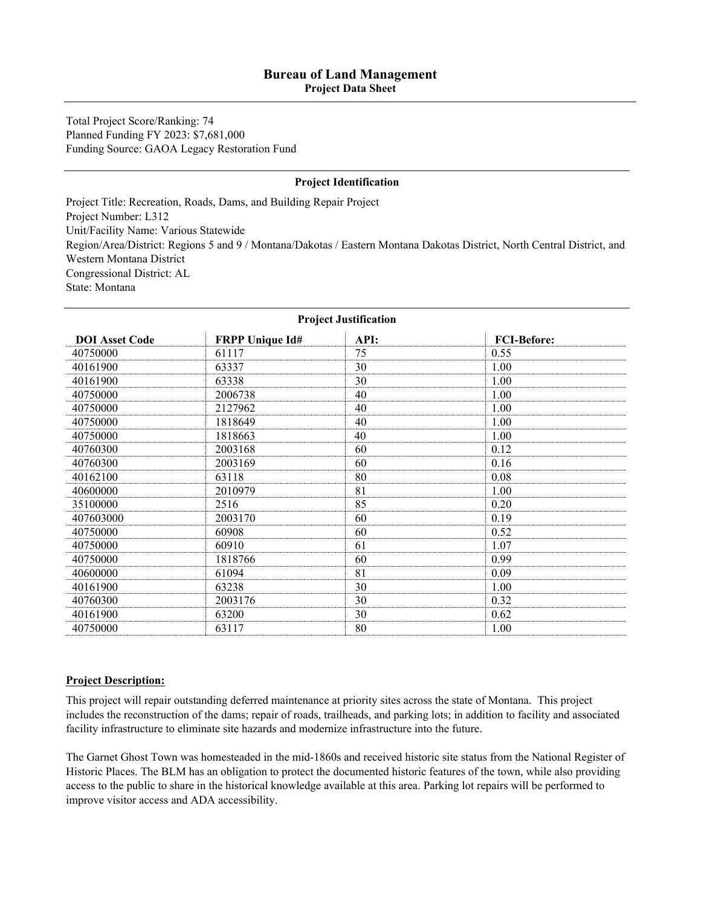# Bureau of Land Management

## Project Data Sheet

Total Project Score/Ranking: 74
Planned Funding FY 2023: $7,681,000
Funding Source: GAOA Legacy Restoration Fund

### Project Identification

Project Title: Recreation, Roads, Dams, and Building Repair Project
Project Number: L312
Unit/Facility Name: Various Statewide
Region/Area/District: Regions 5 and 9 / Montana/Dakotas / Eastern Montana Dakotas District, North Central District, and Western Montana District
Congressional District: AL
State: Montana

### Project Justification

| DOI Asset Code | FRPP Unique Id# | API: | FCI-Before: |
|---|---|---|---|
| 40750000 | 61117 | 75 | 0.55 |
| 40161900 | 63337 | 30 | 1.00 |
| 40161900 | 63338 | 30 | 1.00 |
| 40750000 | 2006738 | 40 | 1.00 |
| 40750000 | 2127962 | 40 | 1.00 |
| 40750000 | 1818649 | 40 | 1.00 |
| 40750000 | 1818663 | 40 | 1.00 |
| 40760300 | 2003168 | 60 | 0.12 |
| 40760300 | 2003169 | 60 | 0.16 |
| 40162100 | 63118 | 80 | 0.08 |
| 40600000 | 2010979 | 81 | 1.00 |
| 35100000 | 2516 | 85 | 0.20 |
| 407603000 | 2003170 | 60 | 0.19 |
| 40750000 | 60908 | 60 | 0.52 |
| 40750000 | 60910 | 61 | 1.07 |
| 40750000 | 1818766 | 60 | 0.99 |
| 40600000 | 61094 | 81 | 0.09 |
| 40161900 | 63238 | 30 | 1.00 |
| 40760300 | 2003176 | 30 | 0.32 |
| 40161900 | 63200 | 30 | 0.62 |
| 40750000 | 63117 | 80 | 1.00 |

**Project Description:**

This project will repair outstanding deferred maintenance at priority sites across the state of Montana. This project includes the reconstruction of the dams; repair of roads, trailheads, and parking lots; in addition to facility and associated facility infrastructure to eliminate site hazards and modernize infrastructure into the future.

The Garnet Ghost Town was homesteaded in the mid-1860s and received historic site status from the National Register of Historic Places. The BLM has an obligation to protect the documented historic features of the town, while also providing access to the public to share in the historical knowledge available at this area. Parking lot repairs will be performed to improve visitor access and ADA accessibility.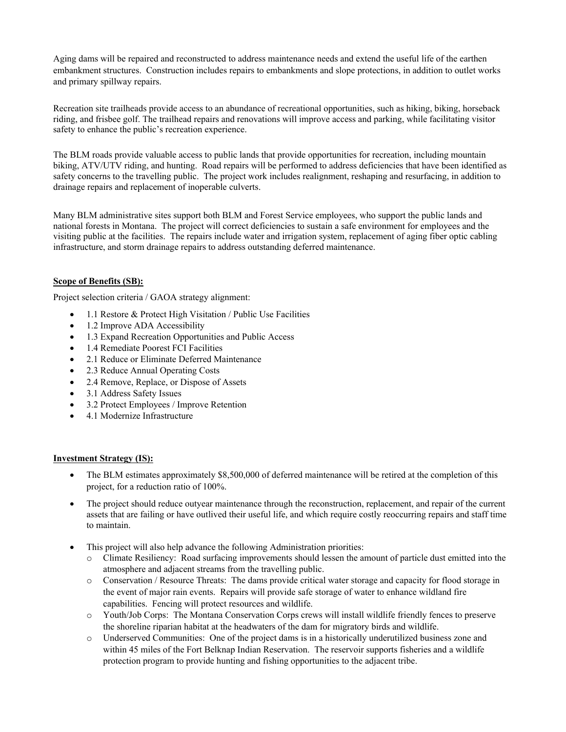Aging dams will be repaired and reconstructed to address maintenance needs and extend the useful life of the earthen embankment structures. Construction includes repairs to embankments and slope protections, in addition to outlet works and primary spillway repairs.

Recreation site trailheads provide access to an abundance of recreational opportunities, such as hiking, biking, horseback riding, and frisbee golf. The trailhead repairs and renovations will improve access and parking, while facilitating visitor safety to enhance the public's recreation experience.

The BLM roads provide valuable access to public lands that provide opportunities for recreation, including mountain biking, ATV/UTV riding, and hunting. Road repairs will be performed to address deficiencies that have been identified as safety concerns to the travelling public. The project work includes realignment, reshaping and resurfacing, in addition to drainage repairs and replacement of inoperable culverts.

Many BLM administrative sites support both BLM and Forest Service employees, who support the public lands and national forests in Montana. The project will correct deficiencies to sustain a safe environment for employees and the visiting public at the facilities. The repairs include water and irrigation system, replacement of aging fiber optic cabling infrastructure, and storm drainage repairs to address outstanding deferred maintenance.

**Scope of Benefits (SB):**

Project selection criteria / GAOA strategy alignment:

- 1.1 Restore & Protect High Visitation / Public Use Facilities
- 1.2 Improve ADA Accessibility
- 1.3 Expand Recreation Opportunities and Public Access
- 1.4 Remediate Poorest FCI Facilities
- 2.1 Reduce or Eliminate Deferred Maintenance
- 2.3 Reduce Annual Operating Costs
- 2.4 Remove, Replace, or Dispose of Assets
- 3.1 Address Safety Issues
- 3.2 Protect Employees / Improve Retention
- 4.1 Modernize Infrastructure

**Investment Strategy (IS):**

- The BLM estimates approximately $8,500,000 of deferred maintenance will be retired at the completion of this project, for a reduction ratio of 100%.
- The project should reduce outyear maintenance through the reconstruction, replacement, and repair of the current assets that are failing or have outlived their useful life, and which require costly reoccurring repairs and staff time to maintain.
- This project will also help advance the following Administration priorities:
  - Climate Resiliency: Road surfacing improvements should lessen the amount of particle dust emitted into the atmosphere and adjacent streams from the travelling public.
  - Conservation / Resource Threats: The dams provide critical water storage and capacity for flood storage in the event of major rain events. Repairs will provide safe storage of water to enhance wildland fire capabilities. Fencing will protect resources and wildlife.
  - Youth/Job Corps: The Montana Conservation Corps crews will install wildlife friendly fences to preserve the shoreline riparian habitat at the headwaters of the dam for migratory birds and wildlife.
  - Underserved Communities: One of the project dams is in a historically underutilized business zone and within 45 miles of the Fort Belknap Indian Reservation. The reservoir supports fisheries and a wildlife protection program to provide hunting and fishing opportunities to the adjacent tribe.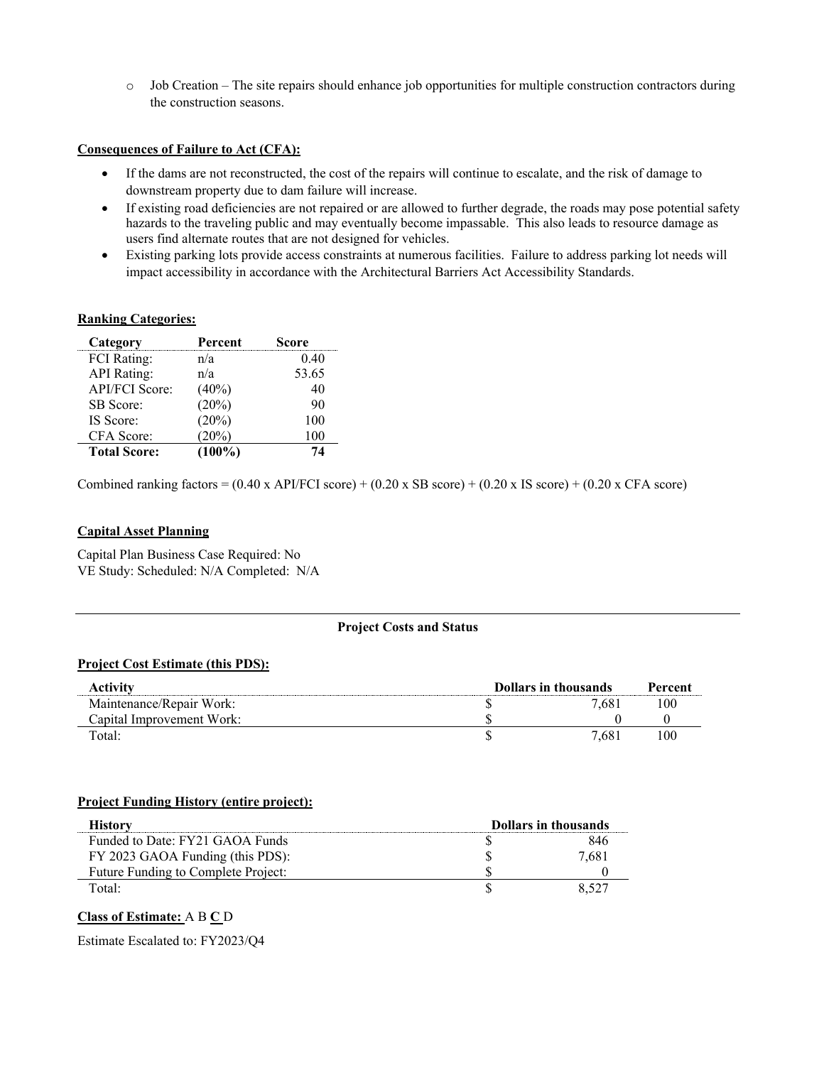- Job Creation – The site repairs should enhance job opportunities for multiple construction contractors during the construction seasons.

**Consequences of Failure to Act (CFA):**

- If the dams are not reconstructed, the cost of the repairs will continue to escalate, and the risk of damage to downstream property due to dam failure will increase.
- If existing road deficiencies are not repaired or are allowed to further degrade, the roads may pose potential safety hazards to the traveling public and may eventually become impassable. This also leads to resource damage as users find alternate routes that are not designed for vehicles.
- Existing parking lots provide access constraints at numerous facilities. Failure to address parking lot needs will impact accessibility in accordance with the Architectural Barriers Act Accessibility Standards.

**Ranking Categories:**

| Category | Percent | Score |
|---|---|---|
| FCI Rating: | n/a | 0.40 |
| API Rating: | n/a | 53.65 |
| API/FCI Score: | (40%) | 40 |
| SB Score: | (20%) | 90 |
| IS Score: | (20%) | 100 |
| CFA Score: | (20%) | 100 |
| **Total Score:** | **(100%)** | **74** |

Combined ranking factors = (0.40 x API/FCI score) + (0.20 x SB score) + (0.20 x IS score) + (0.20 x CFA score)

**Capital Asset Planning**

Capital Plan Business Case Required: No

VE Study: Scheduled: N/A Completed: N/A

---

**Project Costs and Status**

**Project Cost Estimate (this PDS):**

| Activity | Dollars in thousands | Percent |
|---|---|---|
| Maintenance/Repair Work: | $ 7,681 | 100 |
| Capital Improvement Work: | $ 0 | 0 |
| Total: | $ 7,681 | 100 |

**Project Funding History (entire project):**

| History | Dollars in thousands |
|---|---|
| Funded to Date: FY21 GAOA Funds | $ 846 |
| FY 2023 GAOA Funding (this PDS): | $ 7,681 |
| Future Funding to Complete Project: | $ 0 |
| Total: | $ 8,527 |

**Class of Estimate:** A B **C** D

Estimate Escalated to: FY2023/Q4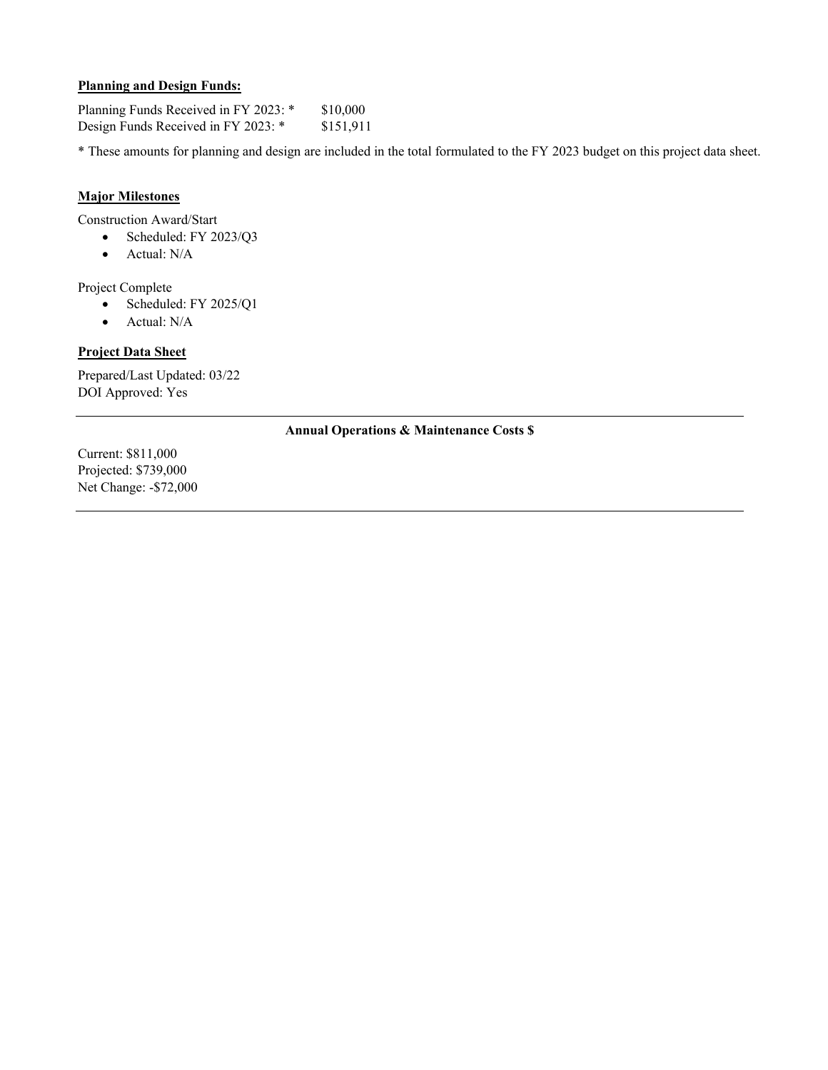**Planning and Design Funds:**

Planning Funds Received in FY 2023: * $10,000
Design Funds Received in FY 2023: * $151,911

* These amounts for planning and design are included in the total formulated to the FY 2023 budget on this project data sheet.

**Major Milestones**

Construction Award/Start

- Scheduled: FY 2023/Q3
- Actual: N/A

Project Complete

- Scheduled: FY 2025/Q1
- Actual: N/A

**Project Data Sheet**

Prepared/Last Updated: 03/22
DOI Approved: Yes

---

**Annual Operations & Maintenance Costs $**

Current: $811,000
Projected: $739,000
Net Change: -$72,000

---